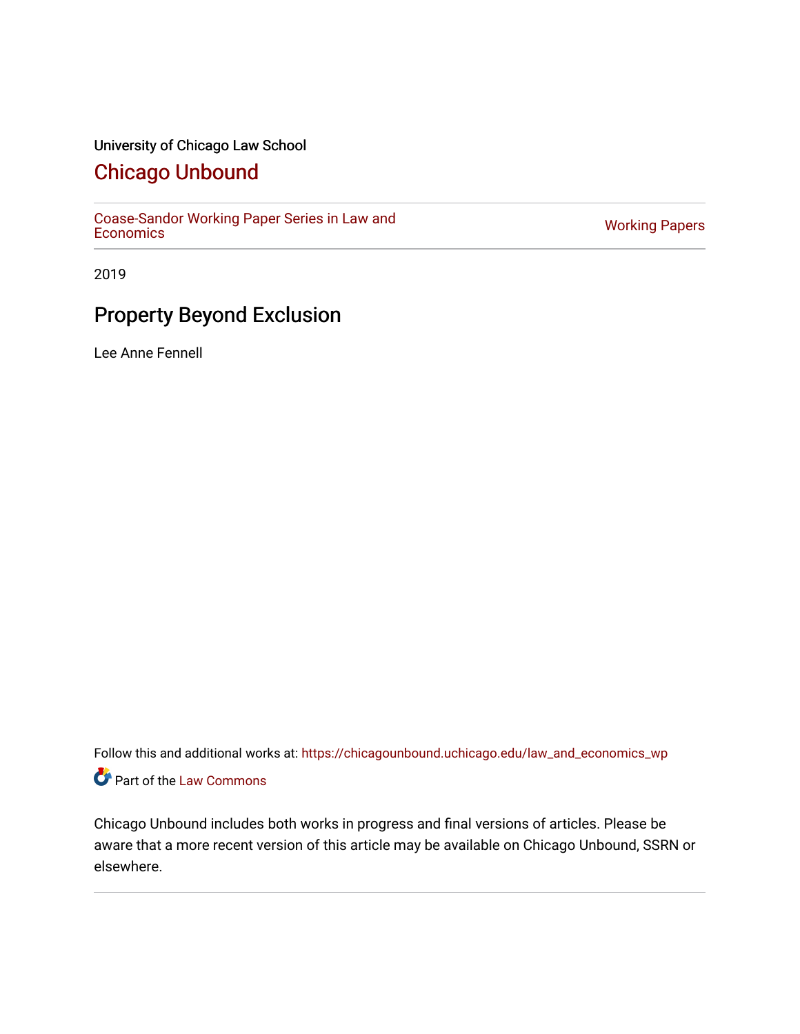University of Chicago Law School

# Chicago Unbound

Coase-Sandor Working Paper Series in Law and Economics | Working Papers

2019

## Property Beyond Exclusion

Lee Anne Fennell

Follow this and additional works at: https://chicagounbound.uchicago.edu/law_and_economics_wp

Part of the Law Commons

Chicago Unbound includes both works in progress and final versions of articles. Please be aware that a more recent version of this article may be available on Chicago Unbound, SSRN or elsewhere.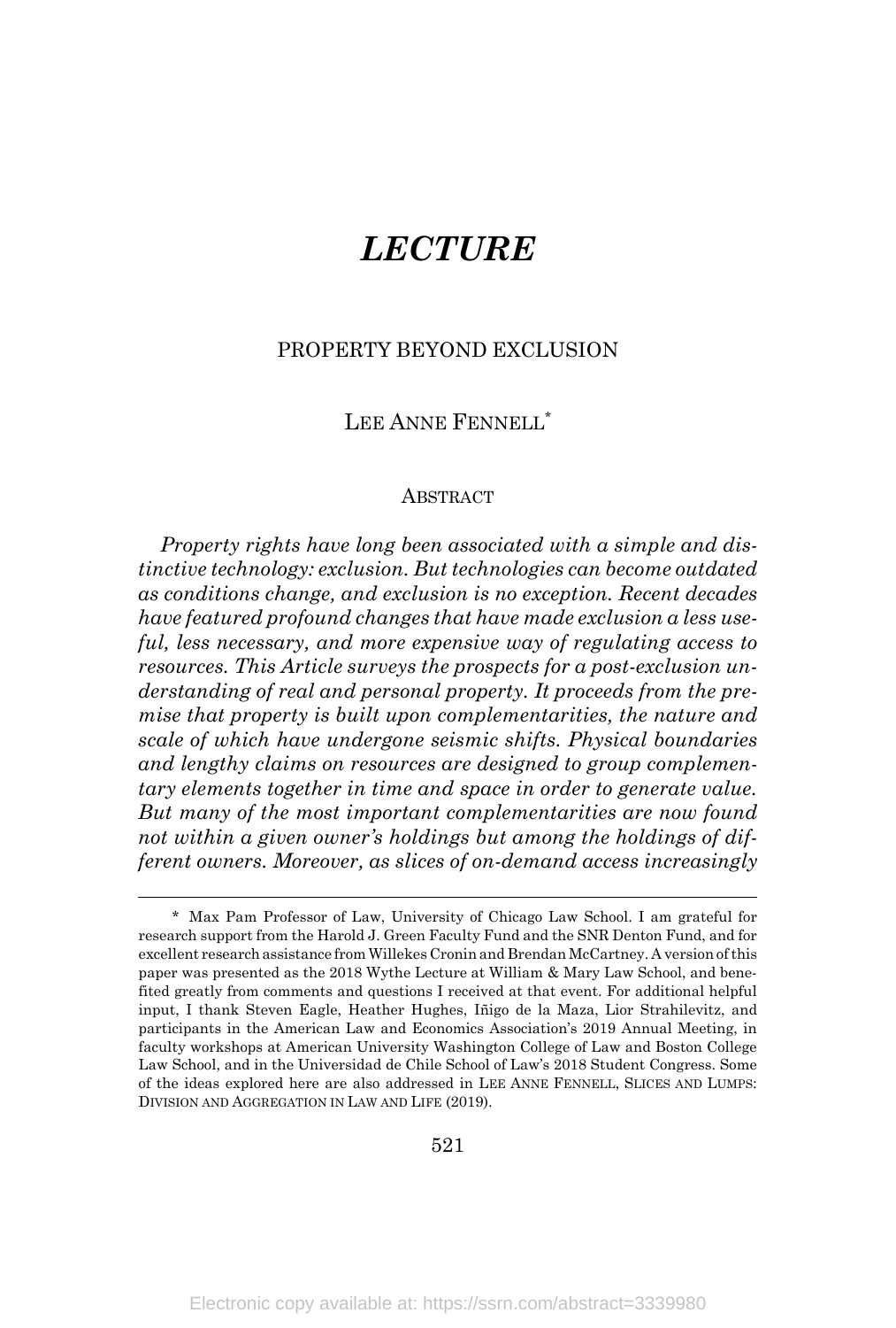# *LECTURE*

PROPERTY BEYOND EXCLUSION

LEE ANNE FENNELL*

ABSTRACT

*Property rights have long been associated with a simple and distinctive technology: exclusion. But technologies can become outdated as conditions change, and exclusion is no exception. Recent decades have featured profound changes that have made exclusion a less useful, less necessary, and more expensive way of regulating access to resources. This Article surveys the prospects for a post-exclusion understanding of real and personal property. It proceeds from the premise that property is built upon complementarities, the nature and scale of which have undergone seismic shifts. Physical boundaries and lengthy claims on resources are designed to group complementary elements together in time and space in order to generate value. But many of the most important complementarities are now found not within a given owner's holdings but among the holdings of different owners. Moreover, as slices of on-demand access increasingly*

---

\* Max Pam Professor of Law, University of Chicago Law School. I am grateful for research support from the Harold J. Green Faculty Fund and the SNR Denton Fund, and for excellent research assistance from Willekes Cronin and Brendan McCartney. A version of this paper was presented as the 2018 Wythe Lecture at William & Mary Law School, and benefited greatly from comments and questions I received at that event. For additional helpful input, I thank Steven Eagle, Heather Hughes, Iñigo de la Maza, Lior Strahilevitz, and participants in the American Law and Economics Association's 2019 Annual Meeting, in faculty workshops at American University Washington College of Law and Boston College Law School, and in the Universidad de Chile School of Law's 2018 Student Congress. Some of the ideas explored here are also addressed in LEE ANNE FENNELL, SLICES AND LUMPS: DIVISION AND AGGREGATION IN LAW AND LIFE (2019).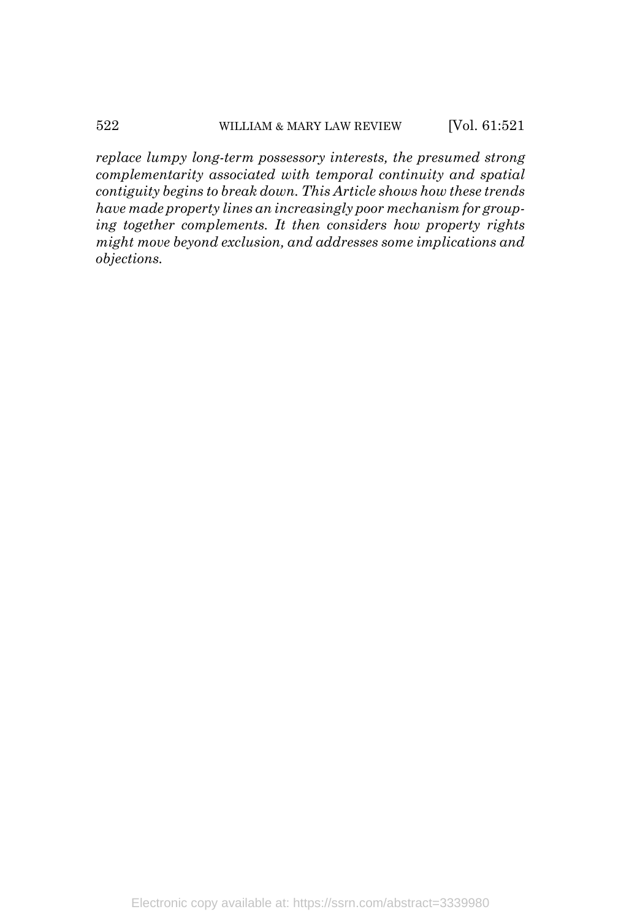*replace lumpy long-term possessory interests, the presumed strong complementarity associated with temporal continuity and spatial contiguity begins to break down. This Article shows how these trends have made property lines an increasingly poor mechanism for grouping together complements. It then considers how property rights might move beyond exclusion, and addresses some implications and objections.*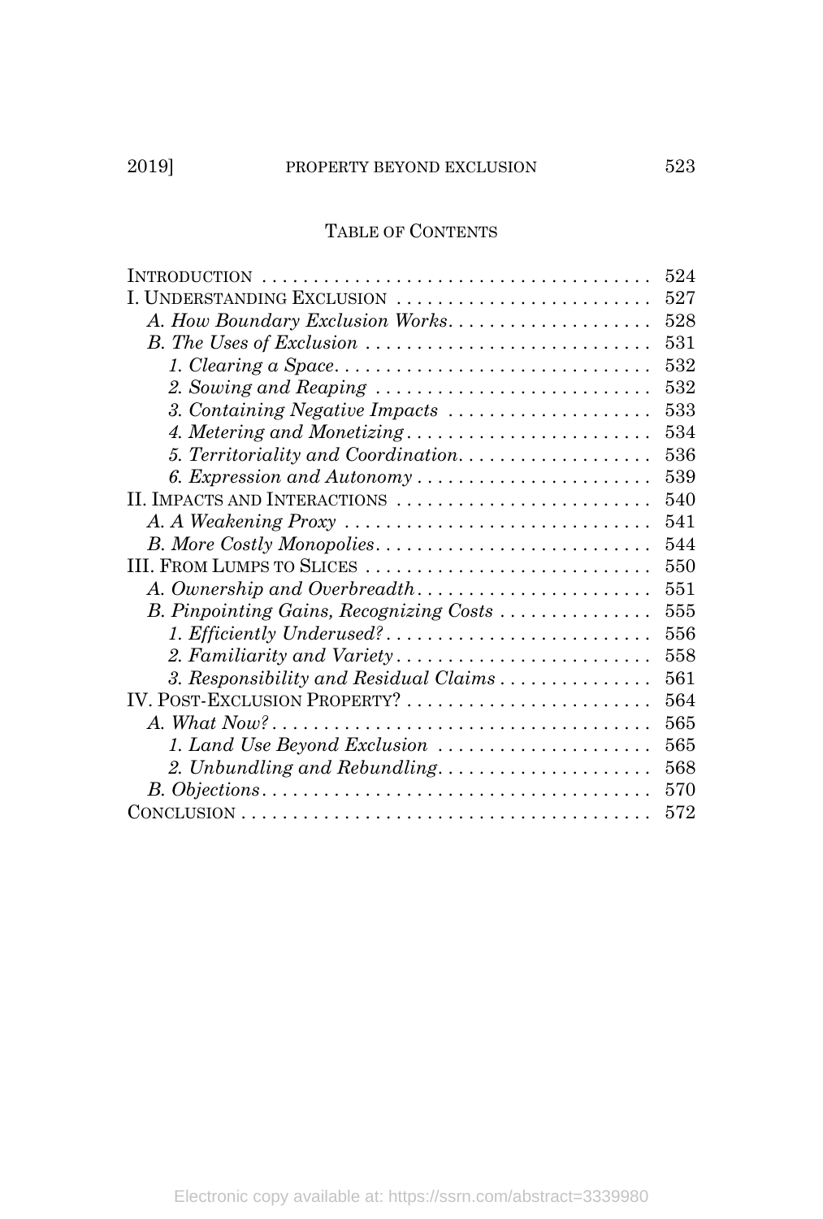## TABLE OF CONTENTS

INTRODUCTION ........................................ 524
I. UNDERSTANDING EXCLUSION ........................ 527
  *A. How Boundary Exclusion Works* .................. 528
  *B. The Uses of Exclusion* ........................... 531
    *1. Clearing a Space* .............................. 532
    *2. Sowing and Reaping* ........................... 532
    *3. Containing Negative Impacts* ................. 533
    *4. Metering and Monetizing* ...................... 534
    *5. Territoriality and Coordination* ............. 536
    *6. Expression and Autonomy* ..................... 539
II. IMPACTS AND INTERACTIONS ........................ 540
  *A. A Weakening Proxy* ............................. 541
  *B. More Costly Monopolies* ......................... 544
III. FROM LUMPS TO SLICES ............................ 550
  *A. Ownership and Overbreadth* ..................... 551
  *B. Pinpointing Gains, Recognizing Costs* ........... 555
    *1. Efficiently Underused?* ........................ 556
    *2. Familiarity and Variety* ....................... 558
    *3. Responsibility and Residual Claims* ............ 561
IV. POST-EXCLUSION PROPERTY? ......................... 564
  *A. What Now?* ....................................... 565
    *1. Land Use Beyond Exclusion* .................... 565
    *2. Unbundling and Rebundling* .................... 568
  *B. Objections* ....................................... 570
CONCLUSION ........................................... 572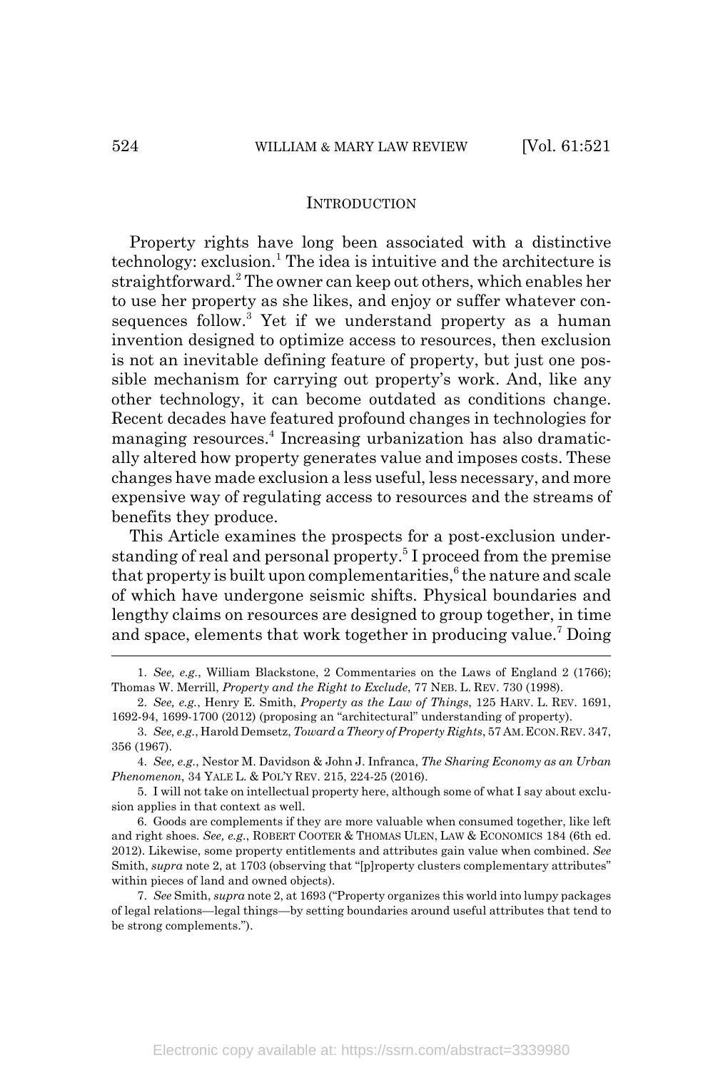## INTRODUCTION

Property rights have long been associated with a distinctive technology: exclusion.[1] The idea is intuitive and the architecture is straightforward.[2] The owner can keep out others, which enables her to use her property as she likes, and enjoy or suffer whatever consequences follow.[3] Yet if we understand property as a human invention designed to optimize access to resources, then exclusion is not an inevitable defining feature of property, but just one possible mechanism for carrying out property's work. And, like any other technology, it can become outdated as conditions change. Recent decades have featured profound changes in technologies for managing resources.[4] Increasing urbanization has also dramatically altered how property generates value and imposes costs. These changes have made exclusion a less useful, less necessary, and more expensive way of regulating access to resources and the streams of benefits they produce.

This Article examines the prospects for a post-exclusion understanding of real and personal property.[5] I proceed from the premise that property is built upon complementarities,[6] the nature and scale of which have undergone seismic shifts. Physical boundaries and lengthy claims on resources are designed to group together, in time and space, elements that work together in producing value.[7] Doing

---

1. *See, e.g.*, William Blackstone, 2 Commentaries on the Laws of England 2 (1766); Thomas W. Merrill, *Property and the Right to Exclude*, 77 NEB. L. REV. 730 (1998).

2. *See, e.g.*, Henry E. Smith, *Property as the Law of Things*, 125 HARV. L. REV. 1691, 1692-94, 1699-1700 (2012) (proposing an "architectural" understanding of property).

3. *See, e.g.*, Harold Demsetz, *Toward a Theory of Property Rights*, 57 AM. ECON. REV. 347, 356 (1967).

4. *See, e.g.*, Nestor M. Davidson & John J. Infranca, *The Sharing Economy as an Urban Phenomenon*, 34 YALE L. & POL'Y REV. 215, 224-25 (2016).

5. I will not take on intellectual property here, although some of what I say about exclusion applies in that context as well.

6. Goods are complements if they are more valuable when consumed together, like left and right shoes. *See, e.g.*, ROBERT COOTER & THOMAS ULEN, LAW & ECONOMICS 184 (6th ed. 2012). Likewise, some property entitlements and attributes gain value when combined. *See* Smith, *supra* note 2, at 1703 (observing that "[p]roperty clusters complementary attributes" within pieces of land and owned objects).

7. *See* Smith, *supra* note 2, at 1693 ("Property organizes this world into lumpy packages of legal relations—legal things—by setting boundaries around useful attributes that tend to be strong complements.").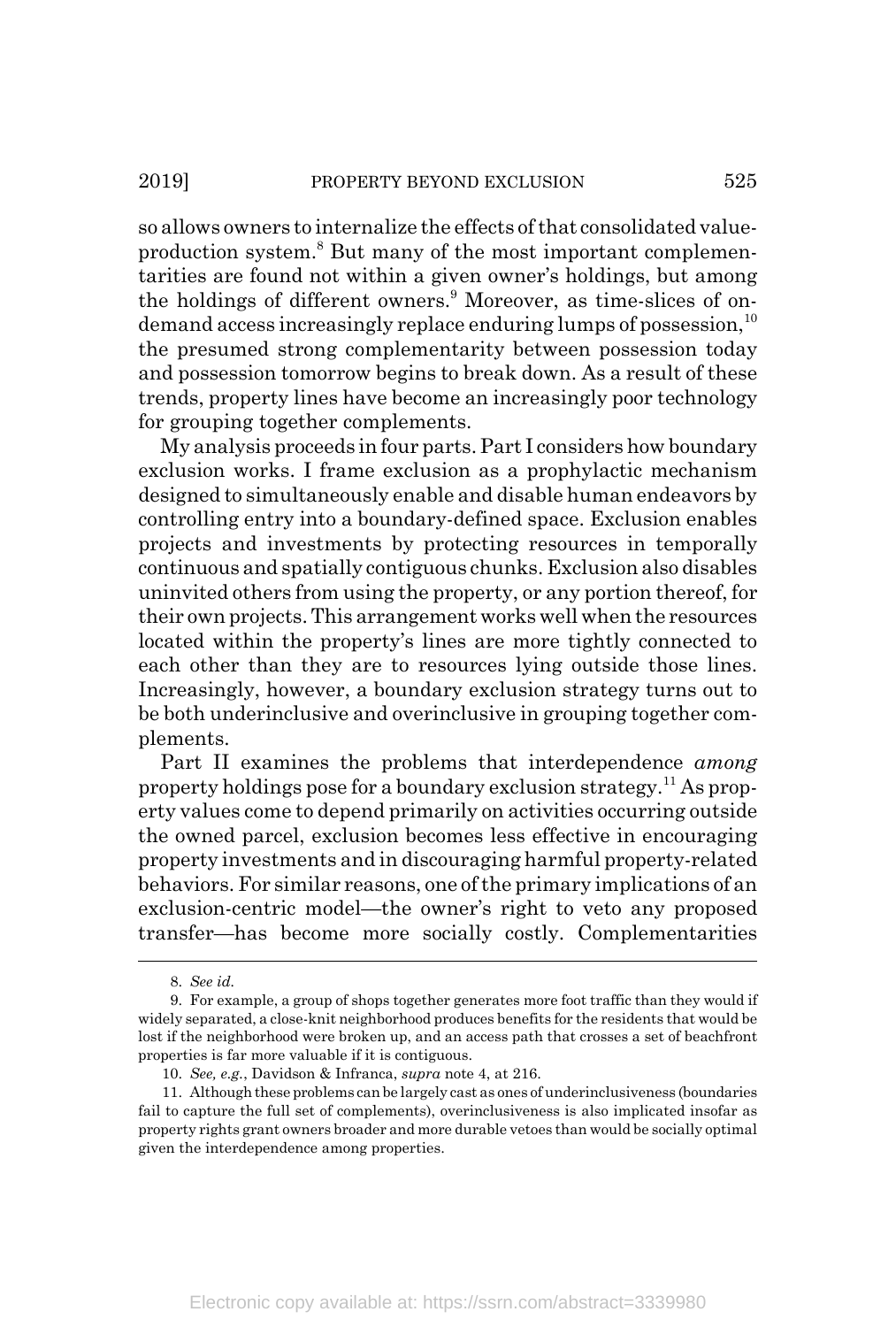so allows owners to internalize the effects of that consolidated value-production system.[8] But many of the most important complementarities are found not within a given owner's holdings, but among the holdings of different owners.[9] Moreover, as time-slices of on-demand access increasingly replace enduring lumps of possession,[10] the presumed strong complementarity between possession today and possession tomorrow begins to break down. As a result of these trends, property lines have become an increasingly poor technology for grouping together complements.

My analysis proceeds in four parts. Part I considers how boundary exclusion works. I frame exclusion as a prophylactic mechanism designed to simultaneously enable and disable human endeavors by controlling entry into a boundary-defined space. Exclusion enables projects and investments by protecting resources in temporally continuous and spatially contiguous chunks. Exclusion also disables uninvited others from using the property, or any portion thereof, for their own projects. This arrangement works well when the resources located within the property's lines are more tightly connected to each other than they are to resources lying outside those lines. Increasingly, however, a boundary exclusion strategy turns out to be both underinclusive and overinclusive in grouping together complements.

Part II examines the problems that interdependence *among* property holdings pose for a boundary exclusion strategy.[11] As property values come to depend primarily on activities occurring outside the owned parcel, exclusion becomes less effective in encouraging property investments and in discouraging harmful property-related behaviors. For similar reasons, one of the primary implications of an exclusion-centric model—the owner's right to veto any proposed transfer—has become more socially costly. Complementarities

---

8. *See id.*

9. For example, a group of shops together generates more foot traffic than they would if widely separated, a close-knit neighborhood produces benefits for the residents that would be lost if the neighborhood were broken up, and an access path that crosses a set of beachfront properties is far more valuable if it is contiguous.

10. *See, e.g.*, Davidson & Infranca, *supra* note 4, at 216.

11. Although these problems can be largely cast as ones of underinclusiveness (boundaries fail to capture the full set of complements), overinclusiveness is also implicated insofar as property rights grant owners broader and more durable vetoes than would be socially optimal given the interdependence among properties.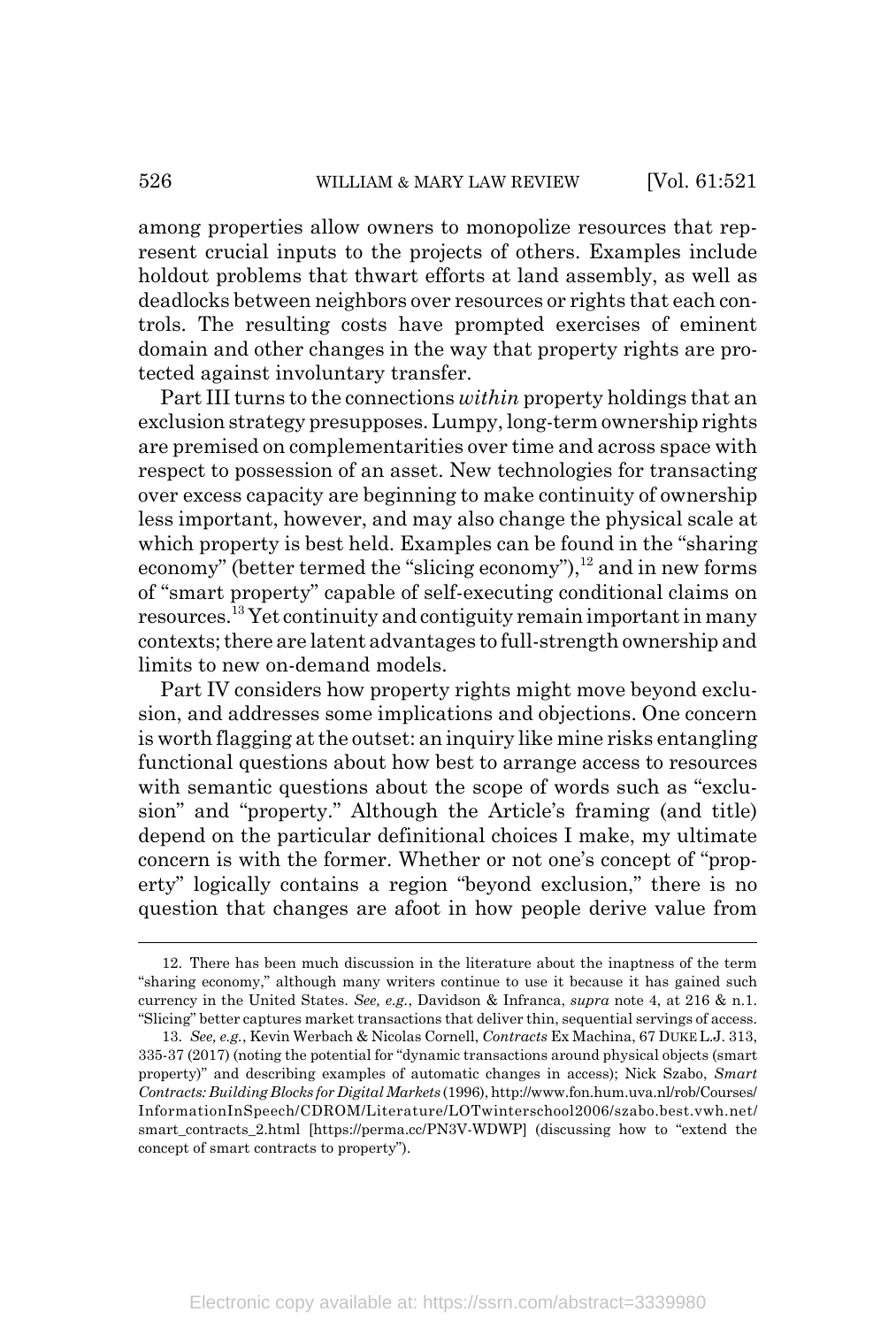among properties allow owners to monopolize resources that represent crucial inputs to the projects of others. Examples include holdout problems that thwart efforts at land assembly, as well as deadlocks between neighbors over resources or rights that each controls. The resulting costs have prompted exercises of eminent domain and other changes in the way that property rights are protected against involuntary transfer.

Part III turns to the connections *within* property holdings that an exclusion strategy presupposes. Lumpy, long-term ownership rights are premised on complementarities over time and across space with respect to possession of an asset. New technologies for transacting over excess capacity are beginning to make continuity of ownership less important, however, and may also change the physical scale at which property is best held. Examples can be found in the "sharing economy" (better termed the "slicing economy"),[12] and in new forms of "smart property" capable of self-executing conditional claims on resources.[13] Yet continuity and contiguity remain important in many contexts; there are latent advantages to full-strength ownership and limits to new on-demand models.

Part IV considers how property rights might move beyond exclusion, and addresses some implications and objections. One concern is worth flagging at the outset: an inquiry like mine risks entangling functional questions about how best to arrange access to resources with semantic questions about the scope of words such as "exclusion" and "property." Although the Article's framing (and title) depend on the particular definitional choices I make, my ultimate concern is with the former. Whether or not one's concept of "property" logically contains a region "beyond exclusion," there is no question that changes are afoot in how people derive value from

---

12. There has been much discussion in the literature about the inaptness of the term "sharing economy," although many writers continue to use it because it has gained such currency in the United States. *See, e.g.*, Davidson & Infranca, *supra* note 4, at 216 & n.1. "Slicing" better captures market transactions that deliver thin, sequential servings of access.

13. *See, e.g.*, Kevin Werbach & Nicolas Cornell, *Contracts* Ex Machina, 67 DUKE L.J. 313, 335-37 (2017) (noting the potential for "dynamic transactions around physical objects (smart property)" and describing examples of automatic changes in access); Nick Szabo, *Smart Contracts: Building Blocks for Digital Markets* (1996), http://www.fon.hum.uva.nl/rob/Courses/InformationInSpeech/CDROM/Literature/LOTwinterschool2006/szabo.best.vwh.net/smart_contracts_2.html [https://perma.cc/PN3V-WDWP] (discussing how to "extend the concept of smart contracts to property").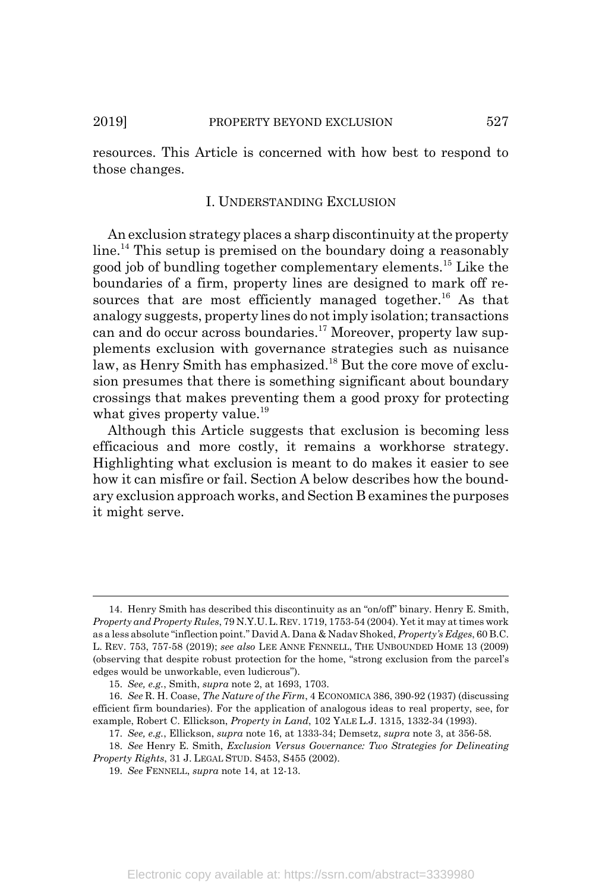resources. This Article is concerned with how best to respond to those changes.

## I. UNDERSTANDING EXCLUSION

An exclusion strategy places a sharp discontinuity at the property line.[14] This setup is premised on the boundary doing a reasonably good job of bundling together complementary elements.[15] Like the boundaries of a firm, property lines are designed to mark off resources that are most efficiently managed together.[16] As that analogy suggests, property lines do not imply isolation; transactions can and do occur across boundaries.[17] Moreover, property law supplements exclusion with governance strategies such as nuisance law, as Henry Smith has emphasized.[18] But the core move of exclusion presumes that there is something significant about boundary crossings that makes preventing them a good proxy for protecting what gives property value.[19]

Although this Article suggests that exclusion is becoming less efficacious and more costly, it remains a workhorse strategy. Highlighting what exclusion is meant to do makes it easier to see how it can misfire or fail. Section A below describes how the boundary exclusion approach works, and Section B examines the purposes it might serve.

---

14. Henry Smith has described this discontinuity as an "on/off" binary. Henry E. Smith, *Property and Property Rules*, 79 N.Y.U. L. REV. 1719, 1753-54 (2004). Yet it may at times work as a less absolute "inflection point." David A. Dana & Nadav Shoked, *Property's Edges*, 60 B.C. L. REV. 753, 757-58 (2019); *see also* LEE ANNE FENNELL, THE UNBOUNDED HOME 13 (2009) (observing that despite robust protection for the home, "strong exclusion from the parcel's edges would be unworkable, even ludicrous").

15. *See, e.g.*, Smith, *supra* note 2, at 1693, 1703.

16. *See* R. H. Coase, *The Nature of the Firm*, 4 ECONOMICA 386, 390-92 (1937) (discussing efficient firm boundaries). For the application of analogous ideas to real property, see, for example, Robert C. Ellickson, *Property in Land*, 102 YALE L.J. 1315, 1332-34 (1993).

17. *See, e.g.*, Ellickson, *supra* note 16, at 1333-34; Demsetz, *supra* note 3, at 356-58.

18. *See* Henry E. Smith, *Exclusion Versus Governance: Two Strategies for Delineating Property Rights*, 31 J. LEGAL STUD. S453, S455 (2002).

19. *See* FENNELL, *supra* note 14, at 12-13.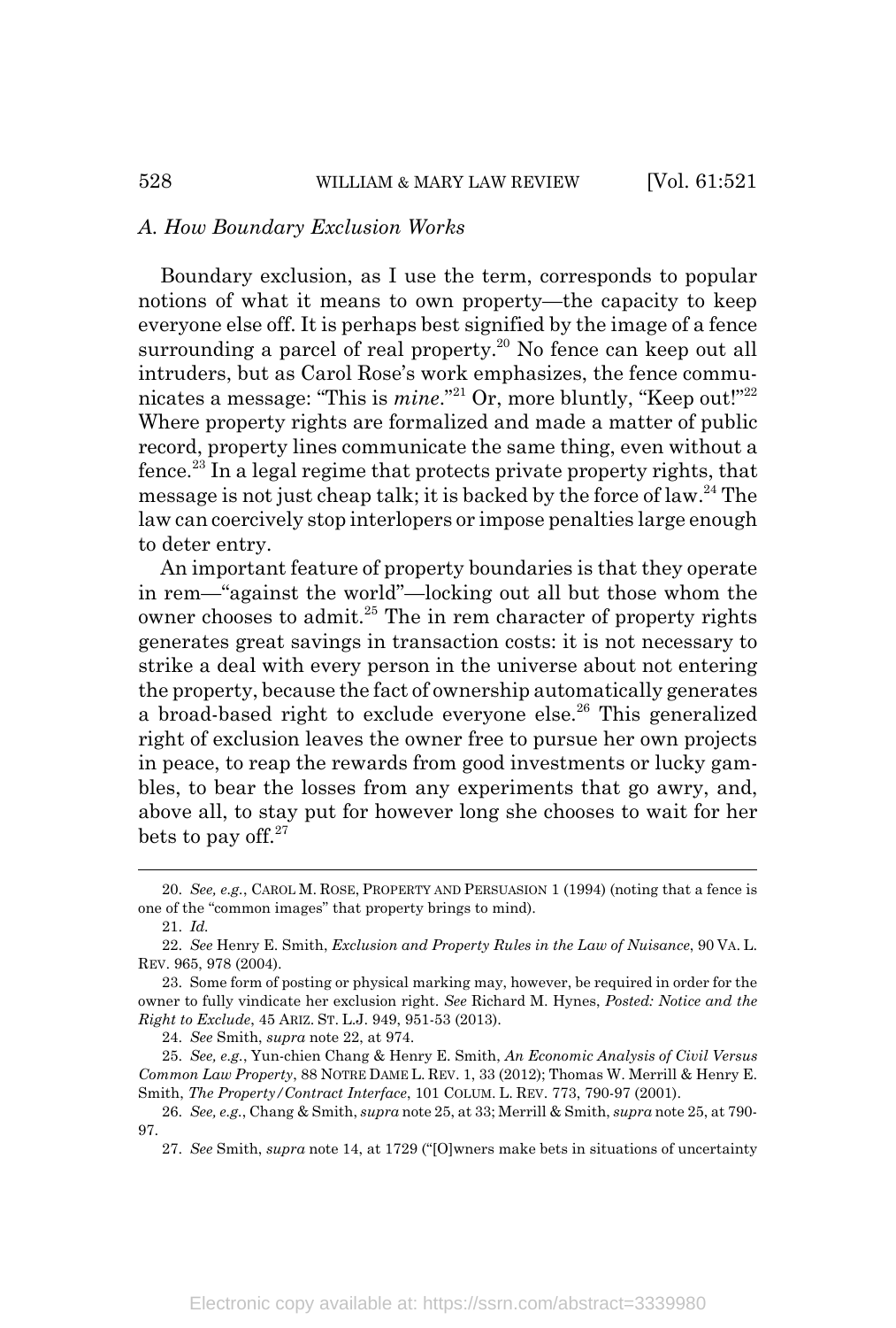### *A. How Boundary Exclusion Works*

Boundary exclusion, as I use the term, corresponds to popular notions of what it means to own property—the capacity to keep everyone else off. It is perhaps best signified by the image of a fence surrounding a parcel of real property.[20] No fence can keep out all intruders, but as Carol Rose's work emphasizes, the fence communicates a message: "This is *mine*."[21] Or, more bluntly, "Keep out!"[22] Where property rights are formalized and made a matter of public record, property lines communicate the same thing, even without a fence.[23] In a legal regime that protects private property rights, that message is not just cheap talk; it is backed by the force of law.[24] The law can coercively stop interlopers or impose penalties large enough to deter entry.

An important feature of property boundaries is that they operate in rem—"against the world"—locking out all but those whom the owner chooses to admit.[25] The in rem character of property rights generates great savings in transaction costs: it is not necessary to strike a deal with every person in the universe about not entering the property, because the fact of ownership automatically generates a broad-based right to exclude everyone else.[26] This generalized right of exclusion leaves the owner free to pursue her own projects in peace, to reap the rewards from good investments or lucky gambles, to bear the losses from any experiments that go awry, and, above all, to stay put for however long she chooses to wait for her bets to pay off.[27]

---

20. *See, e.g.*, CAROL M. ROSE, PROPERTY AND PERSUASION 1 (1994) (noting that a fence is one of the "common images" that property brings to mind).

21. *Id.*

22. *See* Henry E. Smith, *Exclusion and Property Rules in the Law of Nuisance*, 90 VA. L. REV. 965, 978 (2004).

23. Some form of posting or physical marking may, however, be required in order for the owner to fully vindicate her exclusion right. *See* Richard M. Hynes, *Posted: Notice and the Right to Exclude*, 45 ARIZ. ST. L.J. 949, 951-53 (2013).

24. *See* Smith, *supra* note 22, at 974.

25. *See, e.g.*, Yun-chien Chang & Henry E. Smith, *An Economic Analysis of Civil Versus Common Law Property*, 88 NOTRE DAME L. REV. 1, 33 (2012); Thomas W. Merrill & Henry E. Smith, *The Property/Contract Interface*, 101 COLUM. L. REV. 773, 790-97 (2001).

26. *See, e.g.*, Chang & Smith, *supra* note 25, at 33; Merrill & Smith, *supra* note 25, at 790-97.

27. *See* Smith, *supra* note 14, at 1729 ("[O]wners make bets in situations of uncertainty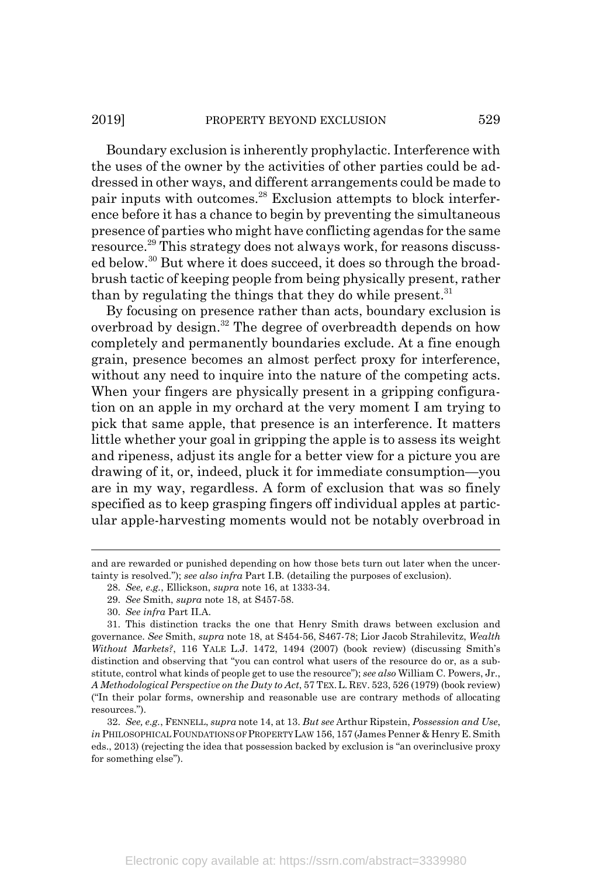Boundary exclusion is inherently prophylactic. Interference with the uses of the owner by the activities of other parties could be addressed in other ways, and different arrangements could be made to pair inputs with outcomes.[28] Exclusion attempts to block interference before it has a chance to begin by preventing the simultaneous presence of parties who might have conflicting agendas for the same resource.[29] This strategy does not always work, for reasons discussed below.[30] But where it does succeed, it does so through the broad-brush tactic of keeping people from being physically present, rather than by regulating the things that they do while present.[31]

By focusing on presence rather than acts, boundary exclusion is overbroad by design.[32] The degree of overbreadth depends on how completely and permanently boundaries exclude. At a fine enough grain, presence becomes an almost perfect proxy for interference, without any need to inquire into the nature of the competing acts. When your fingers are physically present in a gripping configuration on an apple in my orchard at the very moment I am trying to pick that same apple, that presence is an interference. It matters little whether your goal in gripping the apple is to assess its weight and ripeness, adjust its angle for a better view for a picture you are drawing of it, or, indeed, pluck it for immediate consumption—you are in my way, regardless. A form of exclusion that was so finely specified as to keep grasping fingers off individual apples at particular apple-harvesting moments would not be notably overbroad in

---

and are rewarded or punished depending on how those bets turn out later when the uncertainty is resolved."); *see also infra* Part I.B. (detailing the purposes of exclusion).

28. *See, e.g.*, Ellickson, *supra* note 16, at 1333-34.

29. *See* Smith, *supra* note 18, at S457-58.

30. *See infra* Part II.A.

31. This distinction tracks the one that Henry Smith draws between exclusion and governance. *See* Smith, *supra* note 18, at S454-56, S467-78; Lior Jacob Strahilevitz, *Wealth Without Markets?*, 116 YALE L.J. 1472, 1494 (2007) (book review) (discussing Smith's distinction and observing that "you can control what users of the resource do or, as a substitute, control what kinds of people get to use the resource"); *see also* William C. Powers, Jr., *A Methodological Perspective on the Duty to Act*, 57 TEX. L. REV. 523, 526 (1979) (book review) ("In their polar forms, ownership and reasonable use are contrary methods of allocating resources.").

32. *See, e.g.*, FENNELL, *supra* note 14, at 13. *But see* Arthur Ripstein, *Possession and Use*, *in* PHILOSOPHICAL FOUNDATIONS OF PROPERTY LAW 156, 157 (James Penner & Henry E. Smith eds., 2013) (rejecting the idea that possession backed by exclusion is "an overinclusive proxy for something else").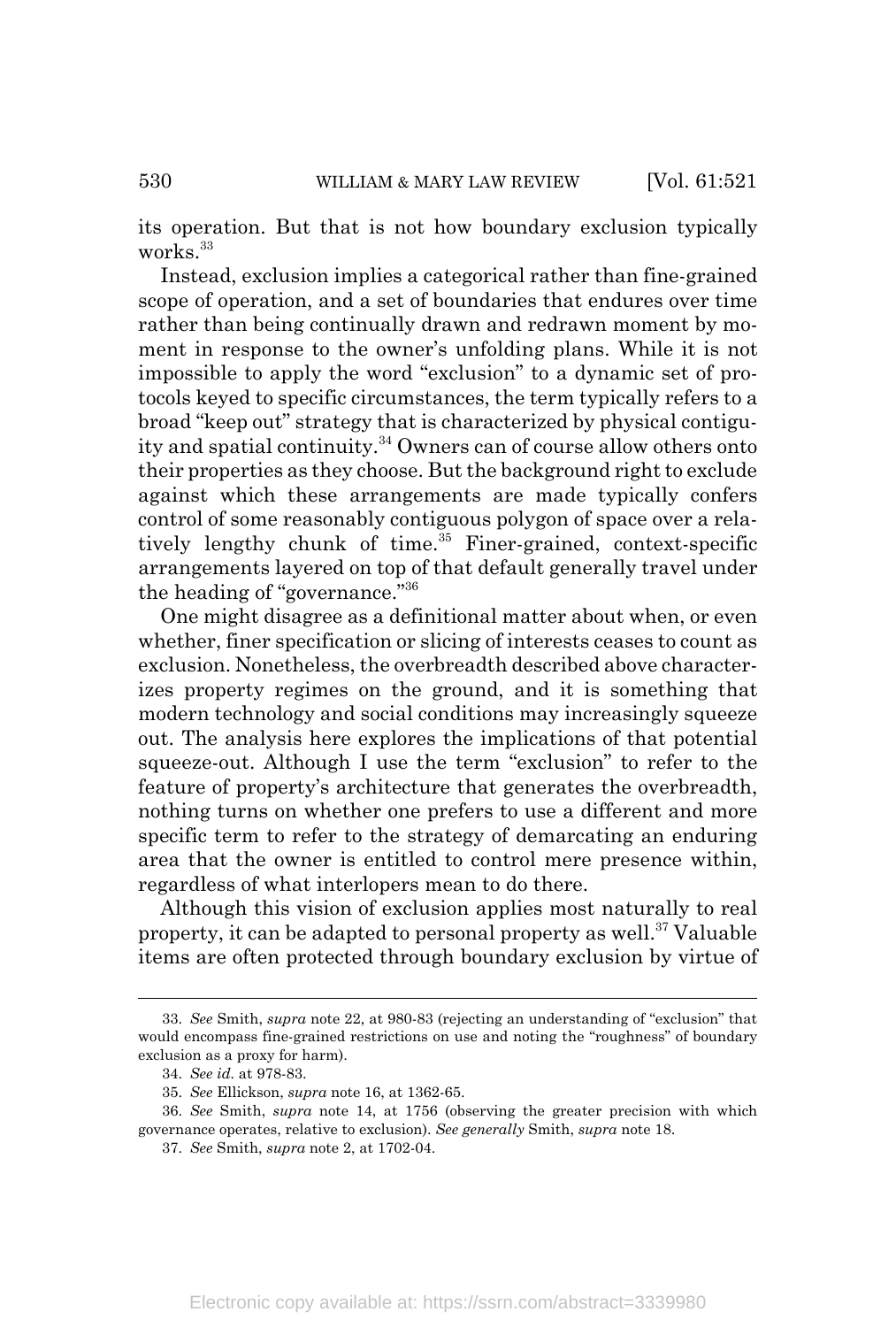its operation. But that is not how boundary exclusion typically works.[33]

Instead, exclusion implies a categorical rather than fine-grained scope of operation, and a set of boundaries that endures over time rather than being continually drawn and redrawn moment by moment in response to the owner's unfolding plans. While it is not impossible to apply the word "exclusion" to a dynamic set of protocols keyed to specific circumstances, the term typically refers to a broad "keep out" strategy that is characterized by physical contiguity and spatial continuity.[34] Owners can of course allow others onto their properties as they choose. But the background right to exclude against which these arrangements are made typically confers control of some reasonably contiguous polygon of space over a relatively lengthy chunk of time.[35] Finer-grained, context-specific arrangements layered on top of that default generally travel under the heading of "governance."[36]

One might disagree as a definitional matter about when, or even whether, finer specification or slicing of interests ceases to count as exclusion. Nonetheless, the overbreadth described above characterizes property regimes on the ground, and it is something that modern technology and social conditions may increasingly squeeze out. The analysis here explores the implications of that potential squeeze-out. Although I use the term "exclusion" to refer to the feature of property's architecture that generates the overbreadth, nothing turns on whether one prefers to use a different and more specific term to refer to the strategy of demarcating an enduring area that the owner is entitled to control mere presence within, regardless of what interlopers mean to do there.

Although this vision of exclusion applies most naturally to real property, it can be adapted to personal property as well.[37] Valuable items are often protected through boundary exclusion by virtue of

---

33. *See* Smith, *supra* note 22, at 980-83 (rejecting an understanding of "exclusion" that would encompass fine-grained restrictions on use and noting the "roughness" of boundary exclusion as a proxy for harm).

34. *See id.* at 978-83.

35. *See* Ellickson, *supra* note 16, at 1362-65.

36. *See* Smith, *supra* note 14, at 1756 (observing the greater precision with which governance operates, relative to exclusion). *See generally* Smith, *supra* note 18.

37. *See* Smith, *supra* note 2, at 1702-04.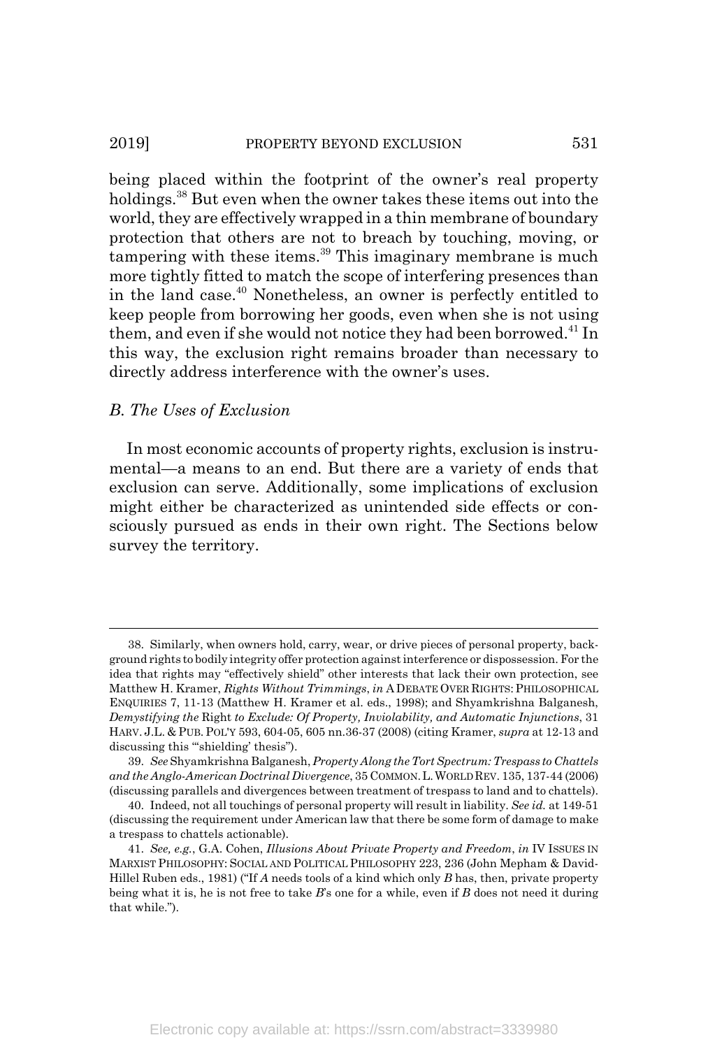being placed within the footprint of the owner's real property holdings.[38] But even when the owner takes these items out into the world, they are effectively wrapped in a thin membrane of boundary protection that others are not to breach by touching, moving, or tampering with these items.[39] This imaginary membrane is much more tightly fitted to match the scope of interfering presences than in the land case.[40] Nonetheless, an owner is perfectly entitled to keep people from borrowing her goods, even when she is not using them, and even if she would not notice they had been borrowed.[41] In this way, the exclusion right remains broader than necessary to directly address interference with the owner's uses.

### *B. The Uses of Exclusion*

In most economic accounts of property rights, exclusion is instrumental—a means to an end. But there are a variety of ends that exclusion can serve. Additionally, some implications of exclusion might either be characterized as unintended side effects or consciously pursued as ends in their own right. The Sections below survey the territory.

---

38. Similarly, when owners hold, carry, wear, or drive pieces of personal property, background rights to bodily integrity offer protection against interference or dispossession. For the idea that rights may "effectively shield" other interests that lack their own protection, see Matthew H. Kramer, *Rights Without Trimmings*, *in* A DEBATE OVER RIGHTS: PHILOSOPHICAL ENQUIRIES 7, 11-13 (Matthew H. Kramer et al. eds., 1998); and Shyamkrishna Balganesh, *Demystifying the* Right *to Exclude: Of Property, Inviolability, and Automatic Injunctions*, 31 HARV. J.L. & PUB. POL'Y 593, 604-05, 605 nn.36-37 (2008) (citing Kramer, *supra* at 12-13 and discussing this "'shielding' thesis").

39. *See* Shyamkrishna Balganesh, *Property Along the Tort Spectrum: Trespass to Chattels and the Anglo-American Doctrinal Divergence*, 35 COMMON. L. WORLD REV. 135, 137-44 (2006) (discussing parallels and divergences between treatment of trespass to land and to chattels).

40. Indeed, not all touchings of personal property will result in liability. *See id.* at 149-51 (discussing the requirement under American law that there be some form of damage to make a trespass to chattels actionable).

41. *See, e.g.*, G.A. Cohen, *Illusions About Private Property and Freedom*, *in* IV ISSUES IN MARXIST PHILOSOPHY: SOCIAL AND POLITICAL PHILOSOPHY 223, 236 (John Mepham & David-Hillel Ruben eds., 1981) ("If *A* needs tools of a kind which only *B* has, then, private property being what it is, he is not free to take *B*'s one for a while, even if *B* does not need it during that while.").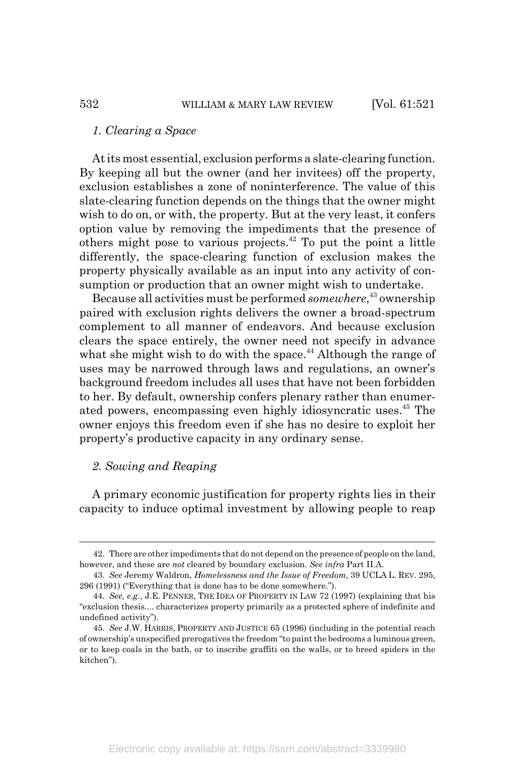### *1. Clearing a Space*

At its most essential, exclusion performs a slate-clearing function. By keeping all but the owner (and her invitees) off the property, exclusion establishes a zone of noninterference. The value of this slate-clearing function depends on the things that the owner might wish to do on, or with, the property. But at the very least, it confers option value by removing the impediments that the presence of others might pose to various projects.[42] To put the point a little differently, the space-clearing function of exclusion makes the property physically available as an input into any activity of consumption or production that an owner might wish to undertake.

Because all activities must be performed *somewhere*,[43] ownership paired with exclusion rights delivers the owner a broad-spectrum complement to all manner of endeavors. And because exclusion clears the space entirely, the owner need not specify in advance what she might wish to do with the space.[44] Although the range of uses may be narrowed through laws and regulations, an owner's background freedom includes all uses that have not been forbidden to her. By default, ownership confers plenary rather than enumerated powers, encompassing even highly idiosyncratic uses.[45] The owner enjoys this freedom even if she has no desire to exploit her property's productive capacity in any ordinary sense.

### *2. Sowing and Reaping*

A primary economic justification for property rights lies in their capacity to induce optimal investment by allowing people to reap

---

42. There are other impediments that do not depend on the presence of people on the land, however, and these are *not* cleared by boundary exclusion. *See infra* Part II.A.

43. *See* Jeremy Waldron, *Homelessness and the Issue of Freedom*, 39 UCLA L. REV. 295, 296 (1991) ("Everything that is done has to be done somewhere.").

44. *See, e.g.*, J.E. PENNER, THE IDEA OF PROPERTY IN LAW 72 (1997) (explaining that his "exclusion thesis.... characterizes property primarily as a protected sphere of indefinite and undefined activity").

45. *See* J.W. HARRIS, PROPERTY AND JUSTICE 65 (1996) (including in the potential reach of ownership's unspecified prerogatives the freedom "to paint the bedrooms a luminous green, or to keep coals in the bath, or to inscribe graffiti on the walls, or to breed spiders in the kitchen").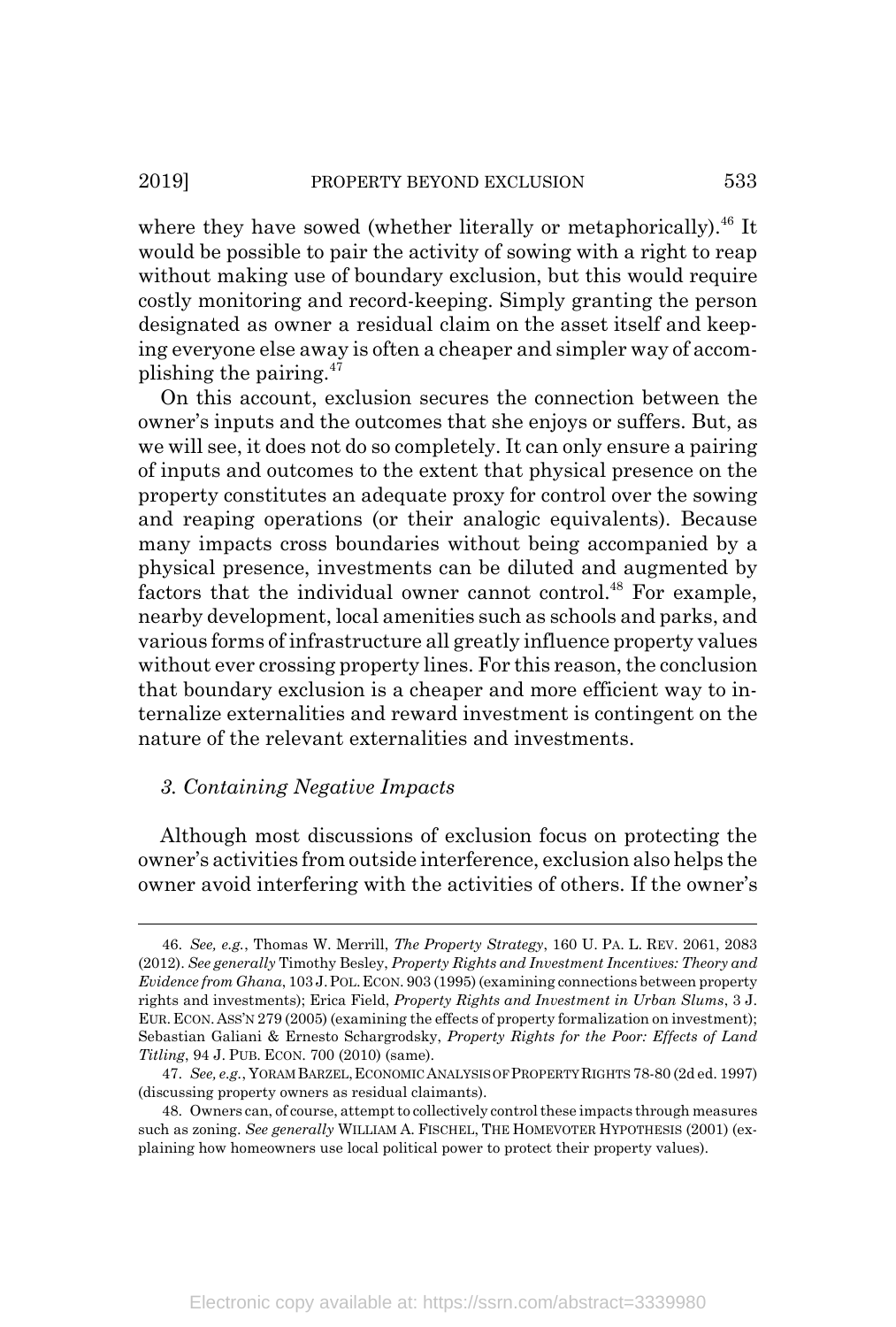where they have sowed (whether literally or metaphorically).[46] It would be possible to pair the activity of sowing with a right to reap without making use of boundary exclusion, but this would require costly monitoring and record-keeping. Simply granting the person designated as owner a residual claim on the asset itself and keeping everyone else away is often a cheaper and simpler way of accomplishing the pairing.[47]

On this account, exclusion secures the connection between the owner's inputs and the outcomes that she enjoys or suffers. But, as we will see, it does not do so completely. It can only ensure a pairing of inputs and outcomes to the extent that physical presence on the property constitutes an adequate proxy for control over the sowing and reaping operations (or their analogic equivalents). Because many impacts cross boundaries without being accompanied by a physical presence, investments can be diluted and augmented by factors that the individual owner cannot control.[48] For example, nearby development, local amenities such as schools and parks, and various forms of infrastructure all greatly influence property values without ever crossing property lines. For this reason, the conclusion that boundary exclusion is a cheaper and more efficient way to internalize externalities and reward investment is contingent on the nature of the relevant externalities and investments.

### *3. Containing Negative Impacts*

Although most discussions of exclusion focus on protecting the owner's activities from outside interference, exclusion also helps the owner avoid interfering with the activities of others. If the owner's

---

46. *See, e.g.*, Thomas W. Merrill, *The Property Strategy*, 160 U. PA. L. REV. 2061, 2083 (2012). *See generally* Timothy Besley, *Property Rights and Investment Incentives: Theory and Evidence from Ghana*, 103 J. POL. ECON. 903 (1995) (examining connections between property rights and investments); Erica Field, *Property Rights and Investment in Urban Slums*, 3 J. EUR. ECON. ASS'N 279 (2005) (examining the effects of property formalization on investment); Sebastian Galiani & Ernesto Schargrodsky, *Property Rights for the Poor: Effects of Land Titling*, 94 J. PUB. ECON. 700 (2010) (same).

47. *See, e.g.*, YORAM BARZEL, ECONOMIC ANALYSIS OF PROPERTY RIGHTS 78-80 (2d ed. 1997) (discussing property owners as residual claimants).

48. Owners can, of course, attempt to collectively control these impacts through measures such as zoning. *See generally* WILLIAM A. FISCHEL, THE HOMEVOTER HYPOTHESIS (2001) (explaining how homeowners use local political power to protect their property values).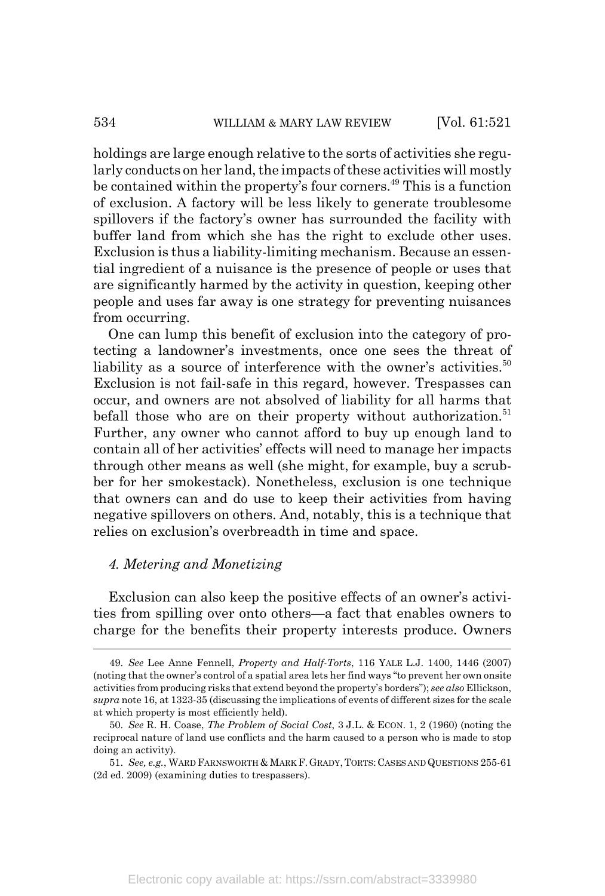holdings are large enough relative to the sorts of activities she regularly conducts on her land, the impacts of these activities will mostly be contained within the property's four corners.[49] This is a function of exclusion. A factory will be less likely to generate troublesome spillovers if the factory's owner has surrounded the facility with buffer land from which she has the right to exclude other uses. Exclusion is thus a liability-limiting mechanism. Because an essential ingredient of a nuisance is the presence of people or uses that are significantly harmed by the activity in question, keeping other people and uses far away is one strategy for preventing nuisances from occurring.

One can lump this benefit of exclusion into the category of protecting a landowner's investments, once one sees the threat of liability as a source of interference with the owner's activities.[50] Exclusion is not fail-safe in this regard, however. Trespasses can occur, and owners are not absolved of liability for all harms that befall those who are on their property without authorization.[51] Further, any owner who cannot afford to buy up enough land to contain all of her activities' effects will need to manage her impacts through other means as well (she might, for example, buy a scrubber for her smokestack). Nonetheless, exclusion is one technique that owners can and do use to keep their activities from having negative spillovers on others. And, notably, this is a technique that relies on exclusion's overbreadth in time and space.

#### *4. Metering and Monetizing*

Exclusion can also keep the positive effects of an owner's activities from spilling over onto others—a fact that enables owners to charge for the benefits their property interests produce. Owners

---

49. *See* Lee Anne Fennell, *Property and Half-Torts*, 116 YALE L.J. 1400, 1446 (2007) (noting that the owner's control of a spatial area lets her find ways "to prevent her own onsite activities from producing risks that extend beyond the property's borders"); *see also* Ellickson, *supra* note 16, at 1323-35 (discussing the implications of events of different sizes for the scale at which property is most efficiently held).

50. *See* R. H. Coase, *The Problem of Social Cost*, 3 J.L. & ECON. 1, 2 (1960) (noting the reciprocal nature of land use conflicts and the harm caused to a person who is made to stop doing an activity).

51. *See, e.g.*, WARD FARNSWORTH & MARK F. GRADY, TORTS: CASES AND QUESTIONS 255-61 (2d ed. 2009) (examining duties to trespassers).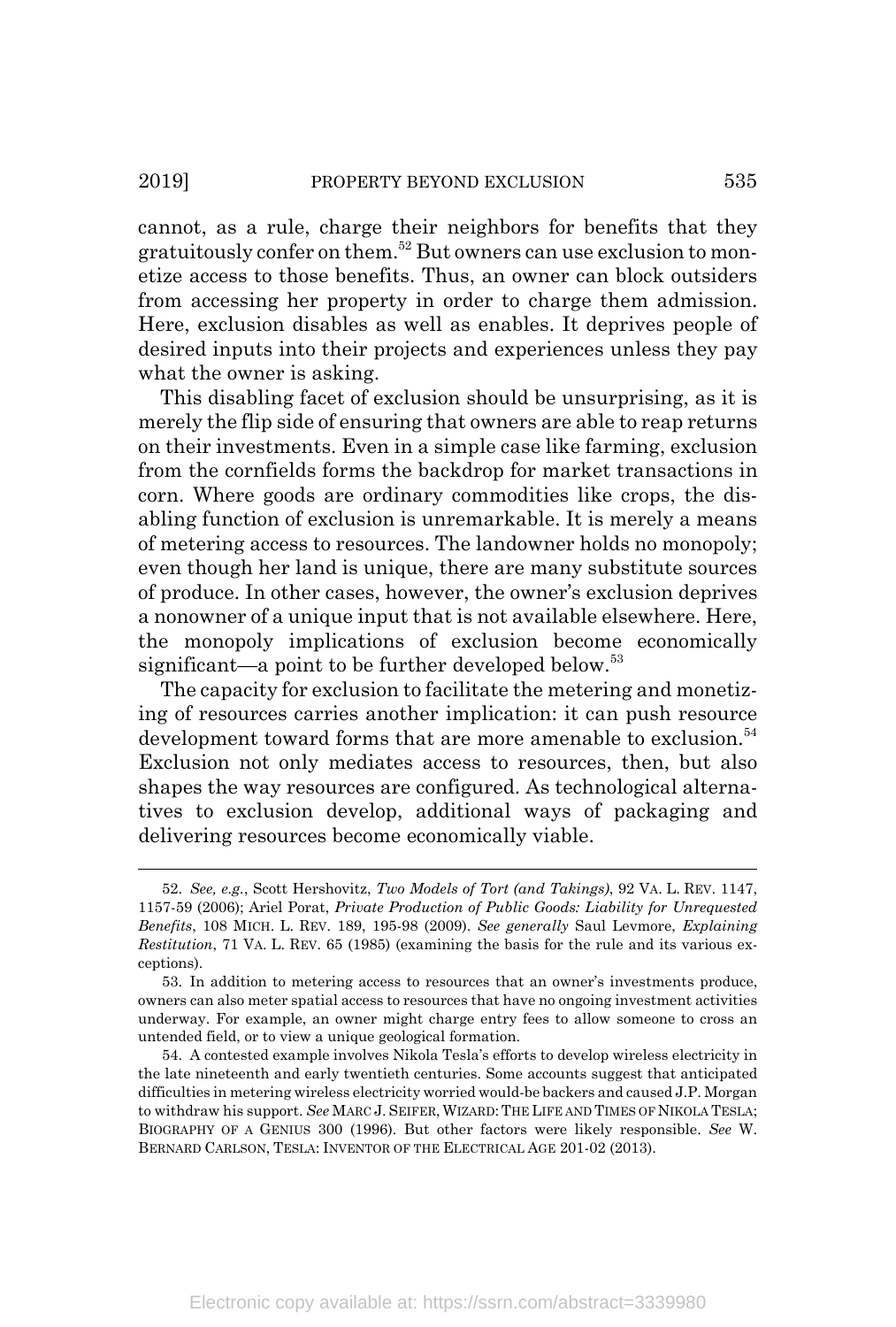cannot, as a rule, charge their neighbors for benefits that they gratuitously confer on them.[52] But owners can use exclusion to monetize access to those benefits. Thus, an owner can block outsiders from accessing her property in order to charge them admission. Here, exclusion disables as well as enables. It deprives people of desired inputs into their projects and experiences unless they pay what the owner is asking.

This disabling facet of exclusion should be unsurprising, as it is merely the flip side of ensuring that owners are able to reap returns on their investments. Even in a simple case like farming, exclusion from the cornfields forms the backdrop for market transactions in corn. Where goods are ordinary commodities like crops, the disabling function of exclusion is unremarkable. It is merely a means of metering access to resources. The landowner holds no monopoly; even though her land is unique, there are many substitute sources of produce. In other cases, however, the owner's exclusion deprives a nonowner of a unique input that is not available elsewhere. Here, the monopoly implications of exclusion become economically significant—a point to be further developed below.[53]

The capacity for exclusion to facilitate the metering and monetizing of resources carries another implication: it can push resource development toward forms that are more amenable to exclusion.[54] Exclusion not only mediates access to resources, then, but also shapes the way resources are configured. As technological alternatives to exclusion develop, additional ways of packaging and delivering resources become economically viable.

---

52. *See, e.g.*, Scott Hershovitz, *Two Models of Tort (and Takings)*, 92 VA. L. REV. 1147, 1157-59 (2006); Ariel Porat, *Private Production of Public Goods: Liability for Unrequested Benefits*, 108 MICH. L. REV. 189, 195-98 (2009). *See generally* Saul Levmore, *Explaining Restitution*, 71 VA. L. REV. 65 (1985) (examining the basis for the rule and its various exceptions).

53. In addition to metering access to resources that an owner's investments produce, owners can also meter spatial access to resources that have no ongoing investment activities underway. For example, an owner might charge entry fees to allow someone to cross an untended field, or to view a unique geological formation.

54. A contested example involves Nikola Tesla's efforts to develop wireless electricity in the late nineteenth and early twentieth centuries. Some accounts suggest that anticipated difficulties in metering wireless electricity worried would-be backers and caused J.P. Morgan to withdraw his support. *See* MARC J. SEIFER, WIZARD: THE LIFE AND TIMES OF NIKOLA TESLA; BIOGRAPHY OF A GENIUS 300 (1996). But other factors were likely responsible. *See* W. BERNARD CARLSON, TESLA: INVENTOR OF THE ELECTRICAL AGE 201-02 (2013).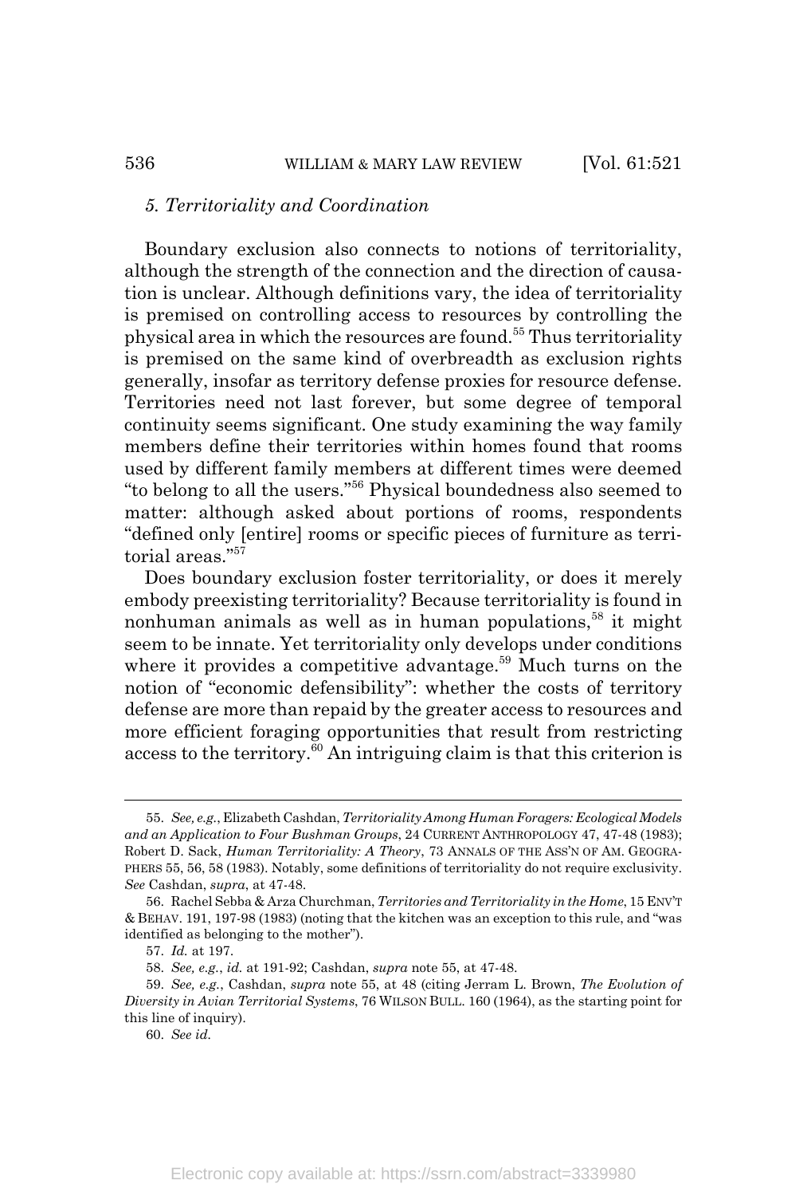### *5. Territoriality and Coordination*

Boundary exclusion also connects to notions of territoriality, although the strength of the connection and the direction of causation is unclear. Although definitions vary, the idea of territoriality is premised on controlling access to resources by controlling the physical area in which the resources are found.[55] Thus territoriality is premised on the same kind of overbreadth as exclusion rights generally, insofar as territory defense proxies for resource defense. Territories need not last forever, but some degree of temporal continuity seems significant. One study examining the way family members define their territories within homes found that rooms used by different family members at different times were deemed "to belong to all the users."[56] Physical boundedness also seemed to matter: although asked about portions of rooms, respondents "defined only [entire] rooms or specific pieces of furniture as territorial areas."[57]

Does boundary exclusion foster territoriality, or does it merely embody preexisting territoriality? Because territoriality is found in nonhuman animals as well as in human populations,[58] it might seem to be innate. Yet territoriality only develops under conditions where it provides a competitive advantage.[59] Much turns on the notion of "economic defensibility": whether the costs of territory defense are more than repaid by the greater access to resources and more efficient foraging opportunities that result from restricting access to the territory.[60] An intriguing claim is that this criterion is

---

55. *See, e.g.*, Elizabeth Cashdan, *Territoriality Among Human Foragers: Ecological Models and an Application to Four Bushman Groups*, 24 CURRENT ANTHROPOLOGY 47, 47-48 (1983); Robert D. Sack, *Human Territoriality: A Theory*, 73 ANNALS OF THE ASS'N OF AM. GEOGRAPHERS 55, 56, 58 (1983). Notably, some definitions of territoriality do not require exclusivity. *See* Cashdan, *supra*, at 47-48.

56. Rachel Sebba & Arza Churchman, *Territories and Territoriality in the Home*, 15 ENV'T & BEHAV. 191, 197-98 (1983) (noting that the kitchen was an exception to this rule, and "was identified as belonging to the mother").

57. *Id.* at 197.

58. *See, e.g.*, *id.* at 191-92; Cashdan, *supra* note 55, at 47-48.

59. *See, e.g.*, Cashdan, *supra* note 55, at 48 (citing Jerram L. Brown, *The Evolution of Diversity in Avian Territorial Systems*, 76 WILSON BULL. 160 (1964), as the starting point for this line of inquiry).

60. *See id.*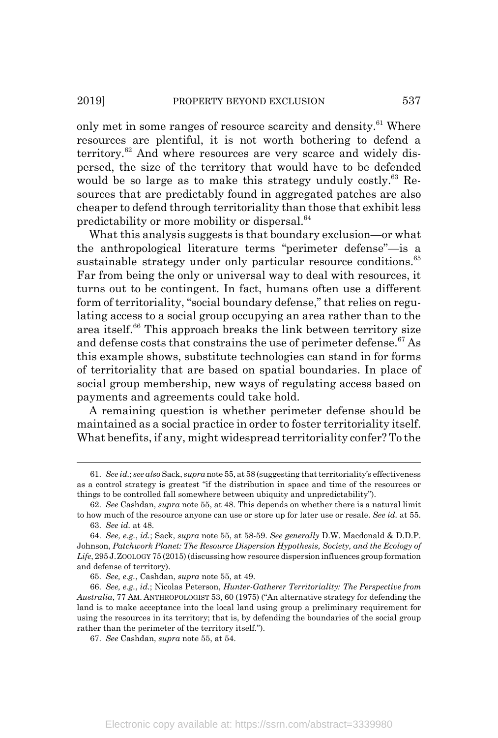only met in some ranges of resource scarcity and density.[61] Where resources are plentiful, it is not worth bothering to defend a territory.[62] And where resources are very scarce and widely dispersed, the size of the territory that would have to be defended would be so large as to make this strategy unduly costly.[63] Resources that are predictably found in aggregated patches are also cheaper to defend through territoriality than those that exhibit less predictability or more mobility or dispersal.[64]

What this analysis suggests is that boundary exclusion—or what the anthropological literature terms "perimeter defense"—is a sustainable strategy under only particular resource conditions.[65] Far from being the only or universal way to deal with resources, it turns out to be contingent. In fact, humans often use a different form of territoriality, "social boundary defense," that relies on regulating access to a social group occupying an area rather than to the area itself.[66] This approach breaks the link between territory size and defense costs that constrains the use of perimeter defense.[67] As this example shows, substitute technologies can stand in for forms of territoriality that are based on spatial boundaries. In place of social group membership, new ways of regulating access based on payments and agreements could take hold.

A remaining question is whether perimeter defense should be maintained as a social practice in order to foster territoriality itself. What benefits, if any, might widespread territoriality confer? To the

---

61. *See id.*; *see also* Sack, *supra* note 55, at 58 (suggesting that territoriality's effectiveness as a control strategy is greatest "if the distribution in space and time of the resources or things to be controlled fall somewhere between ubiquity and unpredictability").

62. *See* Cashdan, *supra* note 55, at 48. This depends on whether there is a natural limit to how much of the resource anyone can use or store up for later use or resale. *See id.* at 55.

63. *See id.* at 48.

64. *See, e.g.*, *id.*; Sack, *supra* note 55, at 58-59. *See generally* D.W. Macdonald & D.D.P. Johnson, *Patchwork Planet: The Resource Dispersion Hypothesis, Society, and the Ecology of Life*, 295 J. ZOOLOGY 75 (2015) (discussing how resource dispersion influences group formation and defense of territory).

65. *See, e.g.*, Cashdan, *supra* note 55, at 49.

66. *See, e.g.*, *id.*; Nicolas Peterson, *Hunter-Gatherer Territoriality: The Perspective from Australia*, 77 AM. ANTHROPOLOGIST 53, 60 (1975) ("An alternative strategy for defending the land is to make acceptance into the local land using group a preliminary requirement for using the resources in its territory; that is, by defending the boundaries of the social group rather than the perimeter of the territory itself.").

67. *See* Cashdan, *supra* note 55, at 54.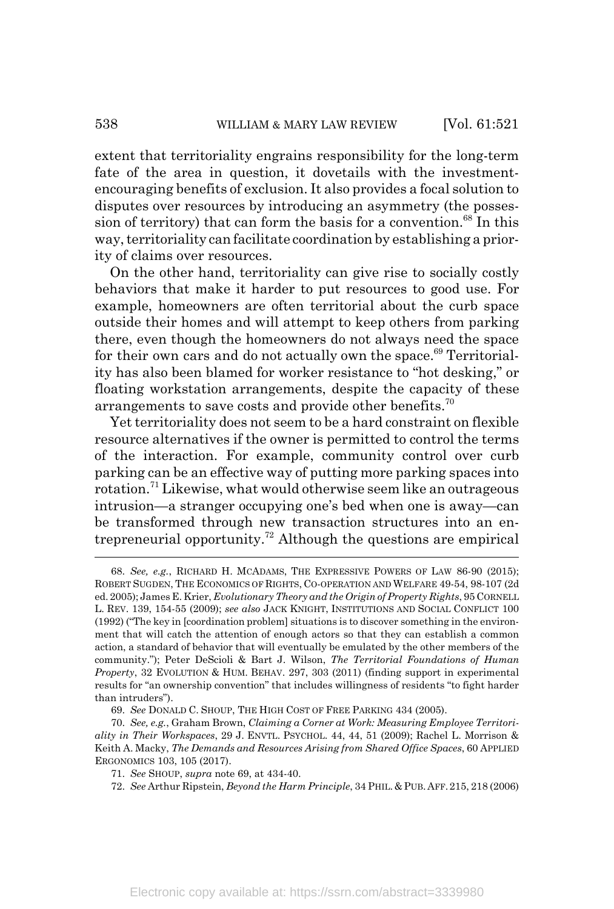extent that territoriality engrains responsibility for the long-term fate of the area in question, it dovetails with the investment-encouraging benefits of exclusion. It also provides a focal solution to disputes over resources by introducing an asymmetry (the possession of territory) that can form the basis for a convention.[68] In this way, territoriality can facilitate coordination by establishing a priority of claims over resources.

On the other hand, territoriality can give rise to socially costly behaviors that make it harder to put resources to good use. For example, homeowners are often territorial about the curb space outside their homes and will attempt to keep others from parking there, even though the homeowners do not always need the space for their own cars and do not actually own the space.[69] Territoriality has also been blamed for worker resistance to "hot desking," or floating workstation arrangements, despite the capacity of these arrangements to save costs and provide other benefits.[70]

Yet territoriality does not seem to be a hard constraint on flexible resource alternatives if the owner is permitted to control the terms of the interaction. For example, community control over curb parking can be an effective way of putting more parking spaces into rotation.[71] Likewise, what would otherwise seem like an outrageous intrusion—a stranger occupying one's bed when one is away—can be transformed through new transaction structures into an entrepreneurial opportunity.[72] Although the questions are empirical

---

68. *See, e.g.*, RICHARD H. MCADAMS, THE EXPRESSIVE POWERS OF LAW 86-90 (2015); ROBERT SUGDEN, THE ECONOMICS OF RIGHTS, CO-OPERATION AND WELFARE 49-54, 98-107 (2d ed. 2005); James E. Krier, *Evolutionary Theory and the Origin of Property Rights*, 95 CORNELL L. REV. 139, 154-55 (2009); *see also* JACK KNIGHT, INSTITUTIONS AND SOCIAL CONFLICT 100 (1992) ("The key in [coordination problem] situations is to discover something in the environment that will catch the attention of enough actors so that they can establish a common action, a standard of behavior that will eventually be emulated by the other members of the community."); Peter DeScioli & Bart J. Wilson, *The Territorial Foundations of Human Property*, 32 EVOLUTION & HUM. BEHAV. 297, 303 (2011) (finding support in experimental results for "an ownership convention" that includes willingness of residents "to fight harder than intruders").

69. *See* DONALD C. SHOUP, THE HIGH COST OF FREE PARKING 434 (2005).

70. *See, e.g.*, Graham Brown, *Claiming a Corner at Work: Measuring Employee Territoriality in Their Workspaces*, 29 J. ENVTL. PSYCHOL. 44, 44, 51 (2009); Rachel L. Morrison & Keith A. Macky, *The Demands and Resources Arising from Shared Office Spaces*, 60 APPLIED ERGONOMICS 103, 105 (2017).

71. *See* SHOUP, *supra* note 69, at 434-40.

72. *See* Arthur Ripstein, *Beyond the Harm Principle*, 34 PHIL. & PUB. AFF. 215, 218 (2006)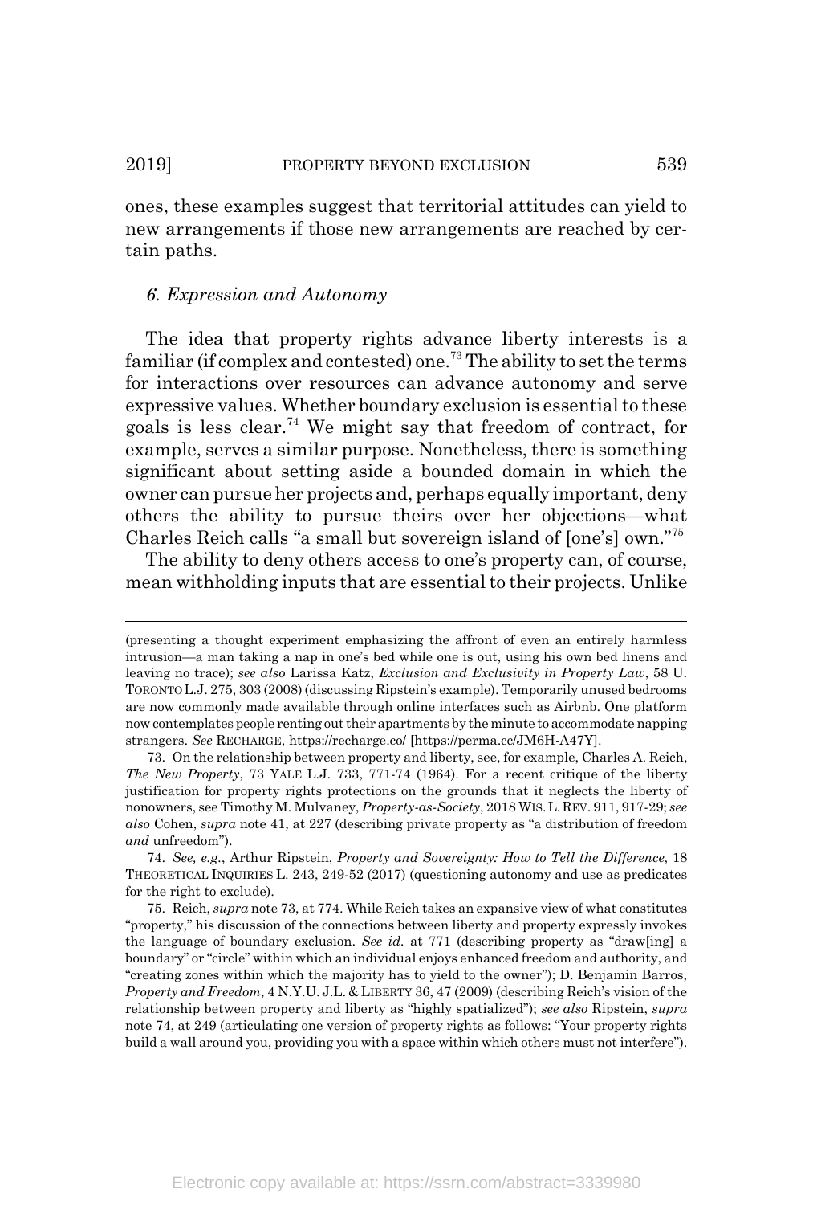ones, these examples suggest that territorial attitudes can yield to new arrangements if those new arrangements are reached by certain paths.

### *6. Expression and Autonomy*

The idea that property rights advance liberty interests is a familiar (if complex and contested) one.[73] The ability to set the terms for interactions over resources can advance autonomy and serve expressive values. Whether boundary exclusion is essential to these goals is less clear.[74] We might say that freedom of contract, for example, serves a similar purpose. Nonetheless, there is something significant about setting aside a bounded domain in which the owner can pursue her projects and, perhaps equally important, deny others the ability to pursue theirs over her objections—what Charles Reich calls "a small but sovereign island of [one's] own."[75]

The ability to deny others access to one's property can, of course, mean withholding inputs that are essential to their projects. Unlike

---

(presenting a thought experiment emphasizing the affront of even an entirely harmless intrusion—a man taking a nap in one's bed while one is out, using his own bed linens and leaving no trace); *see also* Larissa Katz, *Exclusion and Exclusivity in Property Law*, 58 U. TORONTO L.J. 275, 303 (2008) (discussing Ripstein's example). Temporarily unused bedrooms are now commonly made available through online interfaces such as Airbnb. One platform now contemplates people renting out their apartments by the minute to accommodate napping strangers. *See* RECHARGE, https://recharge.co/ [https://perma.cc/JM6H-A47Y].

73. On the relationship between property and liberty, see, for example, Charles A. Reich, *The New Property*, 73 YALE L.J. 733, 771-74 (1964). For a recent critique of the liberty justification for property rights protections on the grounds that it neglects the liberty of nonowners, see Timothy M. Mulvaney, *Property-as-Society*, 2018 WIS. L. REV. 911, 917-29; *see also* Cohen, *supra* note 41, at 227 (describing private property as "a distribution of freedom *and* unfreedom").

74. *See, e.g.*, Arthur Ripstein, *Property and Sovereignty: How to Tell the Difference*, 18 THEORETICAL INQUIRIES L. 243, 249-52 (2017) (questioning autonomy and use as predicates for the right to exclude).

75. Reich, *supra* note 73, at 774. While Reich takes an expansive view of what constitutes "property," his discussion of the connections between liberty and property expressly invokes the language of boundary exclusion. *See id.* at 771 (describing property as "draw[ing] a boundary" or "circle" within which an individual enjoys enhanced freedom and authority, and "creating zones within which the majority has to yield to the owner"); D. Benjamin Barros, *Property and Freedom*, 4 N.Y.U. J.L. & LIBERTY 36, 47 (2009) (describing Reich's vision of the relationship between property and liberty as "highly spatialized"); *see also* Ripstein, *supra* note 74, at 249 (articulating one version of property rights as follows: "Your property rights build a wall around you, providing you with a space within which others must not interfere").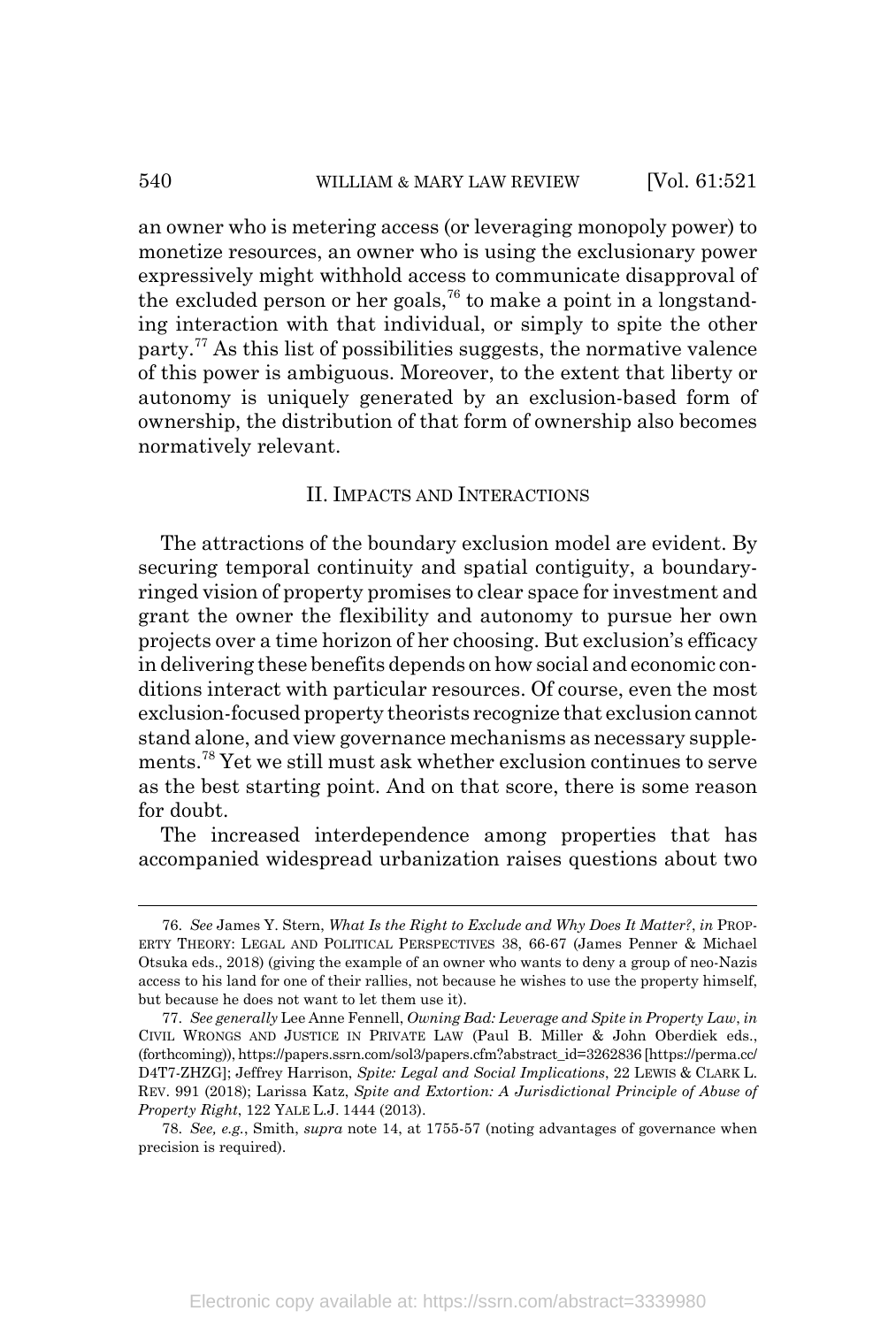an owner who is metering access (or leveraging monopoly power) to monetize resources, an owner who is using the exclusionary power expressively might withhold access to communicate disapproval of the excluded person or her goals,[76] to make a point in a longstanding interaction with that individual, or simply to spite the other party.[77] As this list of possibilities suggests, the normative valence of this power is ambiguous. Moreover, to the extent that liberty or autonomy is uniquely generated by an exclusion-based form of ownership, the distribution of that form of ownership also becomes normatively relevant.

## II. IMPACTS AND INTERACTIONS

The attractions of the boundary exclusion model are evident. By securing temporal continuity and spatial contiguity, a boundary-ringed vision of property promises to clear space for investment and grant the owner the flexibility and autonomy to pursue her own projects over a time horizon of her choosing. But exclusion's efficacy in delivering these benefits depends on how social and economic conditions interact with particular resources. Of course, even the most exclusion-focused property theorists recognize that exclusion cannot stand alone, and view governance mechanisms as necessary supplements.[78] Yet we still must ask whether exclusion continues to serve as the best starting point. And on that score, there is some reason for doubt.

The increased interdependence among properties that has accompanied widespread urbanization raises questions about two

---

76. *See* James Y. Stern, *What Is the Right to Exclude and Why Does It Matter?*, *in* PROPERTY THEORY: LEGAL AND POLITICAL PERSPECTIVES 38, 66-67 (James Penner & Michael Otsuka eds., 2018) (giving the example of an owner who wants to deny a group of neo-Nazis access to his land for one of their rallies, not because he wishes to use the property himself, but because he does not want to let them use it).

77. *See generally* Lee Anne Fennell, *Owning Bad: Leverage and Spite in Property Law*, *in* CIVIL WRONGS AND JUSTICE IN PRIVATE LAW (Paul B. Miller & John Oberdiek eds., (forthcoming)), https://papers.ssrn.com/sol3/papers.cfm?abstract_id=3262836 [https://perma.cc/D4T7-ZHZG]; Jeffrey Harrison, *Spite: Legal and Social Implications*, 22 LEWIS & CLARK L. REV. 991 (2018); Larissa Katz, *Spite and Extortion: A Jurisdictional Principle of Abuse of Property Right*, 122 YALE L.J. 1444 (2013).

78. *See, e.g.*, Smith, *supra* note 14, at 1755-57 (noting advantages of governance when precision is required).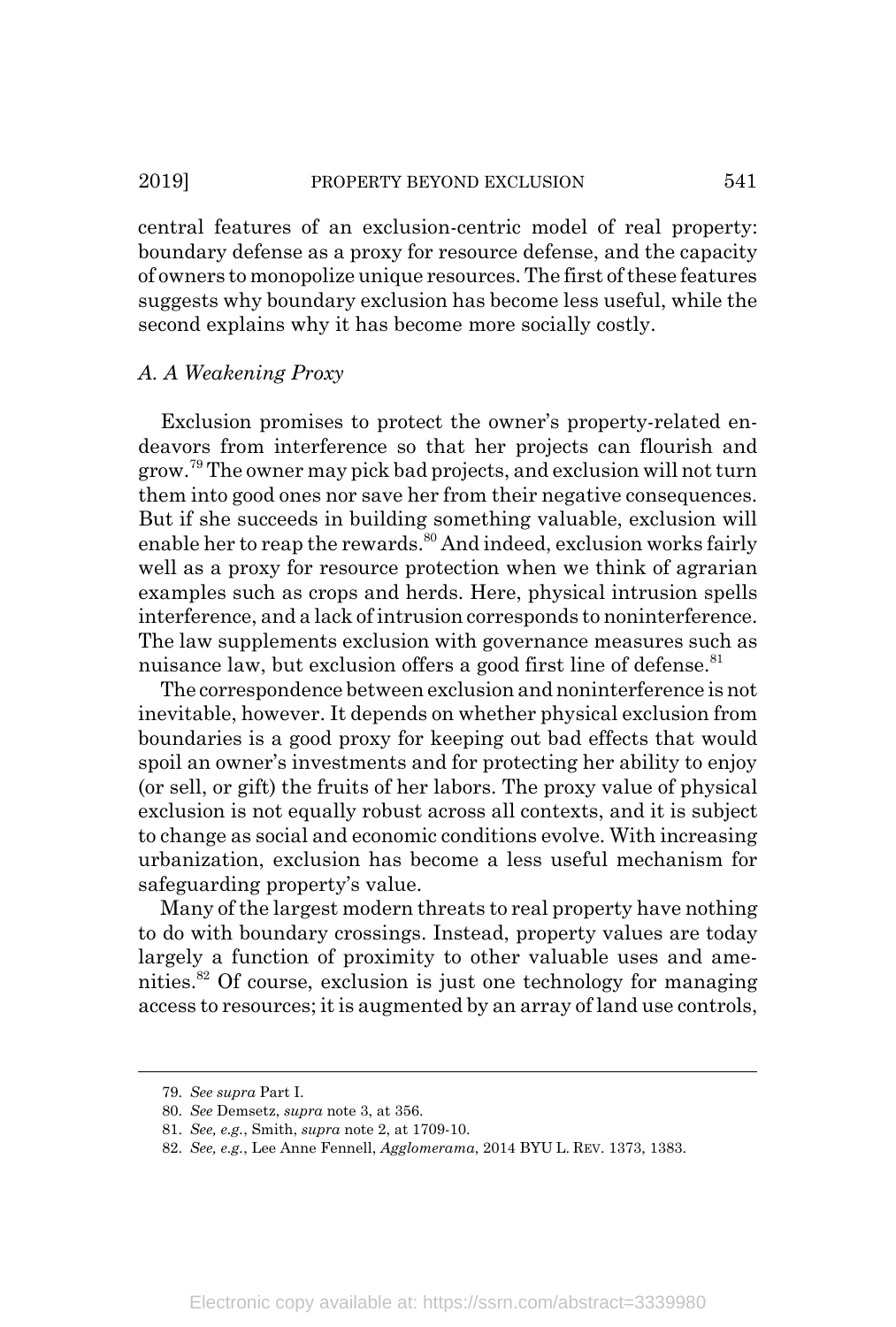central features of an exclusion-centric model of real property: boundary defense as a proxy for resource defense, and the capacity of owners to monopolize unique resources. The first of these features suggests why boundary exclusion has become less useful, while the second explains why it has become more socially costly.

### *A. A Weakening Proxy*

Exclusion promises to protect the owner's property-related endeavors from interference so that her projects can flourish and grow.[79] The owner may pick bad projects, and exclusion will not turn them into good ones nor save her from their negative consequences. But if she succeeds in building something valuable, exclusion will enable her to reap the rewards.[80] And indeed, exclusion works fairly well as a proxy for resource protection when we think of agrarian examples such as crops and herds. Here, physical intrusion spells interference, and a lack of intrusion corresponds to noninterference. The law supplements exclusion with governance measures such as nuisance law, but exclusion offers a good first line of defense.[81]

The correspondence between exclusion and noninterference is not inevitable, however. It depends on whether physical exclusion from boundaries is a good proxy for keeping out bad effects that would spoil an owner's investments and for protecting her ability to enjoy (or sell, or gift) the fruits of her labors. The proxy value of physical exclusion is not equally robust across all contexts, and it is subject to change as social and economic conditions evolve. With increasing urbanization, exclusion has become a less useful mechanism for safeguarding property's value.

Many of the largest modern threats to real property have nothing to do with boundary crossings. Instead, property values are today largely a function of proximity to other valuable uses and amenities.[82] Of course, exclusion is just one technology for managing access to resources; it is augmented by an array of land use controls,

---

79. *See supra* Part I.

80. *See* Demsetz, *supra* note 3, at 356.

81. *See, e.g.*, Smith, *supra* note 2, at 1709-10.

82. *See, e.g.*, Lee Anne Fennell, *Agglomerama*, 2014 BYU L. REV. 1373, 1383.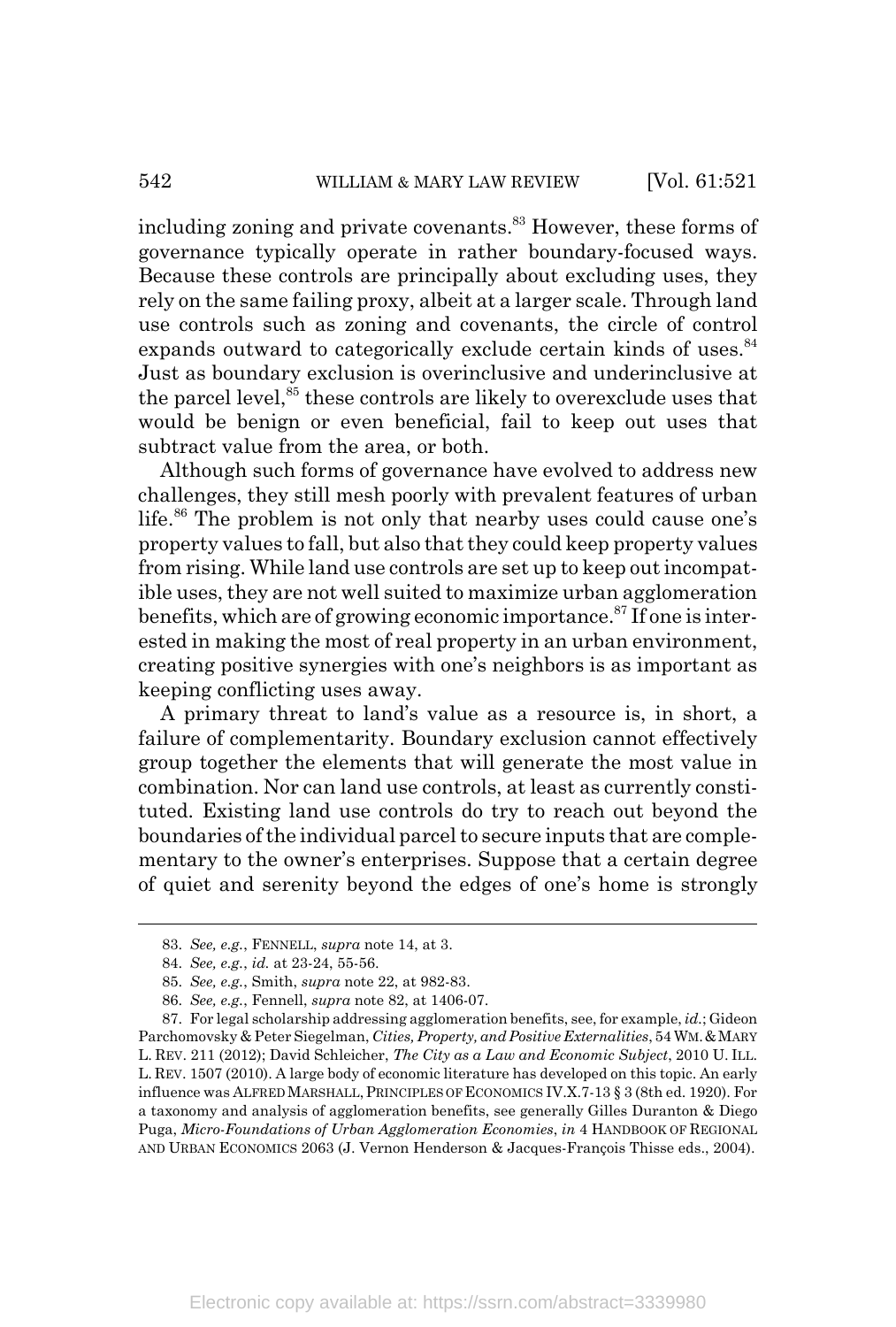including zoning and private covenants.[83] However, these forms of governance typically operate in rather boundary-focused ways. Because these controls are principally about excluding uses, they rely on the same failing proxy, albeit at a larger scale. Through land use controls such as zoning and covenants, the circle of control expands outward to categorically exclude certain kinds of uses.[84] Just as boundary exclusion is overinclusive and underinclusive at the parcel level,[85] these controls are likely to overexclude uses that would be benign or even beneficial, fail to keep out uses that subtract value from the area, or both.

Although such forms of governance have evolved to address new challenges, they still mesh poorly with prevalent features of urban life.[86] The problem is not only that nearby uses could cause one's property values to fall, but also that they could keep property values from rising. While land use controls are set up to keep out incompatible uses, they are not well suited to maximize urban agglomeration benefits, which are of growing economic importance.[87] If one is interested in making the most of real property in an urban environment, creating positive synergies with one's neighbors is as important as keeping conflicting uses away.

A primary threat to land's value as a resource is, in short, a failure of complementarity. Boundary exclusion cannot effectively group together the elements that will generate the most value in combination. Nor can land use controls, at least as currently constituted. Existing land use controls do try to reach out beyond the boundaries of the individual parcel to secure inputs that are complementary to the owner's enterprises. Suppose that a certain degree of quiet and serenity beyond the edges of one's home is strongly

---

83. *See, e.g.*, FENNELL, *supra* note 14, at 3.

84. *See, e.g.*, *id.* at 23-24, 55-56.

85. *See, e.g.*, Smith, *supra* note 22, at 982-83.

86. *See, e.g.*, Fennell, *supra* note 82, at 1406-07.

87. For legal scholarship addressing agglomeration benefits, see, for example, *id.*; Gideon Parchomovsky & Peter Siegelman, *Cities, Property, and Positive Externalities*, 54 WM. & MARY L. REV. 211 (2012); David Schleicher, *The City as a Law and Economic Subject*, 2010 U. ILL. L. REV. 1507 (2010). A large body of economic literature has developed on this topic. An early influence was ALFRED MARSHALL, PRINCIPLES OF ECONOMICS IV.X.7-13 § 3 (8th ed. 1920). For a taxonomy and analysis of agglomeration benefits, see generally Gilles Duranton & Diego Puga, *Micro-Foundations of Urban Agglomeration Economies*, *in* 4 HANDBOOK OF REGIONAL AND URBAN ECONOMICS 2063 (J. Vernon Henderson & Jacques-François Thisse eds., 2004).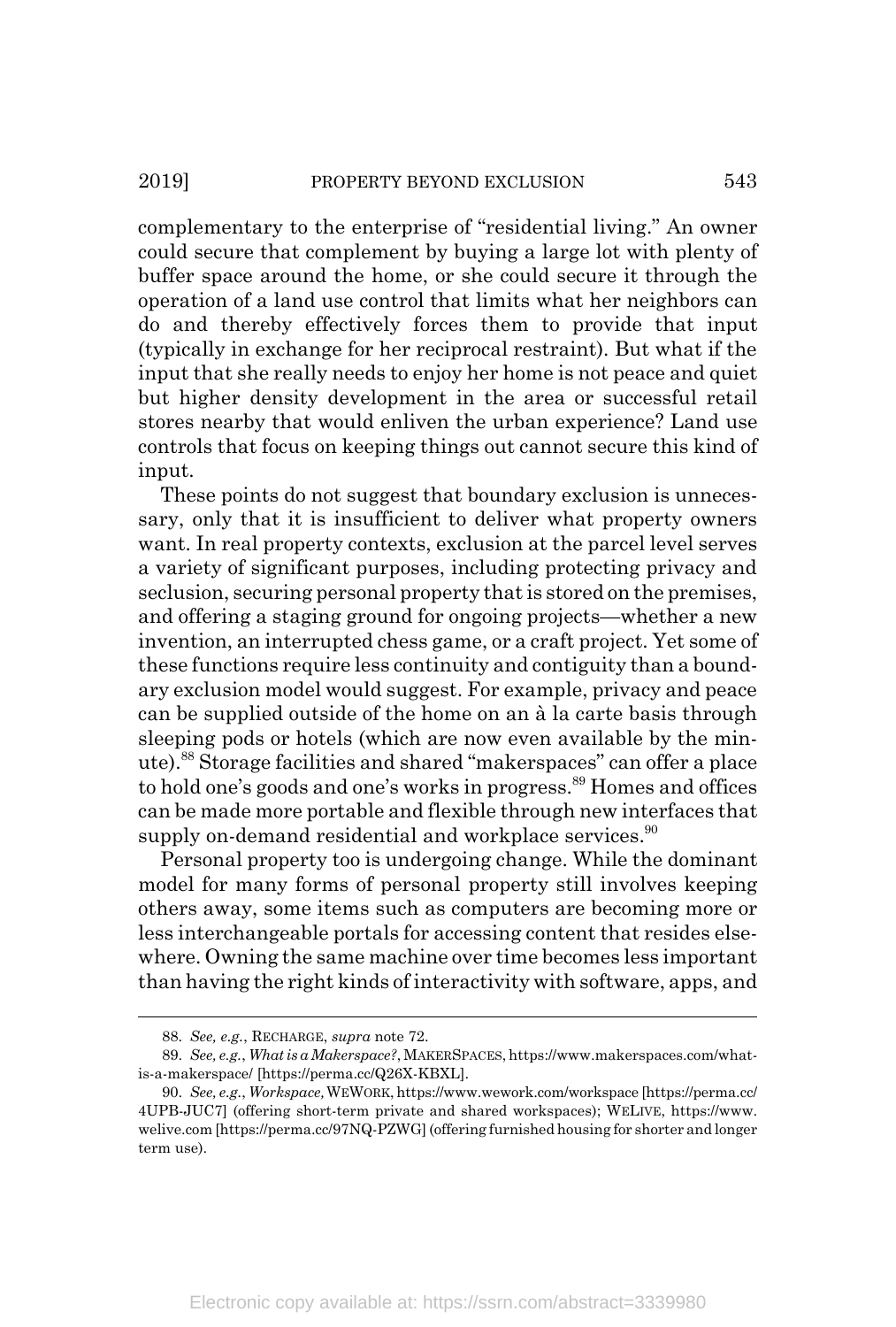complementary to the enterprise of "residential living." An owner could secure that complement by buying a large lot with plenty of buffer space around the home, or she could secure it through the operation of a land use control that limits what her neighbors can do and thereby effectively forces them to provide that input (typically in exchange for her reciprocal restraint). But what if the input that she really needs to enjoy her home is not peace and quiet but higher density development in the area or successful retail stores nearby that would enliven the urban experience? Land use controls that focus on keeping things out cannot secure this kind of input.

These points do not suggest that boundary exclusion is unnecessary, only that it is insufficient to deliver what property owners want. In real property contexts, exclusion at the parcel level serves a variety of significant purposes, including protecting privacy and seclusion, securing personal property that is stored on the premises, and offering a staging ground for ongoing projects—whether a new invention, an interrupted chess game, or a craft project. Yet some of these functions require less continuity and contiguity than a boundary exclusion model would suggest. For example, privacy and peace can be supplied outside of the home on an à la carte basis through sleeping pods or hotels (which are now even available by the minute).[88] Storage facilities and shared "makerspaces" can offer a place to hold one's goods and one's works in progress.[89] Homes and offices can be made more portable and flexible through new interfaces that supply on-demand residential and workplace services.[90]

Personal property too is undergoing change. While the dominant model for many forms of personal property still involves keeping others away, some items such as computers are becoming more or less interchangeable portals for accessing content that resides elsewhere. Owning the same machine over time becomes less important than having the right kinds of interactivity with software, apps, and

---

88. *See, e.g.*, RECHARGE, *supra* note 72.

89. *See, e.g.*, *What is a Makerspace?*, MAKERSPACES, https://www.makerspaces.com/what-is-a-makerspace/ [https://perma.cc/Q26X-KBXL].

90. *See, e.g.*, *Workspace,* WEWORK, https://www.wework.com/workspace [https://perma.cc/4UPB-JUC7] (offering short-term private and shared workspaces); WELIVE, https://www.welive.com [https://perma.cc/97NQ-PZWG] (offering furnished housing for shorter and longer term use).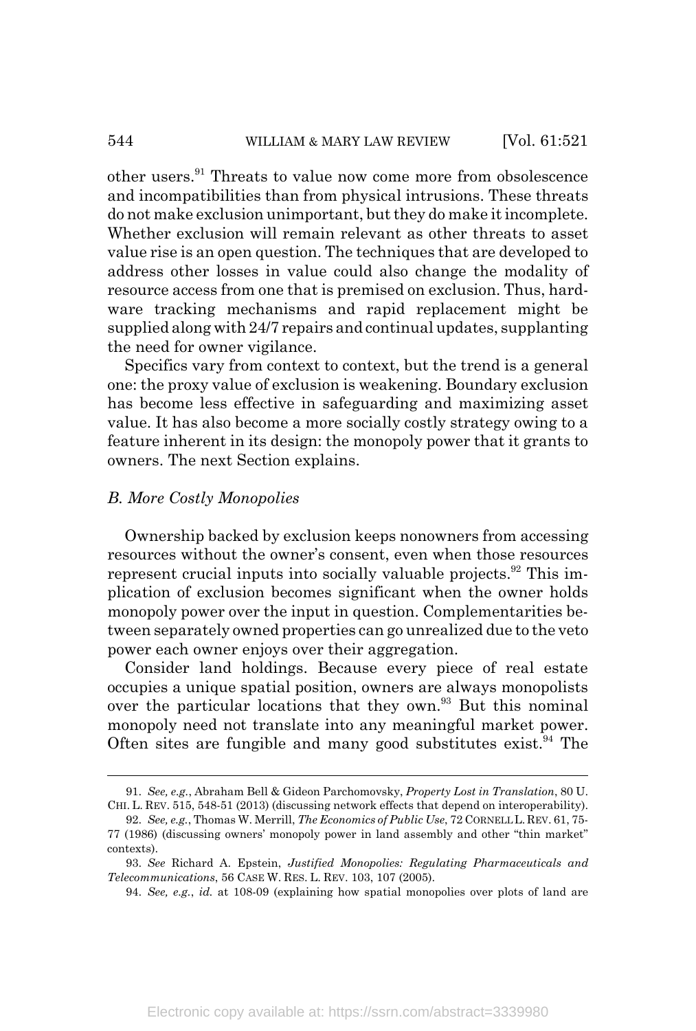other users.[91] Threats to value now come more from obsolescence and incompatibilities than from physical intrusions. These threats do not make exclusion unimportant, but they do make it incomplete. Whether exclusion will remain relevant as other threats to asset value rise is an open question. The techniques that are developed to address other losses in value could also change the modality of resource access from one that is premised on exclusion. Thus, hardware tracking mechanisms and rapid replacement might be supplied along with 24/7 repairs and continual updates, supplanting the need for owner vigilance.

Specifics vary from context to context, but the trend is a general one: the proxy value of exclusion is weakening. Boundary exclusion has become less effective in safeguarding and maximizing asset value. It has also become a more socially costly strategy owing to a feature inherent in its design: the monopoly power that it grants to owners. The next Section explains.

### *B. More Costly Monopolies*

Ownership backed by exclusion keeps nonowners from accessing resources without the owner's consent, even when those resources represent crucial inputs into socially valuable projects.[92] This implication of exclusion becomes significant when the owner holds monopoly power over the input in question. Complementarities between separately owned properties can go unrealized due to the veto power each owner enjoys over their aggregation.

Consider land holdings. Because every piece of real estate occupies a unique spatial position, owners are always monopolists over the particular locations that they own.[93] But this nominal monopoly need not translate into any meaningful market power. Often sites are fungible and many good substitutes exist.[94] The

---

91. *See, e.g.*, Abraham Bell & Gideon Parchomovsky, *Property Lost in Translation*, 80 U. CHI. L. REV. 515, 548-51 (2013) (discussing network effects that depend on interoperability).

92. *See, e.g.*, Thomas W. Merrill, *The Economics of Public Use*, 72 CORNELL L. REV. 61, 75-77 (1986) (discussing owners' monopoly power in land assembly and other "thin market" contexts).

93. *See* Richard A. Epstein, *Justified Monopolies: Regulating Pharmaceuticals and Telecommunications*, 56 CASE W. RES. L. REV. 103, 107 (2005).

94. *See, e.g.*, *id.* at 108-09 (explaining how spatial monopolies over plots of land are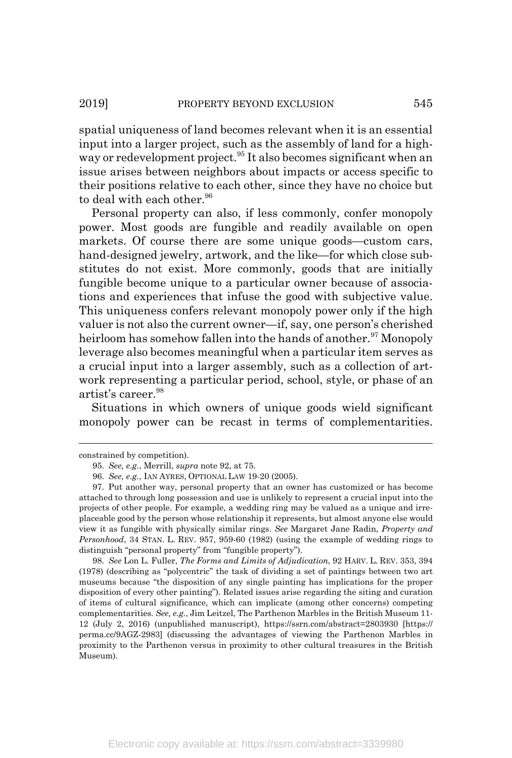spatial uniqueness of land becomes relevant when it is an essential input into a larger project, such as the assembly of land for a highway or redevelopment project.[95] It also becomes significant when an issue arises between neighbors about impacts or access specific to their positions relative to each other, since they have no choice but to deal with each other.[96]

Personal property can also, if less commonly, confer monopoly power. Most goods are fungible and readily available on open markets. Of course there are some unique goods—custom cars, hand-designed jewelry, artwork, and the like—for which close substitutes do not exist. More commonly, goods that are initially fungible become unique to a particular owner because of associations and experiences that infuse the good with subjective value. This uniqueness confers relevant monopoly power only if the high valuer is not also the current owner—if, say, one person's cherished heirloom has somehow fallen into the hands of another.[97] Monopoly leverage also becomes meaningful when a particular item serves as a crucial input into a larger assembly, such as a collection of artwork representing a particular period, school, style, or phase of an artist's career.[98]

Situations in which owners of unique goods wield significant monopoly power can be recast in terms of complementarities.

---

constrained by competition).

95. *See, e.g.*, Merrill, *supra* note 92, at 75.

96. *See, e.g.*, IAN AYRES, OPTIONAL LAW 19-20 (2005).

97. Put another way, personal property that an owner has customized or has become attached to through long possession and use is unlikely to represent a crucial input into the projects of other people. For example, a wedding ring may be valued as a unique and irreplaceable good by the person whose relationship it represents, but almost anyone else would view it as fungible with physically similar rings. *See* Margaret Jane Radin*, Property and Personhood*, 34 STAN. L. REV. 957, 959-60 (1982) (using the example of wedding rings to distinguish "personal property" from "fungible property").

98. *See* Lon L. Fuller, *The Forms and Limits of Adjudication*, 92 HARV. L. REV. 353, 394 (1978) (describing as "polycentric" the task of dividing a set of paintings between two art museums because "the disposition of any single painting has implications for the proper disposition of every other painting"). Related issues arise regarding the siting and curation of items of cultural significance, which can implicate (among other concerns) competing complementarities. *See, e.g.*, Jim Leitzel, The Parthenon Marbles in the British Museum 11-12 (July 2, 2016) (unpublished manuscript), https://ssrn.com/abstract=2803930 [https://perma.cc/9AGZ-2983] (discussing the advantages of viewing the Parthenon Marbles in proximity to the Parthenon versus in proximity to other cultural treasures in the British Museum).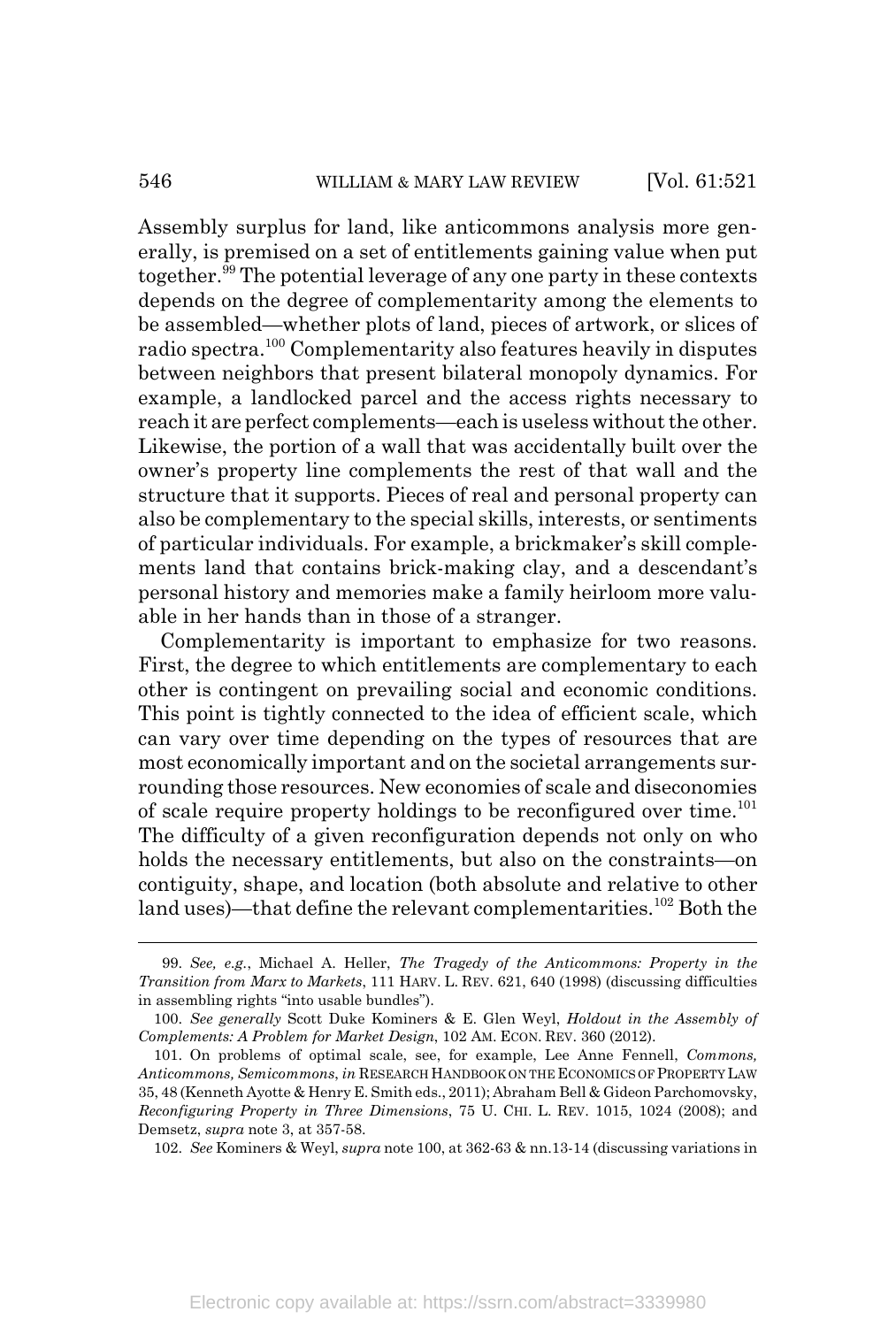Assembly surplus for land, like anticommons analysis more generally, is premised on a set of entitlements gaining value when put together.[99] The potential leverage of any one party in these contexts depends on the degree of complementarity among the elements to be assembled—whether plots of land, pieces of artwork, or slices of radio spectra.[100] Complementarity also features heavily in disputes between neighbors that present bilateral monopoly dynamics. For example, a landlocked parcel and the access rights necessary to reach it are perfect complements—each is useless without the other. Likewise, the portion of a wall that was accidentally built over the owner's property line complements the rest of that wall and the structure that it supports. Pieces of real and personal property can also be complementary to the special skills, interests, or sentiments of particular individuals. For example, a brickmaker's skill complements land that contains brick-making clay, and a descendant's personal history and memories make a family heirloom more valuable in her hands than in those of a stranger.

Complementarity is important to emphasize for two reasons. First, the degree to which entitlements are complementary to each other is contingent on prevailing social and economic conditions. This point is tightly connected to the idea of efficient scale, which can vary over time depending on the types of resources that are most economically important and on the societal arrangements surrounding those resources. New economies of scale and diseconomies of scale require property holdings to be reconfigured over time.[101] The difficulty of a given reconfiguration depends not only on who holds the necessary entitlements, but also on the constraints—on contiguity, shape, and location (both absolute and relative to other land uses)—that define the relevant complementarities.[102] Both the

---

99. *See, e.g.*, Michael A. Heller, *The Tragedy of the Anticommons: Property in the Transition from Marx to Markets*, 111 HARV. L. REV. 621, 640 (1998) (discussing difficulties in assembling rights "into usable bundles").

100. *See generally* Scott Duke Kominers & E. Glen Weyl, *Holdout in the Assembly of Complements: A Problem for Market Design*, 102 AM. ECON. REV. 360 (2012).

101. On problems of optimal scale, see, for example, Lee Anne Fennell, *Commons, Anticommons, Semicommons*, *in* RESEARCH HANDBOOK ON THE ECONOMICS OF PROPERTY LAW 35, 48 (Kenneth Ayotte & Henry E. Smith eds., 2011); Abraham Bell & Gideon Parchomovsky, *Reconfiguring Property in Three Dimensions*, 75 U. CHI. L. REV. 1015, 1024 (2008); and Demsetz, *supra* note 3, at 357-58.

102. *See* Kominers & Weyl, *supra* note 100, at 362-63 & nn.13-14 (discussing variations in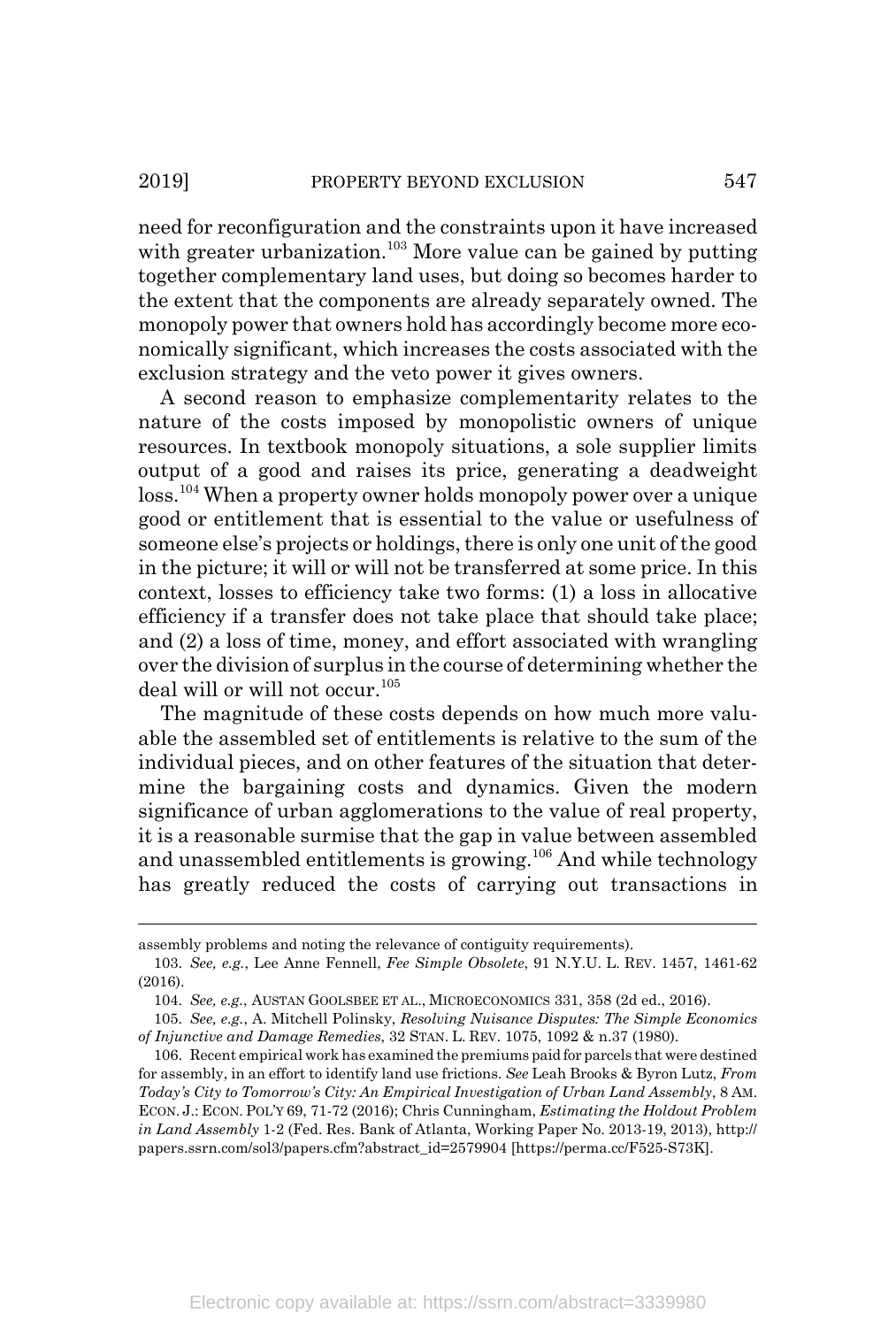need for reconfiguration and the constraints upon it have increased with greater urbanization.[103] More value can be gained by putting together complementary land uses, but doing so becomes harder to the extent that the components are already separately owned. The monopoly power that owners hold has accordingly become more economically significant, which increases the costs associated with the exclusion strategy and the veto power it gives owners.

A second reason to emphasize complementarity relates to the nature of the costs imposed by monopolistic owners of unique resources. In textbook monopoly situations, a sole supplier limits output of a good and raises its price, generating a deadweight loss.[104] When a property owner holds monopoly power over a unique good or entitlement that is essential to the value or usefulness of someone else's projects or holdings, there is only one unit of the good in the picture; it will or will not be transferred at some price. In this context, losses to efficiency take two forms: (1) a loss in allocative efficiency if a transfer does not take place that should take place; and (2) a loss of time, money, and effort associated with wrangling over the division of surplus in the course of determining whether the deal will or will not occur.[105]

The magnitude of these costs depends on how much more valuable the assembled set of entitlements is relative to the sum of the individual pieces, and on other features of the situation that determine the bargaining costs and dynamics. Given the modern significance of urban agglomerations to the value of real property, it is a reasonable surmise that the gap in value between assembled and unassembled entitlements is growing.[106] And while technology has greatly reduced the costs of carrying out transactions in

---

assembly problems and noting the relevance of contiguity requirements).

103. *See, e.g.*, Lee Anne Fennell, *Fee Simple Obsolete*, 91 N.Y.U. L. REV. 1457, 1461-62 (2016).

104. *See, e.g.*, AUSTAN GOOLSBEE ET AL., MICROECONOMICS 331, 358 (2d ed., 2016).

105. *See, e.g.*, A. Mitchell Polinsky, *Resolving Nuisance Disputes: The Simple Economics of Injunctive and Damage Remedies*, 32 STAN. L. REV. 1075, 1092 & n.37 (1980).

106. Recent empirical work has examined the premiums paid for parcels that were destined for assembly, in an effort to identify land use frictions. *See* Leah Brooks & Byron Lutz, *From Today's City to Tomorrow's City: An Empirical Investigation of Urban Land Assembly*, 8 AM. ECON. J.: ECON. POL'Y 69, 71-72 (2016); Chris Cunningham, *Estimating the Holdout Problem in Land Assembly* 1-2 (Fed. Res. Bank of Atlanta, Working Paper No. 2013-19, 2013), http://papers.ssrn.com/sol3/papers.cfm?abstract_id=2579904 [https://perma.cc/F525-S73K].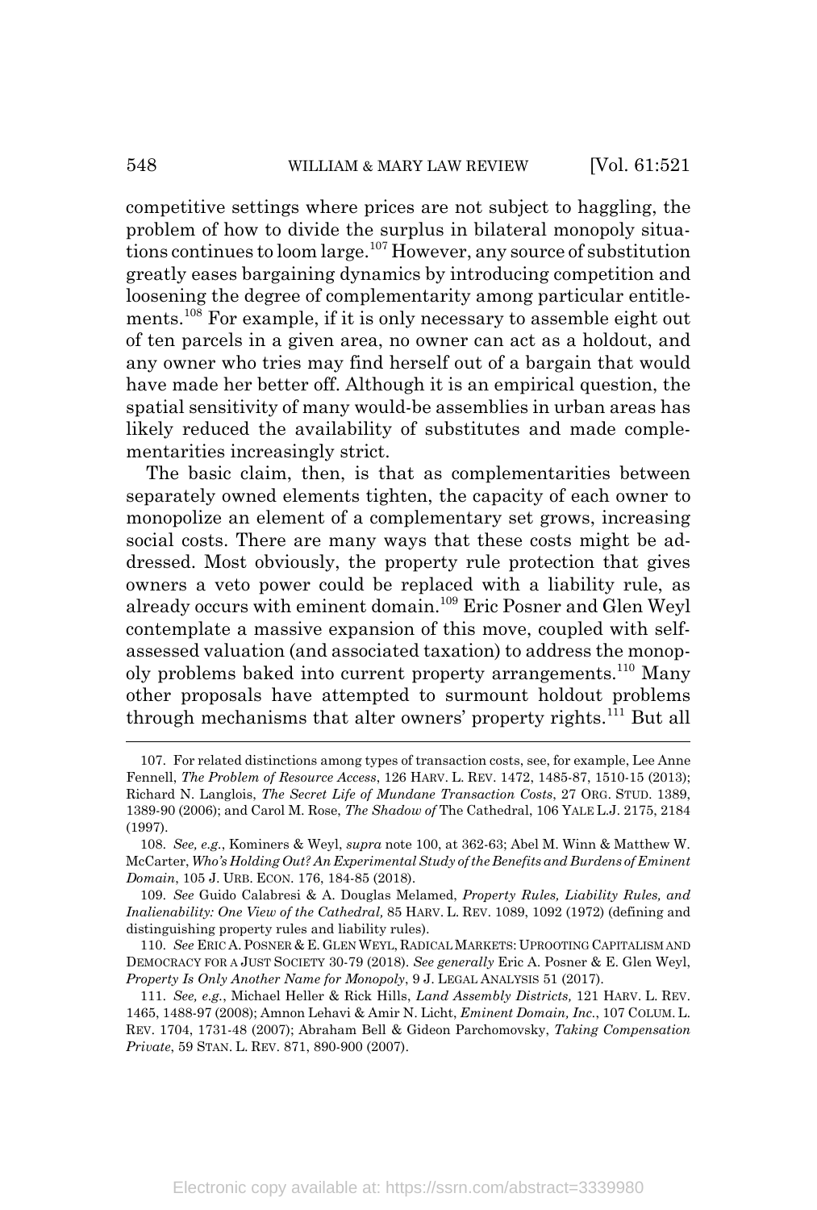competitive settings where prices are not subject to haggling, the problem of how to divide the surplus in bilateral monopoly situations continues to loom large.[107] However, any source of substitution greatly eases bargaining dynamics by introducing competition and loosening the degree of complementarity among particular entitlements.[108] For example, if it is only necessary to assemble eight out of ten parcels in a given area, no owner can act as a holdout, and any owner who tries may find herself out of a bargain that would have made her better off. Although it is an empirical question, the spatial sensitivity of many would-be assemblies in urban areas has likely reduced the availability of substitutes and made complementarities increasingly strict.

The basic claim, then, is that as complementarities between separately owned elements tighten, the capacity of each owner to monopolize an element of a complementary set grows, increasing social costs. There are many ways that these costs might be addressed. Most obviously, the property rule protection that gives owners a veto power could be replaced with a liability rule, as already occurs with eminent domain.[109] Eric Posner and Glen Weyl contemplate a massive expansion of this move, coupled with self-assessed valuation (and associated taxation) to address the monopoly problems baked into current property arrangements.[110] Many other proposals have attempted to surmount holdout problems through mechanisms that alter owners' property rights.[111] But all

---

107. For related distinctions among types of transaction costs, see, for example, Lee Anne Fennell, *The Problem of Resource Access*, 126 HARV. L. REV. 1472, 1485-87, 1510-15 (2013); Richard N. Langlois, *The Secret Life of Mundane Transaction Costs*, 27 ORG. STUD. 1389, 1389-90 (2006); and Carol M. Rose, *The Shadow of* The Cathedral, 106 YALE L.J. 2175, 2184 (1997).

108. *See, e.g.*, Kominers & Weyl, *supra* note 100, at 362-63; Abel M. Winn & Matthew W. McCarter, *Who's Holding Out? An Experimental Study of the Benefits and Burdens of Eminent Domain*, 105 J. URB. ECON. 176, 184-85 (2018).

109. *See* Guido Calabresi & A. Douglas Melamed, *Property Rules, Liability Rules, and Inalienability: One View of the Cathedral,* 85 HARV. L. REV. 1089, 1092 (1972) (defining and distinguishing property rules and liability rules).

110. *See* ERIC A. POSNER & E. GLEN WEYL, RADICAL MARKETS: UPROOTING CAPITALISM AND DEMOCRACY FOR A JUST SOCIETY 30-79 (2018). *See generally* Eric A. Posner & E. Glen Weyl, *Property Is Only Another Name for Monopoly*, 9 J. LEGAL ANALYSIS 51 (2017).

111. *See, e.g.*, Michael Heller & Rick Hills, *Land Assembly Districts,* 121 HARV. L. REV. 1465, 1488-97 (2008); Amnon Lehavi & Amir N. Licht, *Eminent Domain, Inc.*, 107 COLUM. L. REV. 1704, 1731-48 (2007); Abraham Bell & Gideon Parchomovsky, *Taking Compensation Private*, 59 STAN. L. REV. 871, 890-900 (2007).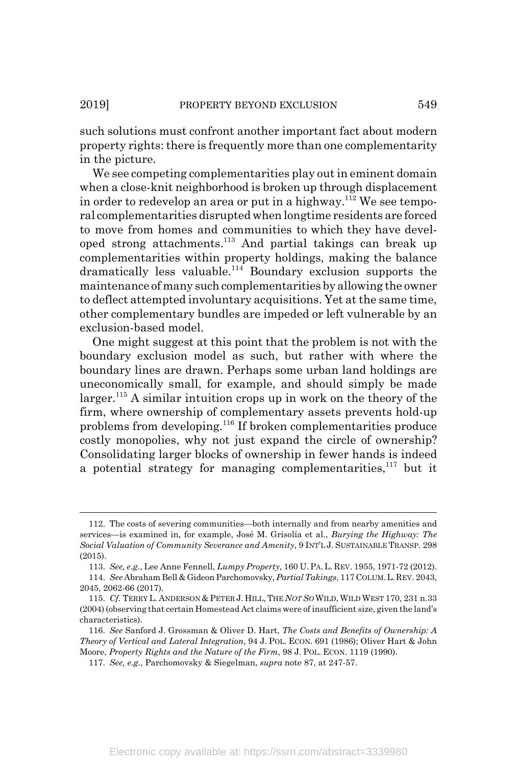such solutions must confront another important fact about modern property rights: there is frequently more than one complementarity in the picture.

We see competing complementarities play out in eminent domain when a close-knit neighborhood is broken up through displacement in order to redevelop an area or put in a highway.[112] We see temporal complementarities disrupted when longtime residents are forced to move from homes and communities to which they have developed strong attachments.[113] And partial takings can break up complementarities within property holdings, making the balance dramatically less valuable.[114] Boundary exclusion supports the maintenance of many such complementarities by allowing the owner to deflect attempted involuntary acquisitions. Yet at the same time, other complementary bundles are impeded or left vulnerable by an exclusion-based model.

One might suggest at this point that the problem is not with the boundary exclusion model as such, but rather with where the boundary lines are drawn. Perhaps some urban land holdings are uneconomically small, for example, and should simply be made larger.[115] A similar intuition crops up in work on the theory of the firm, where ownership of complementary assets prevents hold-up problems from developing.[116] If broken complementarities produce costly monopolies, why not just expand the circle of ownership? Consolidating larger blocks of ownership in fewer hands is indeed a potential strategy for managing complementarities,[117] but it

---

112. The costs of severing communities—both internally and from nearby amenities and services—is examined in, for example, José M. Grisolía et al., *Burying the Highway: The Social Valuation of Community Severance and Amenity*, 9 INT'L J. SUSTAINABLE TRANSP. 298 (2015).

113. *See, e.g.*, Lee Anne Fennell, *Lumpy Property*, 160 U. PA. L. REV. 1955, 1971-72 (2012).

114. *See* Abraham Bell & Gideon Parchomovsky, *Partial Takings*, 117 COLUM. L. REV. 2043, 2045, 2062-66 (2017).

115. *Cf.* TERRY L. ANDERSON & PETER J. HILL, THE *NOT SO* WILD, WILD WEST 170, 231 n.33 (2004) (observing that certain Homestead Act claims were of insufficient size, given the land's characteristics).

116. *See* Sanford J. Grossman & Oliver D. Hart, *The Costs and Benefits of Ownership: A Theory of Vertical and Lateral Integration*, 94 J. POL. ECON. 691 (1986); Oliver Hart & John Moore, *Property Rights and the Nature of the Firm*, 98 J. POL. ECON. 1119 (1990).

117. *See, e.g.*, Parchomovsky & Siegelman, *supra* note 87, at 247-57.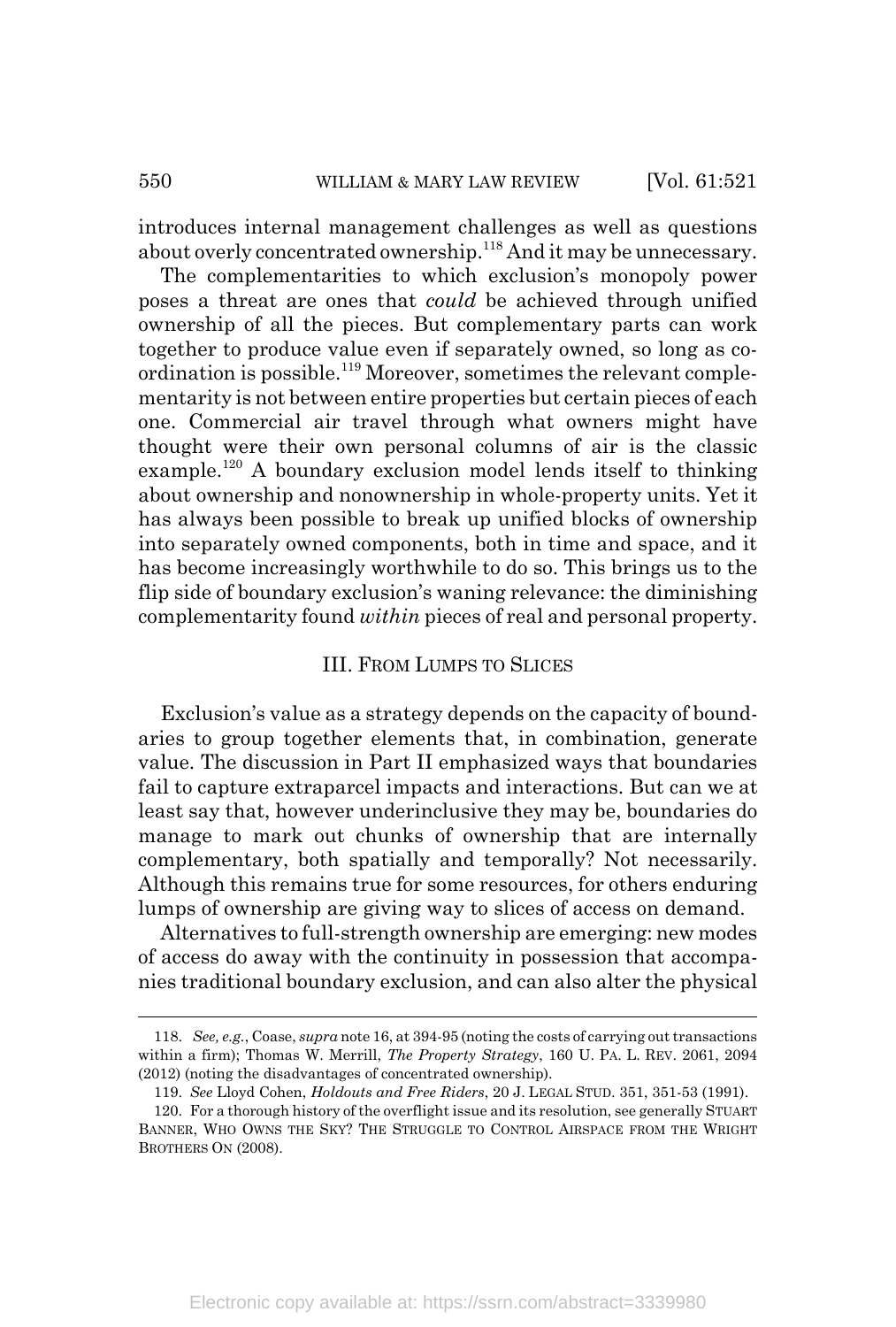introduces internal management challenges as well as questions about overly concentrated ownership.[118] And it may be unnecessary.

The complementarities to which exclusion's monopoly power poses a threat are ones that *could* be achieved through unified ownership of all the pieces. But complementary parts can work together to produce value even if separately owned, so long as coordination is possible.[119] Moreover, sometimes the relevant complementarity is not between entire properties but certain pieces of each one. Commercial air travel through what owners might have thought were their own personal columns of air is the classic example.[120] A boundary exclusion model lends itself to thinking about ownership and nonownership in whole-property units. Yet it has always been possible to break up unified blocks of ownership into separately owned components, both in time and space, and it has become increasingly worthwhile to do so. This brings us to the flip side of boundary exclusion's waning relevance: the diminishing complementarity found *within* pieces of real and personal property.

## III. FROM LUMPS TO SLICES

Exclusion's value as a strategy depends on the capacity of boundaries to group together elements that, in combination, generate value. The discussion in Part II emphasized ways that boundaries fail to capture extraparcel impacts and interactions. But can we at least say that, however underinclusive they may be, boundaries do manage to mark out chunks of ownership that are internally complementary, both spatially and temporally? Not necessarily. Although this remains true for some resources, for others enduring lumps of ownership are giving way to slices of access on demand.

Alternatives to full-strength ownership are emerging: new modes of access do away with the continuity in possession that accompanies traditional boundary exclusion, and can also alter the physical

---

118. *See, e.g.*, Coase, *supra* note 16, at 394-95 (noting the costs of carrying out transactions within a firm); Thomas W. Merrill, *The Property Strategy*, 160 U. PA. L. REV. 2061, 2094 (2012) (noting the disadvantages of concentrated ownership).

119. *See* Lloyd Cohen, *Holdouts and Free Riders*, 20 J. LEGAL STUD. 351, 351-53 (1991).

120. For a thorough history of the overflight issue and its resolution, see generally STUART BANNER, WHO OWNS THE SKY? THE STRUGGLE TO CONTROL AIRSPACE FROM THE WRIGHT BROTHERS ON (2008).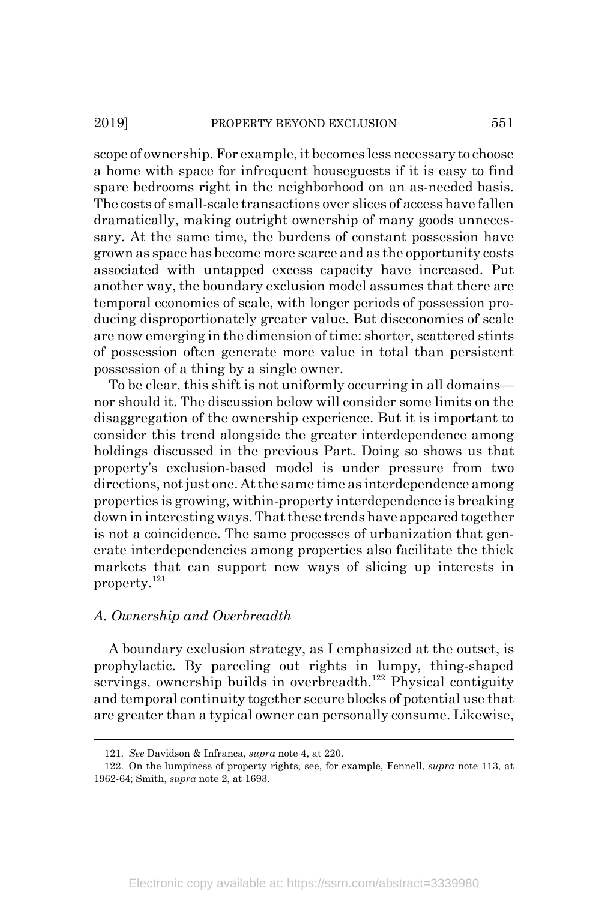scope of ownership. For example, it becomes less necessary to choose a home with space for infrequent houseguests if it is easy to find spare bedrooms right in the neighborhood on an as-needed basis. The costs of small-scale transactions over slices of access have fallen dramatically, making outright ownership of many goods unnecessary. At the same time, the burdens of constant possession have grown as space has become more scarce and as the opportunity costs associated with untapped excess capacity have increased. Put another way, the boundary exclusion model assumes that there are temporal economies of scale, with longer periods of possession producing disproportionately greater value. But diseconomies of scale are now emerging in the dimension of time: shorter, scattered stints of possession often generate more value in total than persistent possession of a thing by a single owner.

To be clear, this shift is not uniformly occurring in all domains—nor should it. The discussion below will consider some limits on the disaggregation of the ownership experience. But it is important to consider this trend alongside the greater interdependence among holdings discussed in the previous Part. Doing so shows us that property's exclusion-based model is under pressure from two directions, not just one. At the same time as interdependence among properties is growing, within-property interdependence is breaking down in interesting ways. That these trends have appeared together is not a coincidence. The same processes of urbanization that generate interdependencies among properties also facilitate the thick markets that can support new ways of slicing up interests in property.[121]

### *A. Ownership and Overbreadth*

A boundary exclusion strategy, as I emphasized at the outset, is prophylactic. By parceling out rights in lumpy, thing-shaped servings, ownership builds in overbreadth.[122] Physical contiguity and temporal continuity together secure blocks of potential use that are greater than a typical owner can personally consume. Likewise,

---

121. *See* Davidson & Infranca, *supra* note 4, at 220.

122. On the lumpiness of property rights, see, for example, Fennell, *supra* note 113, at 1962-64; Smith, *supra* note 2, at 1693.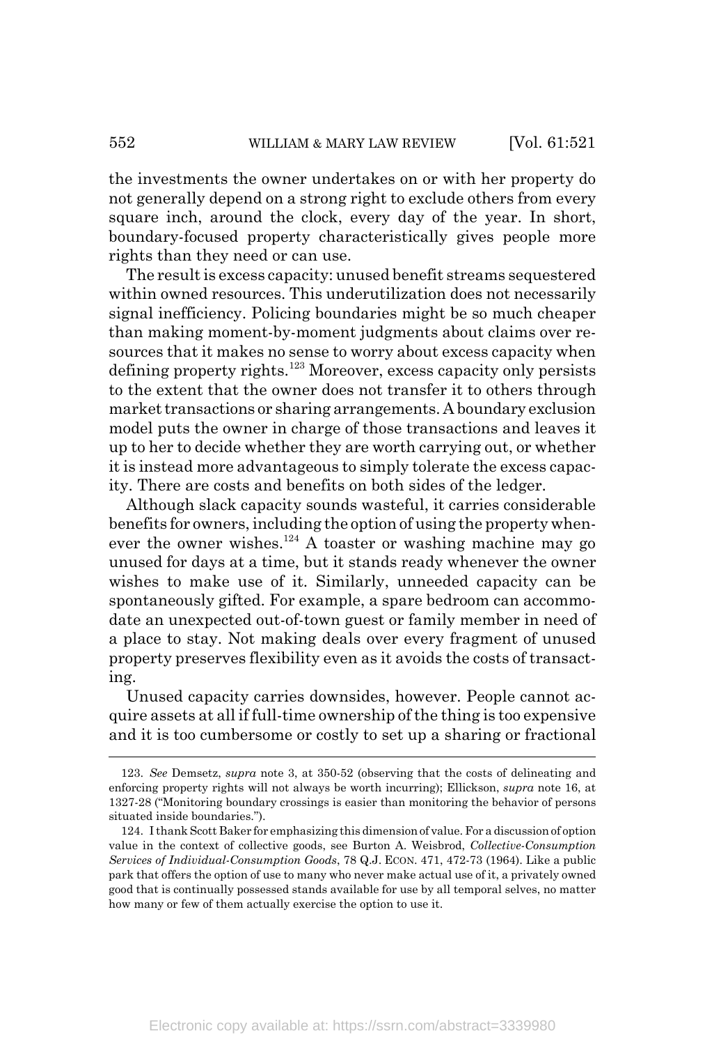the investments the owner undertakes on or with her property do not generally depend on a strong right to exclude others from every square inch, around the clock, every day of the year. In short, boundary-focused property characteristically gives people more rights than they need or can use.

The result is excess capacity: unused benefit streams sequestered within owned resources. This underutilization does not necessarily signal inefficiency. Policing boundaries might be so much cheaper than making moment-by-moment judgments about claims over resources that it makes no sense to worry about excess capacity when defining property rights.[123] Moreover, excess capacity only persists to the extent that the owner does not transfer it to others through market transactions or sharing arrangements. A boundary exclusion model puts the owner in charge of those transactions and leaves it up to her to decide whether they are worth carrying out, or whether it is instead more advantageous to simply tolerate the excess capacity. There are costs and benefits on both sides of the ledger.

Although slack capacity sounds wasteful, it carries considerable benefits for owners, including the option of using the property whenever the owner wishes.[124] A toaster or washing machine may go unused for days at a time, but it stands ready whenever the owner wishes to make use of it. Similarly, unneeded capacity can be spontaneously gifted. For example, a spare bedroom can accommodate an unexpected out-of-town guest or family member in need of a place to stay. Not making deals over every fragment of unused property preserves flexibility even as it avoids the costs of transacting.

Unused capacity carries downsides, however. People cannot acquire assets at all if full-time ownership of the thing is too expensive and it is too cumbersome or costly to set up a sharing or fractional

---

123. *See* Demsetz, *supra* note 3, at 350-52 (observing that the costs of delineating and enforcing property rights will not always be worth incurring); Ellickson, *supra* note 16, at 1327-28 ("Monitoring boundary crossings is easier than monitoring the behavior of persons situated inside boundaries.").

124. I thank Scott Baker for emphasizing this dimension of value. For a discussion of option value in the context of collective goods, see Burton A. Weisbrod, *Collective-Consumption Services of Individual-Consumption Goods*, 78 Q.J. ECON. 471, 472-73 (1964). Like a public park that offers the option of use to many who never make actual use of it, a privately owned good that is continually possessed stands available for use by all temporal selves, no matter how many or few of them actually exercise the option to use it.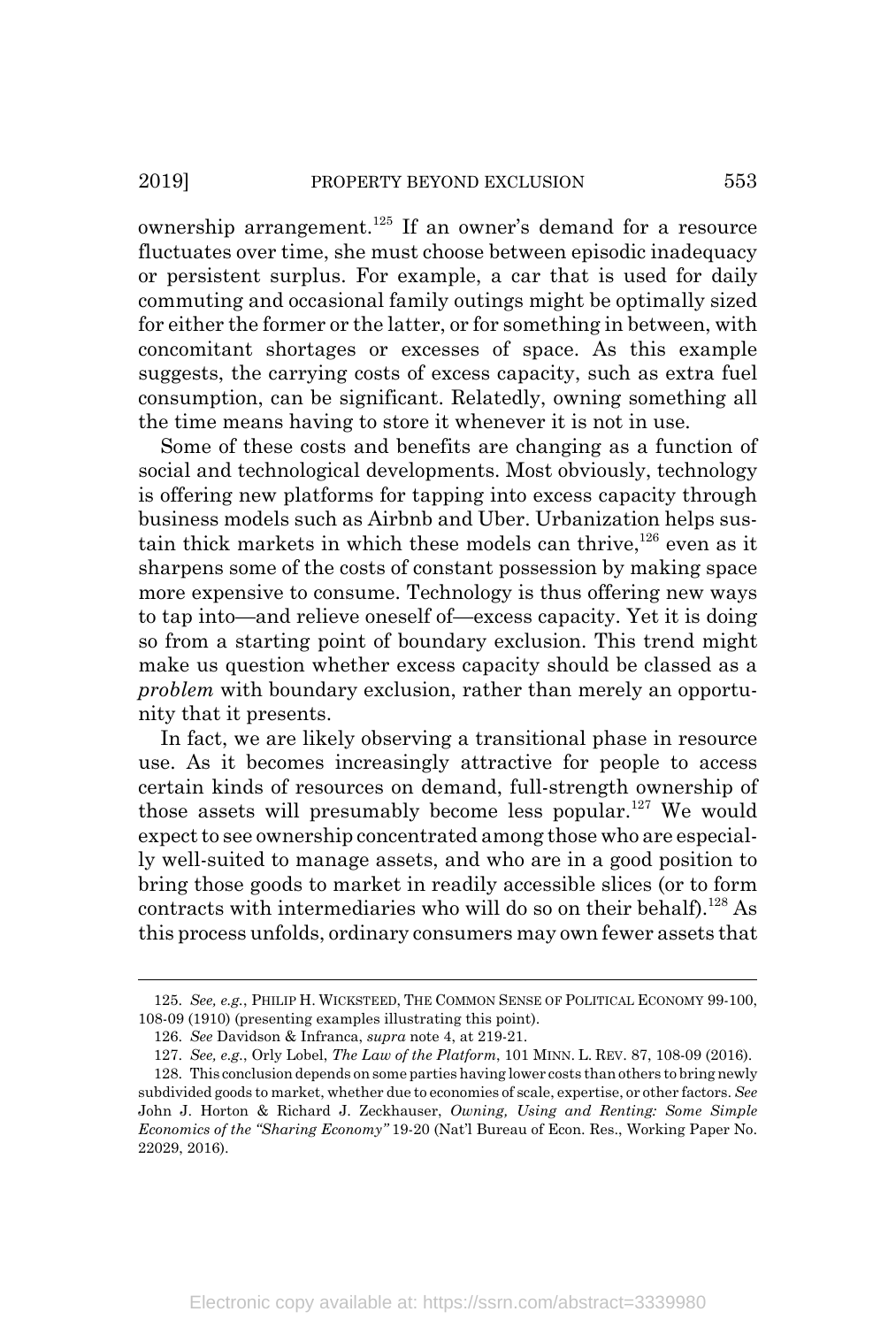ownership arrangement.[125] If an owner's demand for a resource fluctuates over time, she must choose between episodic inadequacy or persistent surplus. For example, a car that is used for daily commuting and occasional family outings might be optimally sized for either the former or the latter, or for something in between, with concomitant shortages or excesses of space. As this example suggests, the carrying costs of excess capacity, such as extra fuel consumption, can be significant. Relatedly, owning something all the time means having to store it whenever it is not in use.

Some of these costs and benefits are changing as a function of social and technological developments. Most obviously, technology is offering new platforms for tapping into excess capacity through business models such as Airbnb and Uber. Urbanization helps sustain thick markets in which these models can thrive,[126] even as it sharpens some of the costs of constant possession by making space more expensive to consume. Technology is thus offering new ways to tap into—and relieve oneself of—excess capacity. Yet it is doing so from a starting point of boundary exclusion. This trend might make us question whether excess capacity should be classed as a *problem* with boundary exclusion, rather than merely an opportunity that it presents.

In fact, we are likely observing a transitional phase in resource use. As it becomes increasingly attractive for people to access certain kinds of resources on demand, full-strength ownership of those assets will presumably become less popular.[127] We would expect to see ownership concentrated among those who are especially well-suited to manage assets, and who are in a good position to bring those goods to market in readily accessible slices (or to form contracts with intermediaries who will do so on their behalf).[128] As this process unfolds, ordinary consumers may own fewer assets that

---

125. *See, e.g.*, PHILIP H. WICKSTEED, THE COMMON SENSE OF POLITICAL ECONOMY 99-100, 108-09 (1910) (presenting examples illustrating this point).

126. *See* Davidson & Infranca, *supra* note 4, at 219-21.

127. *See, e.g.*, Orly Lobel, *The Law of the Platform*, 101 MINN. L. REV. 87, 108-09 (2016).

128. This conclusion depends on some parties having lower costs than others to bring newly subdivided goods to market, whether due to economies of scale, expertise, or other factors. *See* John J. Horton & Richard J. Zeckhauser, *Owning, Using and Renting: Some Simple Economics of the "Sharing Economy"* 19-20 (Nat'l Bureau of Econ. Res., Working Paper No. 22029, 2016).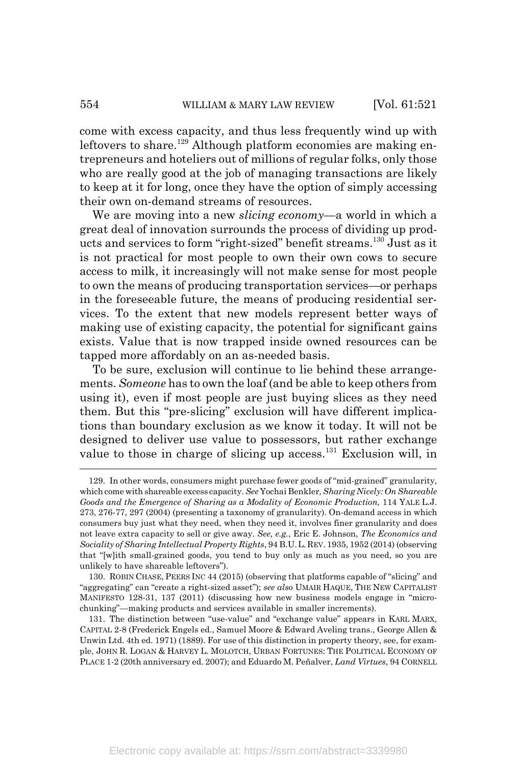come with excess capacity, and thus less frequently wind up with leftovers to share.[129] Although platform economies are making entrepreneurs and hoteliers out of millions of regular folks, only those who are really good at the job of managing transactions are likely to keep at it for long, once they have the option of simply accessing their own on-demand streams of resources.

We are moving into a new *slicing economy*—a world in which a great deal of innovation surrounds the process of dividing up products and services to form "right-sized" benefit streams.[130] Just as it is not practical for most people to own their own cows to secure access to milk, it increasingly will not make sense for most people to own the means of producing transportation services—or perhaps in the foreseeable future, the means of producing residential services. To the extent that new models represent better ways of making use of existing capacity, the potential for significant gains exists. Value that is now trapped inside owned resources can be tapped more affordably on an as-needed basis.

To be sure, exclusion will continue to lie behind these arrangements. *Someone* has to own the loaf (and be able to keep others from using it), even if most people are just buying slices as they need them. But this "pre-slicing" exclusion will have different implications than boundary exclusion as we know it today. It will not be designed to deliver use value to possessors, but rather exchange value to those in charge of slicing up access.[131] Exclusion will, in

---

129. In other words, consumers might purchase fewer goods of "mid-grained" granularity, which come with shareable excess capacity. *See* Yochai Benkler, *Sharing Nicely: On Shareable Goods and the Emergence of Sharing as a Modality of Economic Production,* 114 YALE L.J. 273, 276-77, 297 (2004) (presenting a taxonomy of granularity). On-demand access in which consumers buy just what they need, when they need it, involves finer granularity and does not leave extra capacity to sell or give away. *See, e.g.*, Eric E. Johnson, *The Economics and Sociality of Sharing Intellectual Property Rights*, 94 B.U. L. REV. 1935, 1952 (2014) (observing that "[w]ith small-grained goods, you tend to buy only as much as you need, so you are unlikely to have shareable leftovers").

130. ROBIN CHASE, PEERS INC 44 (2015) (observing that platforms capable of "slicing" and "aggregating" can "create a right-sized asset"); *see also* UMAIR HAQUE, THE NEW CAPITALIST MANIFESTO 128-31, 137 (2011) (discussing how new business models engage in "microchunking"—making products and services available in smaller increments).

131. The distinction between "use-value" and "exchange value" appears in KARL MARX, CAPITAL 2-8 (Frederick Engels ed., Samuel Moore & Edward Aveling trans., George Allen & Unwin Ltd. 4th ed. 1971) (1889). For use of this distinction in property theory, see, for example, JOHN R. LOGAN & HARVEY L. MOLOTCH, URBAN FORTUNES: THE POLITICAL ECONOMY OF PLACE 1-2 (20th anniversary ed. 2007); and Eduardo M. Peñalver, *Land Virtues*, 94 CORNELL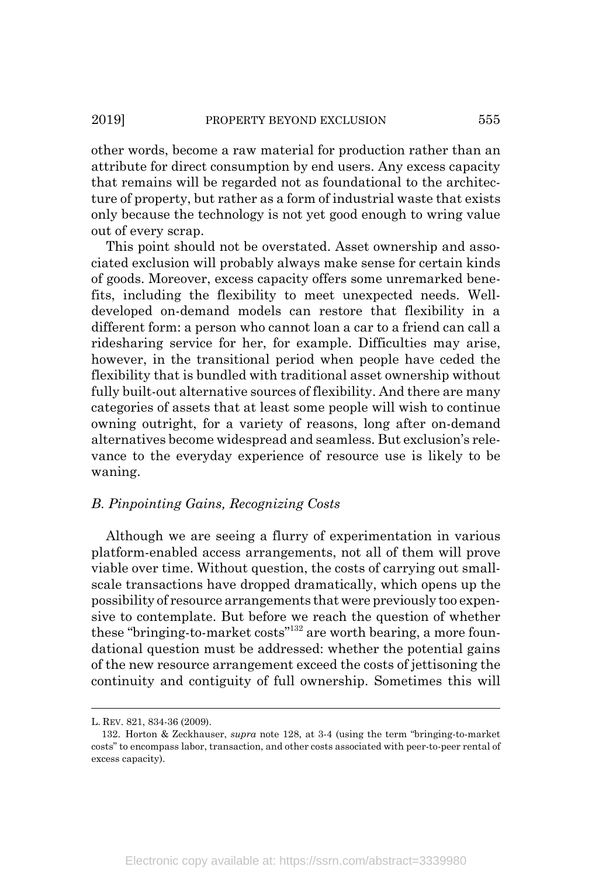other words, become a raw material for production rather than an attribute for direct consumption by end users. Any excess capacity that remains will be regarded not as foundational to the architecture of property, but rather as a form of industrial waste that exists only because the technology is not yet good enough to wring value out of every scrap.

This point should not be overstated. Asset ownership and associated exclusion will probably always make sense for certain kinds of goods. Moreover, excess capacity offers some unremarked benefits, including the flexibility to meet unexpected needs. Well-developed on-demand models can restore that flexibility in a different form: a person who cannot loan a car to a friend can call a ridesharing service for her, for example. Difficulties may arise, however, in the transitional period when people have ceded the flexibility that is bundled with traditional asset ownership without fully built-out alternative sources of flexibility. And there are many categories of assets that at least some people will wish to continue owning outright, for a variety of reasons, long after on-demand alternatives become widespread and seamless. But exclusion's relevance to the everyday experience of resource use is likely to be waning.

### *B. Pinpointing Gains, Recognizing Costs*

Although we are seeing a flurry of experimentation in various platform-enabled access arrangements, not all of them will prove viable over time. Without question, the costs of carrying out small-scale transactions have dropped dramatically, which opens up the possibility of resource arrangements that were previously too expensive to contemplate. But before we reach the question of whether these "bringing-to-market costs"[132] are worth bearing, a more foundational question must be addressed: whether the potential gains of the new resource arrangement exceed the costs of jettisoning the continuity and contiguity of full ownership. Sometimes this will

---

L. REV. 821, 834-36 (2009).

132. Horton & Zeckhauser, *supra* note 128, at 3-4 (using the term "bringing-to-market costs" to encompass labor, transaction, and other costs associated with peer-to-peer rental of excess capacity).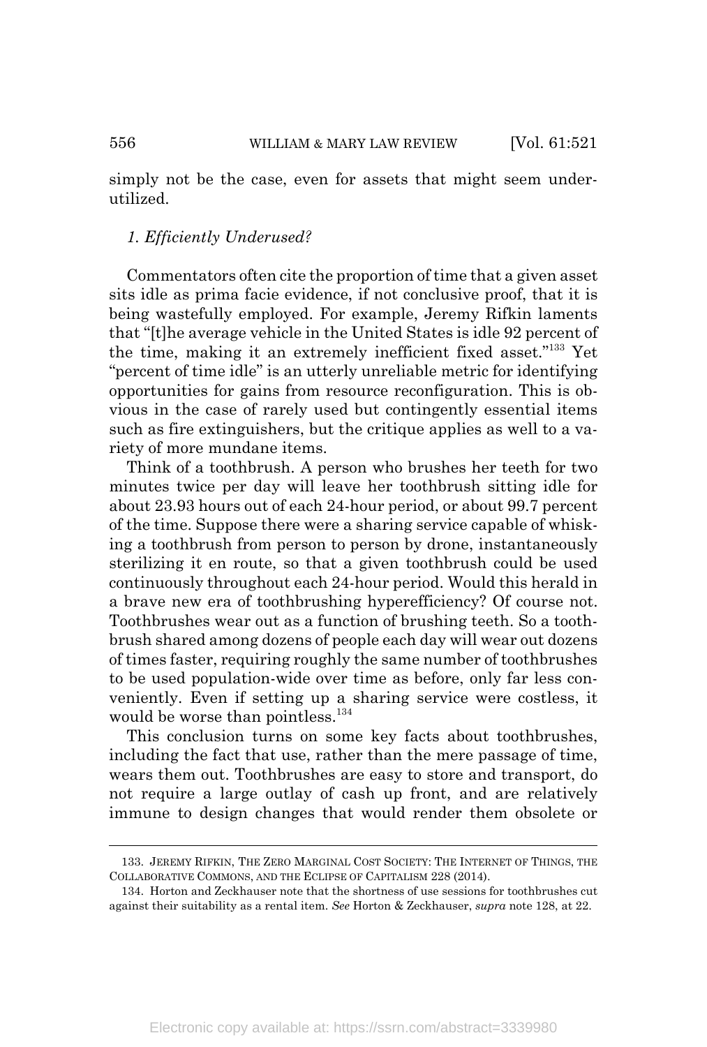simply not be the case, even for assets that might seem underutilized.

### *1. Efficiently Underused?*

Commentators often cite the proportion of time that a given asset sits idle as prima facie evidence, if not conclusive proof, that it is being wastefully employed. For example, Jeremy Rifkin laments that "[t]he average vehicle in the United States is idle 92 percent of the time, making it an extremely inefficient fixed asset."[133] Yet "percent of time idle" is an utterly unreliable metric for identifying opportunities for gains from resource reconfiguration. This is obvious in the case of rarely used but contingently essential items such as fire extinguishers, but the critique applies as well to a variety of more mundane items.

Think of a toothbrush. A person who brushes her teeth for two minutes twice per day will leave her toothbrush sitting idle for about 23.93 hours out of each 24-hour period, or about 99.7 percent of the time. Suppose there were a sharing service capable of whisking a toothbrush from person to person by drone, instantaneously sterilizing it en route, so that a given toothbrush could be used continuously throughout each 24-hour period. Would this herald in a brave new era of toothbrushing hyperefficiency? Of course not. Toothbrushes wear out as a function of brushing teeth. So a toothbrush shared among dozens of people each day will wear out dozens of times faster, requiring roughly the same number of toothbrushes to be used population-wide over time as before, only far less conveniently. Even if setting up a sharing service were costless, it would be worse than pointless.[134]

This conclusion turns on some key facts about toothbrushes, including the fact that use, rather than the mere passage of time, wears them out. Toothbrushes are easy to store and transport, do not require a large outlay of cash up front, and are relatively immune to design changes that would render them obsolete or

---

133. JEREMY RIFKIN, THE ZERO MARGINAL COST SOCIETY: THE INTERNET OF THINGS, THE COLLABORATIVE COMMONS, AND THE ECLIPSE OF CAPITALISM 228 (2014).

134. Horton and Zeckhauser note that the shortness of use sessions for toothbrushes cut against their suitability as a rental item. *See* Horton & Zeckhauser, *supra* note 128, at 22.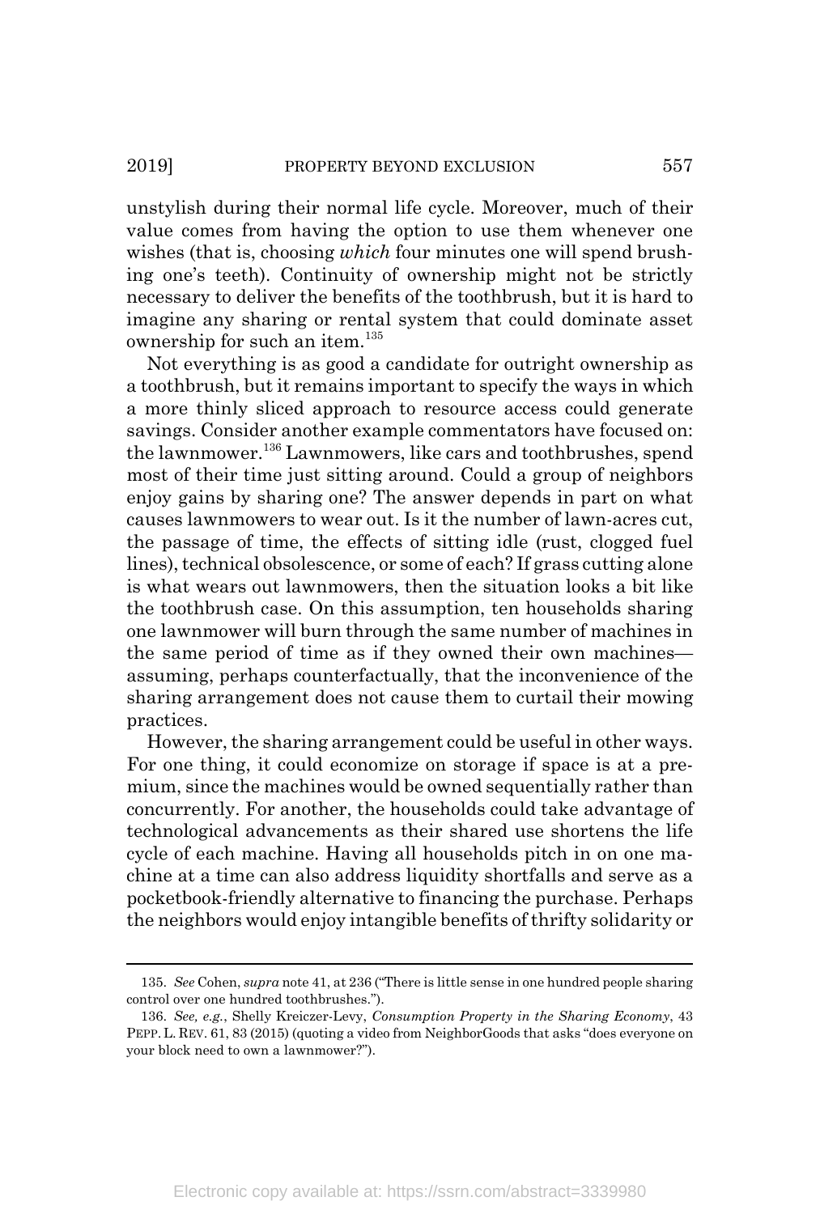unstylish during their normal life cycle. Moreover, much of their value comes from having the option to use them whenever one wishes (that is, choosing *which* four minutes one will spend brushing one's teeth). Continuity of ownership might not be strictly necessary to deliver the benefits of the toothbrush, but it is hard to imagine any sharing or rental system that could dominate asset ownership for such an item.[135]

Not everything is as good a candidate for outright ownership as a toothbrush, but it remains important to specify the ways in which a more thinly sliced approach to resource access could generate savings. Consider another example commentators have focused on: the lawnmower.[136] Lawnmowers, like cars and toothbrushes, spend most of their time just sitting around. Could a group of neighbors enjoy gains by sharing one? The answer depends in part on what causes lawnmowers to wear out. Is it the number of lawn-acres cut, the passage of time, the effects of sitting idle (rust, clogged fuel lines), technical obsolescence, or some of each? If grass cutting alone is what wears out lawnmowers, then the situation looks a bit like the toothbrush case. On this assumption, ten households sharing one lawnmower will burn through the same number of machines in the same period of time as if they owned their own machines—assuming, perhaps counterfactually, that the inconvenience of the sharing arrangement does not cause them to curtail their mowing practices.

However, the sharing arrangement could be useful in other ways. For one thing, it could economize on storage if space is at a premium, since the machines would be owned sequentially rather than concurrently. For another, the households could take advantage of technological advancements as their shared use shortens the life cycle of each machine. Having all households pitch in on one machine at a time can also address liquidity shortfalls and serve as a pocketbook-friendly alternative to financing the purchase. Perhaps the neighbors would enjoy intangible benefits of thrifty solidarity or

---

135. *See* Cohen, *supra* note 41, at 236 ("There is little sense in one hundred people sharing control over one hundred toothbrushes.").

136. *See, e.g.*, Shelly Kreiczer-Levy, *Consumption Property in the Sharing Economy*, 43 PEPP. L. REV. 61, 83 (2015) (quoting a video from NeighborGoods that asks "does everyone on your block need to own a lawnmower?").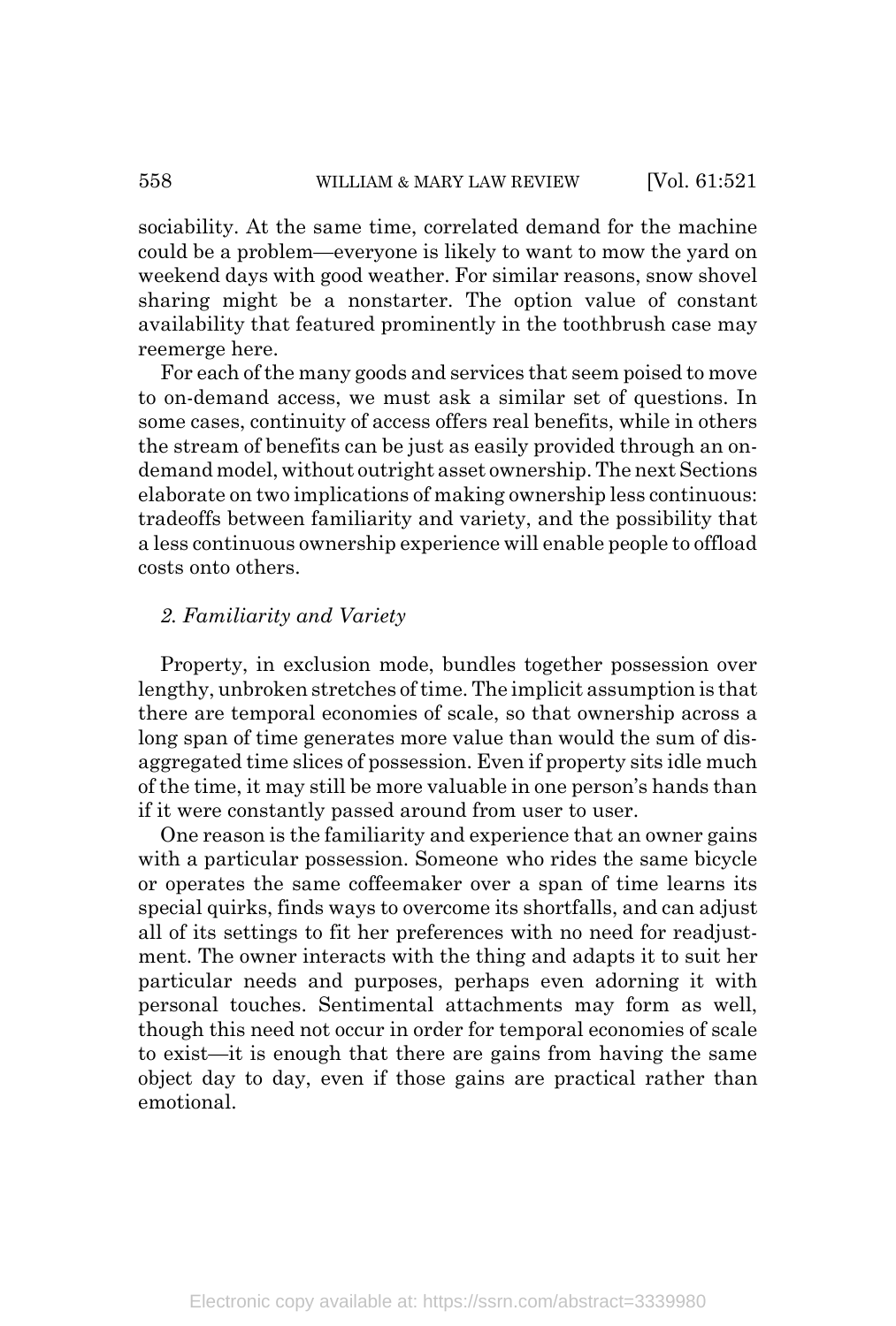sociability. At the same time, correlated demand for the machine could be a problem—everyone is likely to want to mow the yard on weekend days with good weather. For similar reasons, snow shovel sharing might be a nonstarter. The option value of constant availability that featured prominently in the toothbrush case may reemerge here.

For each of the many goods and services that seem poised to move to on-demand access, we must ask a similar set of questions. In some cases, continuity of access offers real benefits, while in others the stream of benefits can be just as easily provided through an on-demand model, without outright asset ownership. The next Sections elaborate on two implications of making ownership less continuous: tradeoffs between familiarity and variety, and the possibility that a less continuous ownership experience will enable people to offload costs onto others.

### *2. Familiarity and Variety*

Property, in exclusion mode, bundles together possession over lengthy, unbroken stretches of time. The implicit assumption is that there are temporal economies of scale, so that ownership across a long span of time generates more value than would the sum of disaggregated time slices of possession. Even if property sits idle much of the time, it may still be more valuable in one person's hands than if it were constantly passed around from user to user.

One reason is the familiarity and experience that an owner gains with a particular possession. Someone who rides the same bicycle or operates the same coffeemaker over a span of time learns its special quirks, finds ways to overcome its shortfalls, and can adjust all of its settings to fit her preferences with no need for readjustment. The owner interacts with the thing and adapts it to suit her particular needs and purposes, perhaps even adorning it with personal touches. Sentimental attachments may form as well, though this need not occur in order for temporal economies of scale to exist—it is enough that there are gains from having the same object day to day, even if those gains are practical rather than emotional.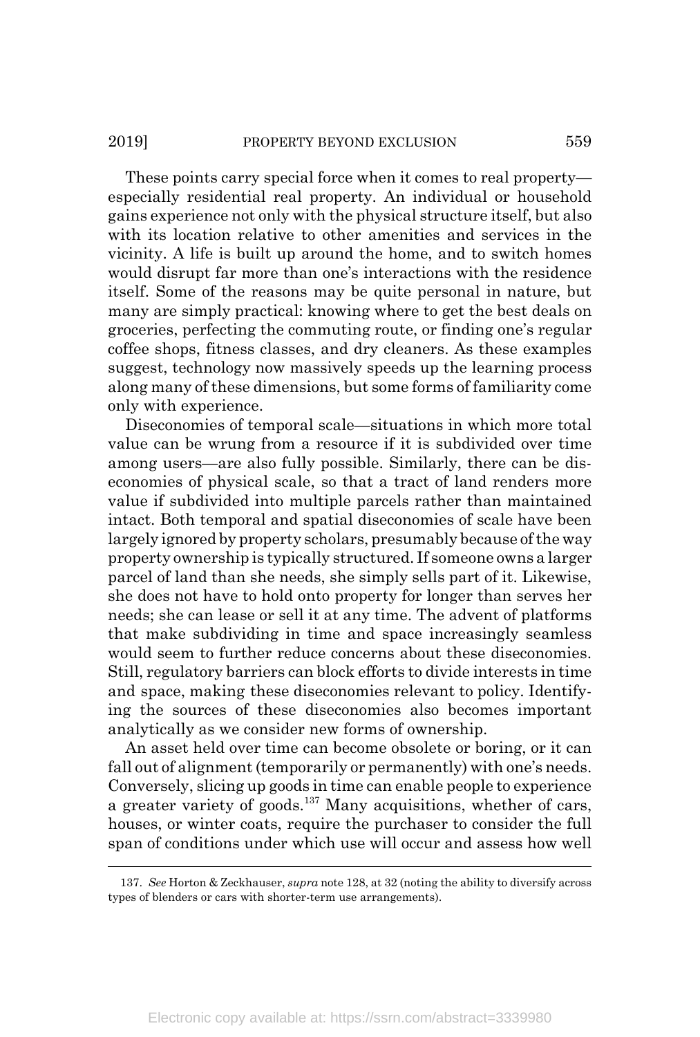These points carry special force when it comes to real property—especially residential real property. An individual or household gains experience not only with the physical structure itself, but also with its location relative to other amenities and services in the vicinity. A life is built up around the home, and to switch homes would disrupt far more than one's interactions with the residence itself. Some of the reasons may be quite personal in nature, but many are simply practical: knowing where to get the best deals on groceries, perfecting the commuting route, or finding one's regular coffee shops, fitness classes, and dry cleaners. As these examples suggest, technology now massively speeds up the learning process along many of these dimensions, but some forms of familiarity come only with experience.

Diseconomies of temporal scale—situations in which more total value can be wrung from a resource if it is subdivided over time among users—are also fully possible. Similarly, there can be diseconomies of physical scale, so that a tract of land renders more value if subdivided into multiple parcels rather than maintained intact. Both temporal and spatial diseconomies of scale have been largely ignored by property scholars, presumably because of the way property ownership is typically structured. If someone owns a larger parcel of land than she needs, she simply sells part of it. Likewise, she does not have to hold onto property for longer than serves her needs; she can lease or sell it at any time. The advent of platforms that make subdividing in time and space increasingly seamless would seem to further reduce concerns about these diseconomies. Still, regulatory barriers can block efforts to divide interests in time and space, making these diseconomies relevant to policy. Identifying the sources of these diseconomies also becomes important analytically as we consider new forms of ownership.

An asset held over time can become obsolete or boring, or it can fall out of alignment (temporarily or permanently) with one's needs. Conversely, slicing up goods in time can enable people to experience a greater variety of goods.[137] Many acquisitions, whether of cars, houses, or winter coats, require the purchaser to consider the full span of conditions under which use will occur and assess how well

---

137. *See* Horton & Zeckhauser, *supra* note 128, at 32 (noting the ability to diversify across types of blenders or cars with shorter-term use arrangements).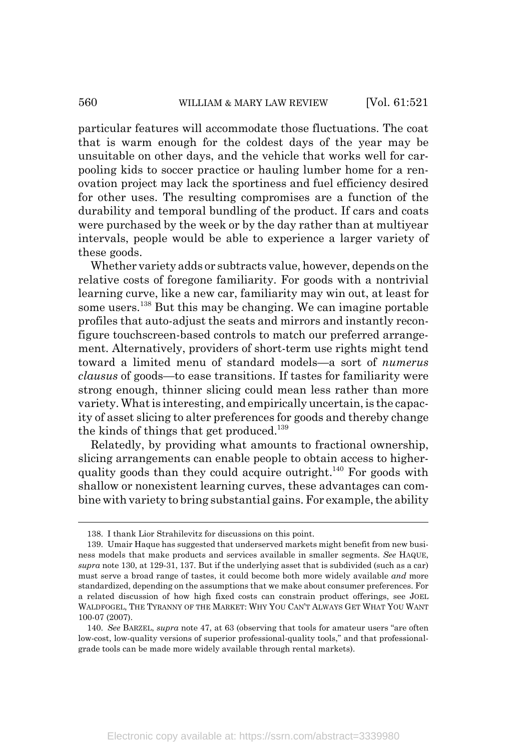particular features will accommodate those fluctuations. The coat that is warm enough for the coldest days of the year may be unsuitable on other days, and the vehicle that works well for carpooling kids to soccer practice or hauling lumber home for a renovation project may lack the sportiness and fuel efficiency desired for other uses. The resulting compromises are a function of the durability and temporal bundling of the product. If cars and coats were purchased by the week or by the day rather than at multiyear intervals, people would be able to experience a larger variety of these goods.

Whether variety adds or subtracts value, however, depends on the relative costs of foregone familiarity. For goods with a nontrivial learning curve, like a new car, familiarity may win out, at least for some users.[138] But this may be changing. We can imagine portable profiles that auto-adjust the seats and mirrors and instantly reconfigure touchscreen-based controls to match our preferred arrangement. Alternatively, providers of short-term use rights might tend toward a limited menu of standard models—a sort of *numerus clausus* of goods—to ease transitions. If tastes for familiarity were strong enough, thinner slicing could mean less rather than more variety. What is interesting, and empirically uncertain, is the capacity of asset slicing to alter preferences for goods and thereby change the kinds of things that get produced.[139]

Relatedly, by providing what amounts to fractional ownership, slicing arrangements can enable people to obtain access to higher-quality goods than they could acquire outright.[140] For goods with shallow or nonexistent learning curves, these advantages can combine with variety to bring substantial gains. For example, the ability

---

138. I thank Lior Strahilevitz for discussions on this point.

139. Umair Haque has suggested that underserved markets might benefit from new business models that make products and services available in smaller segments. *See* HAQUE, *supra* note 130, at 129-31, 137. But if the underlying asset that is subdivided (such as a car) must serve a broad range of tastes, it could become both more widely available *and* more standardized, depending on the assumptions that we make about consumer preferences. For a related discussion of how high fixed costs can constrain product offerings, see JOEL WALDFOGEL, THE TYRANNY OF THE MARKET: WHY YOU CAN'T ALWAYS GET WHAT YOU WANT 100-07 (2007).

140. *See* BARZEL, *supra* note 47, at 63 (observing that tools for amateur users "are often low-cost, low-quality versions of superior professional-quality tools," and that professional-grade tools can be made more widely available through rental markets).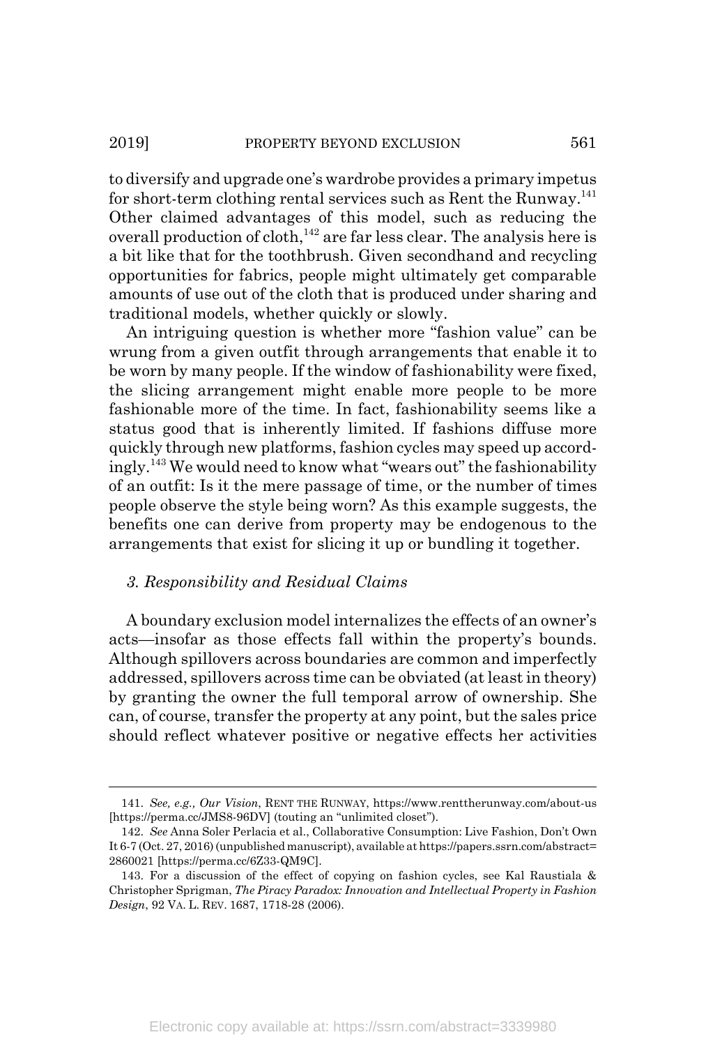to diversify and upgrade one's wardrobe provides a primary impetus for short-term clothing rental services such as Rent the Runway.[141] Other claimed advantages of this model, such as reducing the overall production of cloth,[142] are far less clear. The analysis here is a bit like that for the toothbrush. Given secondhand and recycling opportunities for fabrics, people might ultimately get comparable amounts of use out of the cloth that is produced under sharing and traditional models, whether quickly or slowly.

An intriguing question is whether more "fashion value" can be wrung from a given outfit through arrangements that enable it to be worn by many people. If the window of fashionability were fixed, the slicing arrangement might enable more people to be more fashionable more of the time. In fact, fashionability seems like a status good that is inherently limited. If fashions diffuse more quickly through new platforms, fashion cycles may speed up accordingly.[143] We would need to know what "wears out" the fashionability of an outfit: Is it the mere passage of time, or the number of times people observe the style being worn? As this example suggests, the benefits one can derive from property may be endogenous to the arrangements that exist for slicing it up or bundling it together.

### *3. Responsibility and Residual Claims*

A boundary exclusion model internalizes the effects of an owner's acts—insofar as those effects fall within the property's bounds. Although spillovers across boundaries are common and imperfectly addressed, spillovers across time can be obviated (at least in theory) by granting the owner the full temporal arrow of ownership. She can, of course, transfer the property at any point, but the sales price should reflect whatever positive or negative effects her activities

---

141. *See, e.g., Our Vision*, RENT THE RUNWAY, https://www.renttherunway.com/about-us [https://perma.cc/JMS8-96DV] (touting an "unlimited closet").

142. *See* Anna Soler Perlacia et al., Collaborative Consumption: Live Fashion, Don't Own It 6-7 (Oct. 27, 2016) (unpublished manuscript), available at https://papers.ssrn.com/abstract=2860021 [https://perma.cc/6Z33-QM9C].

143. For a discussion of the effect of copying on fashion cycles, see Kal Raustiala & Christopher Sprigman, *The Piracy Paradox: Innovation and Intellectual Property in Fashion Design*, 92 VA. L. REV. 1687, 1718-28 (2006).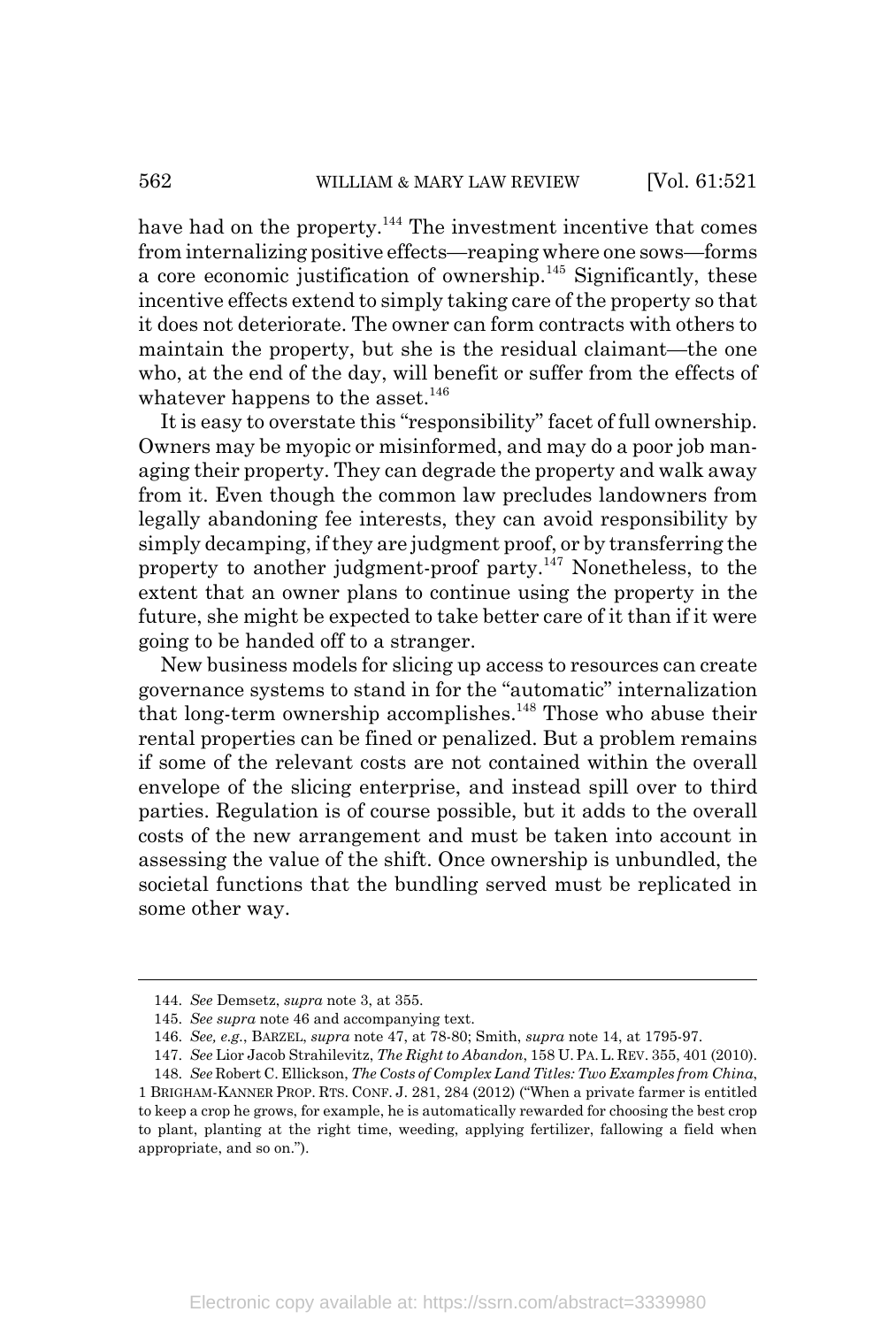have had on the property.[144] The investment incentive that comes from internalizing positive effects—reaping where one sows—forms a core economic justification of ownership.[145] Significantly, these incentive effects extend to simply taking care of the property so that it does not deteriorate. The owner can form contracts with others to maintain the property, but she is the residual claimant—the one who, at the end of the day, will benefit or suffer from the effects of whatever happens to the asset.[146]

It is easy to overstate this "responsibility" facet of full ownership. Owners may be myopic or misinformed, and may do a poor job managing their property. They can degrade the property and walk away from it. Even though the common law precludes landowners from legally abandoning fee interests, they can avoid responsibility by simply decamping, if they are judgment proof, or by transferring the property to another judgment-proof party.[147] Nonetheless, to the extent that an owner plans to continue using the property in the future, she might be expected to take better care of it than if it were going to be handed off to a stranger.

New business models for slicing up access to resources can create governance systems to stand in for the "automatic" internalization that long-term ownership accomplishes.[148] Those who abuse their rental properties can be fined or penalized. But a problem remains if some of the relevant costs are not contained within the overall envelope of the slicing enterprise, and instead spill over to third parties. Regulation is of course possible, but it adds to the overall costs of the new arrangement and must be taken into account in assessing the value of the shift. Once ownership is unbundled, the societal functions that the bundling served must be replicated in some other way.

---

144. *See* Demsetz, *supra* note 3, at 355.

145. *See supra* note 46 and accompanying text.

146. *See, e.g.*, BARZEL, *supra* note 47, at 78-80; Smith, *supra* note 14, at 1795-97.

147. *See* Lior Jacob Strahilevitz, *The Right to Abandon*, 158 U. PA. L. REV. 355, 401 (2010).

148. *See* Robert C. Ellickson, *The Costs of Complex Land Titles: Two Examples from China*, 1 BRIGHAM-KANNER PROP. RTS. CONF. J. 281, 284 (2012) ("When a private farmer is entitled to keep a crop he grows, for example, he is automatically rewarded for choosing the best crop to plant, planting at the right time, weeding, applying fertilizer, fallowing a field when appropriate, and so on.").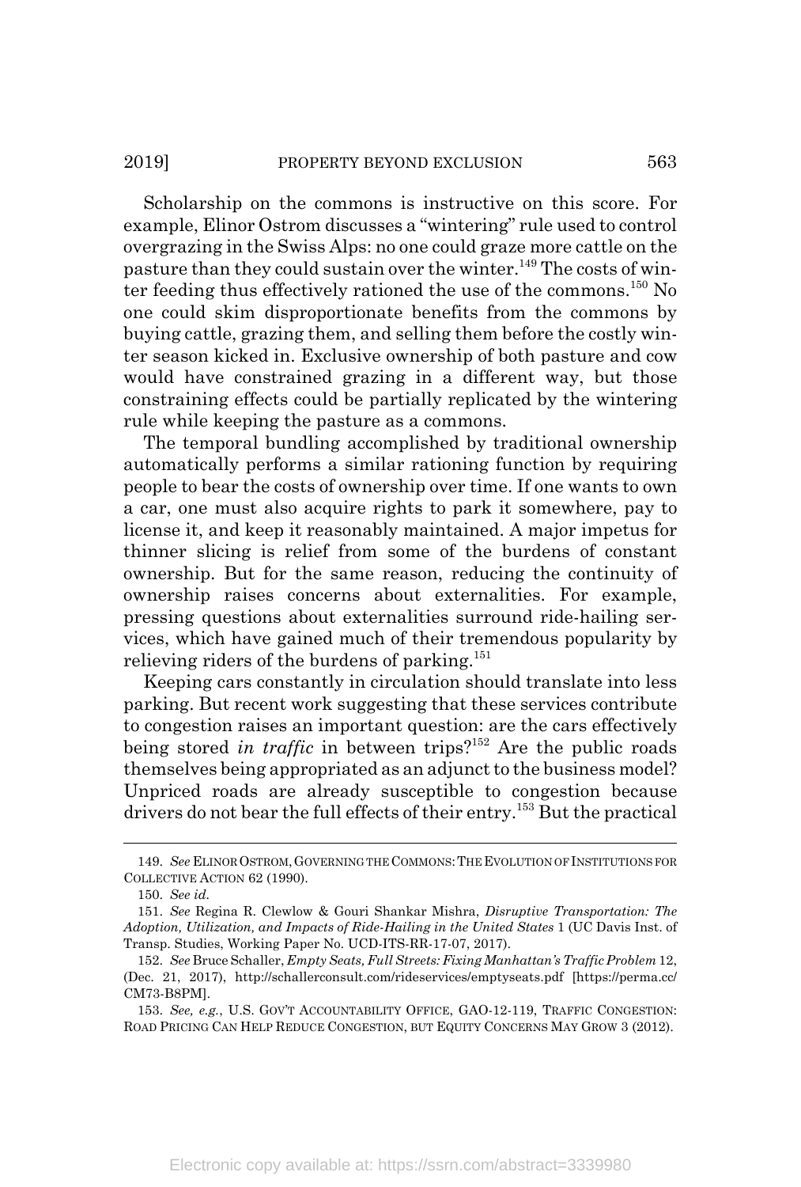Scholarship on the commons is instructive on this score. For example, Elinor Ostrom discusses a "wintering" rule used to control overgrazing in the Swiss Alps: no one could graze more cattle on the pasture than they could sustain over the winter.[149] The costs of winter feeding thus effectively rationed the use of the commons.[150] No one could skim disproportionate benefits from the commons by buying cattle, grazing them, and selling them before the costly winter season kicked in. Exclusive ownership of both pasture and cow would have constrained grazing in a different way, but those constraining effects could be partially replicated by the wintering rule while keeping the pasture as a commons.

The temporal bundling accomplished by traditional ownership automatically performs a similar rationing function by requiring people to bear the costs of ownership over time. If one wants to own a car, one must also acquire rights to park it somewhere, pay to license it, and keep it reasonably maintained. A major impetus for thinner slicing is relief from some of the burdens of constant ownership. But for the same reason, reducing the continuity of ownership raises concerns about externalities. For example, pressing questions about externalities surround ride-hailing services, which have gained much of their tremendous popularity by relieving riders of the burdens of parking.[151]

Keeping cars constantly in circulation should translate into less parking. But recent work suggesting that these services contribute to congestion raises an important question: are the cars effectively being stored *in traffic* in between trips?[152] Are the public roads themselves being appropriated as an adjunct to the business model? Unpriced roads are already susceptible to congestion because drivers do not bear the full effects of their entry.[153] But the practical

---

149. *See* ELINOR OSTROM, GOVERNING THE COMMONS: THE EVOLUTION OF INSTITUTIONS FOR COLLECTIVE ACTION 62 (1990).

150. *See id.*

151. *See* Regina R. Clewlow & Gouri Shankar Mishra, *Disruptive Transportation: The Adoption, Utilization, and Impacts of Ride-Hailing in the United States* 1 (UC Davis Inst. of Transp. Studies, Working Paper No. UCD-ITS-RR-17-07, 2017).

152. *See* Bruce Schaller, *Empty Seats, Full Streets: Fixing Manhattan's Traffic Problem* 12, (Dec. 21, 2017), http://schallerconsult.com/rideservices/emptyseats.pdf [https://perma.cc/CM73-B8PM].

153. *See, e.g.*, U.S. GOV'T ACCOUNTABILITY OFFICE, GAO-12-119, TRAFFIC CONGESTION: ROAD PRICING CAN HELP REDUCE CONGESTION, BUT EQUITY CONCERNS MAY GROW 3 (2012).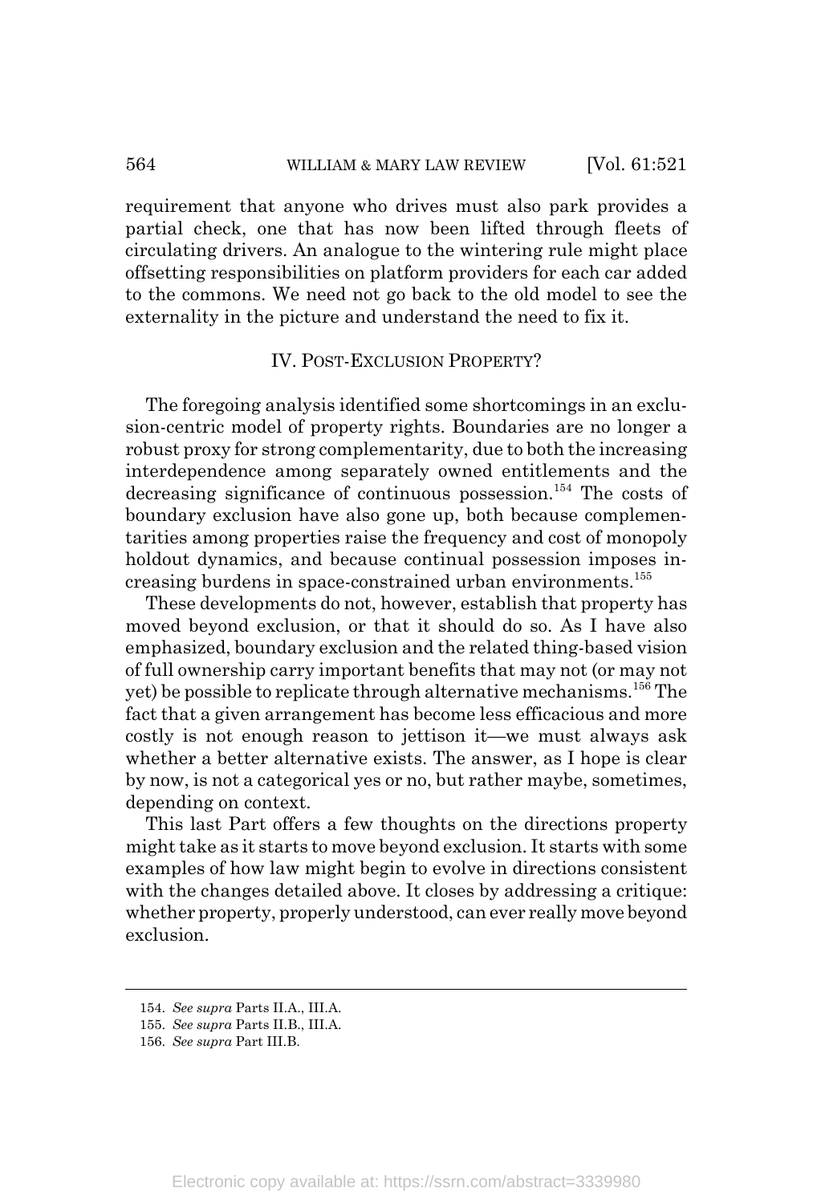requirement that anyone who drives must also park provides a partial check, one that has now been lifted through fleets of circulating drivers. An analogue to the wintering rule might place offsetting responsibilities on platform providers for each car added to the commons. We need not go back to the old model to see the externality in the picture and understand the need to fix it.

## IV. POST-EXCLUSION PROPERTY?

The foregoing analysis identified some shortcomings in an exclusion-centric model of property rights. Boundaries are no longer a robust proxy for strong complementarity, due to both the increasing interdependence among separately owned entitlements and the decreasing significance of continuous possession.[154] The costs of boundary exclusion have also gone up, both because complementarities among properties raise the frequency and cost of monopoly holdout dynamics, and because continual possession imposes increasing burdens in space-constrained urban environments.[155]

These developments do not, however, establish that property has moved beyond exclusion, or that it should do so. As I have also emphasized, boundary exclusion and the related thing-based vision of full ownership carry important benefits that may not (or may not yet) be possible to replicate through alternative mechanisms.[156] The fact that a given arrangement has become less efficacious and more costly is not enough reason to jettison it—we must always ask whether a better alternative exists. The answer, as I hope is clear by now, is not a categorical yes or no, but rather maybe, sometimes, depending on context.

This last Part offers a few thoughts on the directions property might take as it starts to move beyond exclusion. It starts with some examples of how law might begin to evolve in directions consistent with the changes detailed above. It closes by addressing a critique: whether property, properly understood, can ever really move beyond exclusion.

---

154. *See supra* Parts II.A., III.A.

155. *See supra* Parts II.B., III.A.

156. *See supra* Part III.B.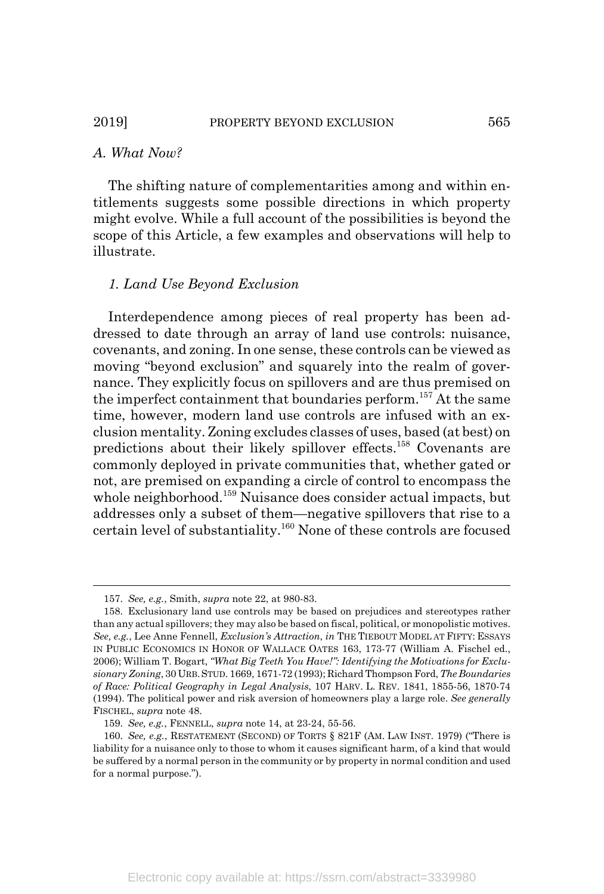### *A. What Now?*

The shifting nature of complementarities among and within entitlements suggests some possible directions in which property might evolve. While a full account of the possibilities is beyond the scope of this Article, a few examples and observations will help to illustrate.

#### *1. Land Use Beyond Exclusion*

Interdependence among pieces of real property has been addressed to date through an array of land use controls: nuisance, covenants, and zoning. In one sense, these controls can be viewed as moving "beyond exclusion" and squarely into the realm of governance. They explicitly focus on spillovers and are thus premised on the imperfect containment that boundaries perform.[157] At the same time, however, modern land use controls are infused with an exclusion mentality. Zoning excludes classes of uses, based (at best) on predictions about their likely spillover effects.[158] Covenants are commonly deployed in private communities that, whether gated or not, are premised on expanding a circle of control to encompass the whole neighborhood.[159] Nuisance does consider actual impacts, but addresses only a subset of them—negative spillovers that rise to a certain level of substantiality.[160] None of these controls are focused

---

157. *See, e.g.*, Smith, *supra* note 22, at 980-83.

158. Exclusionary land use controls may be based on prejudices and stereotypes rather than any actual spillovers; they may also be based on fiscal, political, or monopolistic motives. *See, e.g.*, Lee Anne Fennell, *Exclusion's Attraction*, *in* THE TIEBOUT MODEL AT FIFTY: ESSAYS IN PUBLIC ECONOMICS IN HONOR OF WALLACE OATES 163, 173-77 (William A. Fischel ed., 2006); William T. Bogart, *"What Big Teeth You Have!": Identifying the Motivations for Exclusionary Zoning*, 30 URB. STUD. 1669, 1671-72 (1993); Richard Thompson Ford, *The Boundaries of Race: Political Geography in Legal Analysis*, 107 HARV. L. REV. 1841, 1855-56, 1870-74 (1994). The political power and risk aversion of homeowners play a large role. *See generally* FISCHEL, *supra* note 48.

159. *See, e.g.*, FENNELL, *supra* note 14, at 23-24, 55-56.

160. *See, e.g.*, RESTATEMENT (SECOND) OF TORTS § 821F (AM. LAW INST. 1979) ("There is liability for a nuisance only to those to whom it causes significant harm, of a kind that would be suffered by a normal person in the community or by property in normal condition and used for a normal purpose.").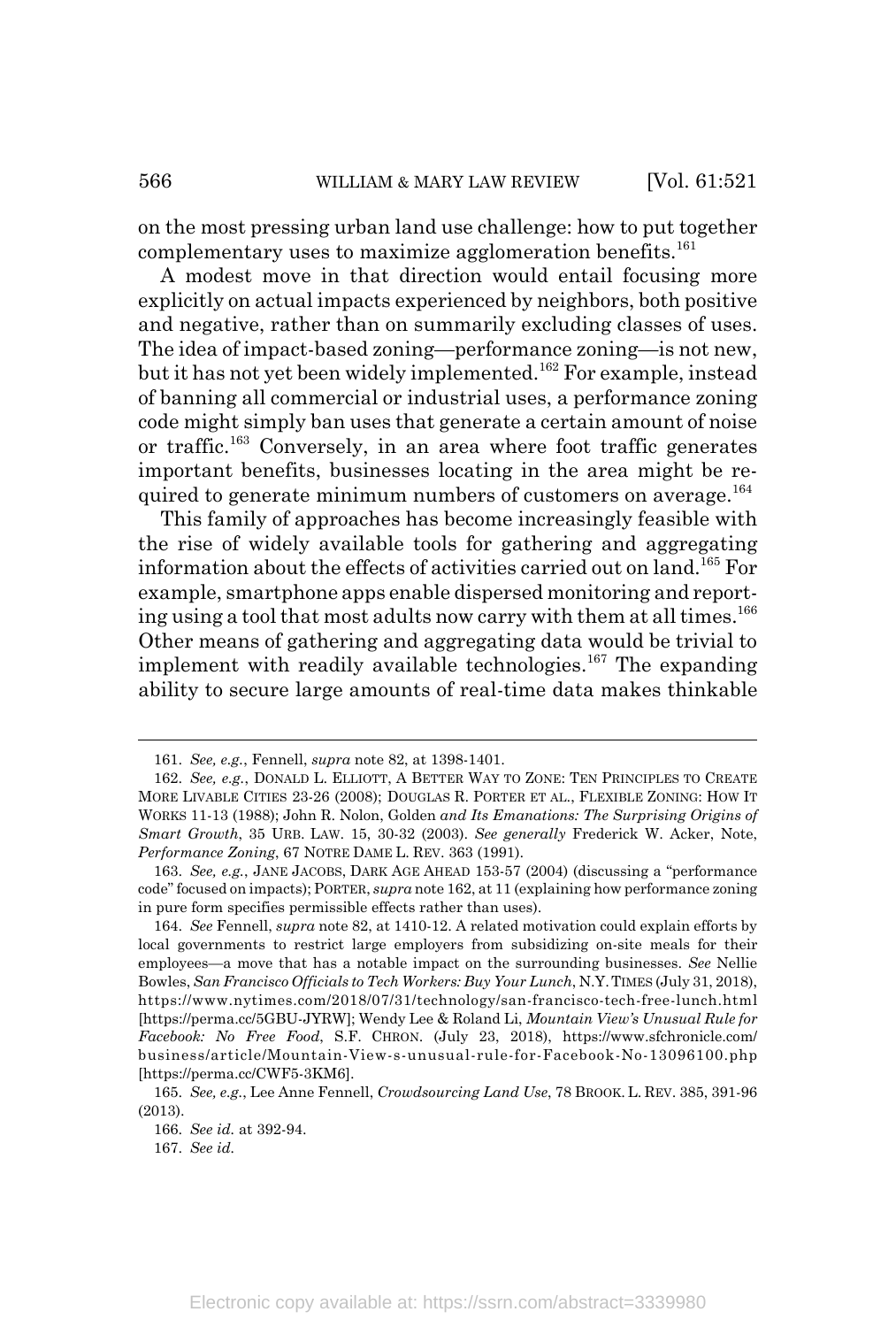on the most pressing urban land use challenge: how to put together complementary uses to maximize agglomeration benefits.[161]

A modest move in that direction would entail focusing more explicitly on actual impacts experienced by neighbors, both positive and negative, rather than on summarily excluding classes of uses. The idea of impact-based zoning—performance zoning—is not new, but it has not yet been widely implemented.[162] For example, instead of banning all commercial or industrial uses, a performance zoning code might simply ban uses that generate a certain amount of noise or traffic.[163] Conversely, in an area where foot traffic generates important benefits, businesses locating in the area might be required to generate minimum numbers of customers on average.[164]

This family of approaches has become increasingly feasible with the rise of widely available tools for gathering and aggregating information about the effects of activities carried out on land.[165] For example, smartphone apps enable dispersed monitoring and reporting using a tool that most adults now carry with them at all times.[166] Other means of gathering and aggregating data would be trivial to implement with readily available technologies.[167] The expanding ability to secure large amounts of real-time data makes thinkable

---

161. *See, e.g.*, Fennell, *supra* note 82, at 1398-1401.

162. *See, e.g.*, DONALD L. ELLIOTT, A BETTER WAY TO ZONE: TEN PRINCIPLES TO CREATE MORE LIVABLE CITIES 23-26 (2008); DOUGLAS R. PORTER ET AL., FLEXIBLE ZONING: HOW IT WORKS 11-13 (1988); John R. Nolon, Golden *and Its Emanations: The Surprising Origins of Smart Growth*, 35 URB. LAW. 15, 30-32 (2003). *See generally* Frederick W. Acker, Note, *Performance Zoning*, 67 NOTRE DAME L. REV. 363 (1991).

163. *See, e.g.*, JANE JACOBS, DARK AGE AHEAD 153-57 (2004) (discussing a "performance code" focused on impacts); PORTER, *supra* note 162, at 11 (explaining how performance zoning in pure form specifies permissible effects rather than uses).

164. *See* Fennell, *supra* note 82, at 1410-12. A related motivation could explain efforts by local governments to restrict large employers from subsidizing on-site meals for their employees—a move that has a notable impact on the surrounding businesses. *See* Nellie Bowles, *San Francisco Officials to Tech Workers: Buy Your Lunch*, N.Y. TIMES (July 31, 2018), https://www.nytimes.com/2018/07/31/technology/san-francisco-tech-free-lunch.html [https://perma.cc/5GBU-JYRW]; Wendy Lee & Roland Li, *Mountain View's Unusual Rule for Facebook: No Free Food*, S.F. CHRON. (July 23, 2018), https://www.sfchronicle.com/business/article/Mountain-View-s-unusual-rule-for-Facebook-No-13096100.php [https://perma.cc/CWF5-3KM6].

165. *See, e.g.*, Lee Anne Fennell, *Crowdsourcing Land Use*, 78 BROOK. L. REV. 385, 391-96 (2013).

166. *See id.* at 392-94.

167. *See id.*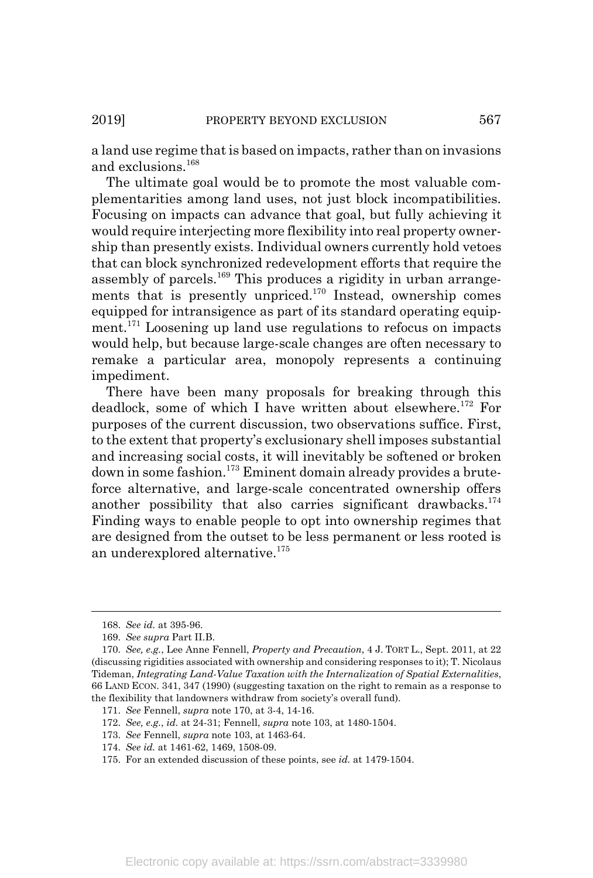a land use regime that is based on impacts, rather than on invasions and exclusions.[168]

The ultimate goal would be to promote the most valuable complementarities among land uses, not just block incompatibilities. Focusing on impacts can advance that goal, but fully achieving it would require interjecting more flexibility into real property ownership than presently exists. Individual owners currently hold vetoes that can block synchronized redevelopment efforts that require the assembly of parcels.[169] This produces a rigidity in urban arrangements that is presently unpriced.[170] Instead, ownership comes equipped for intransigence as part of its standard operating equipment.[171] Loosening up land use regulations to refocus on impacts would help, but because large-scale changes are often necessary to remake a particular area, monopoly represents a continuing impediment.

There have been many proposals for breaking through this deadlock, some of which I have written about elsewhere.[172] For purposes of the current discussion, two observations suffice. First, to the extent that property's exclusionary shell imposes substantial and increasing social costs, it will inevitably be softened or broken down in some fashion.[173] Eminent domain already provides a brute-force alternative, and large-scale concentrated ownership offers another possibility that also carries significant drawbacks.[174] Finding ways to enable people to opt into ownership regimes that are designed from the outset to be less permanent or less rooted is an underexplored alternative.[175]

---

168. *See id.* at 395-96.

169. *See supra* Part II.B.

170. *See, e.g.*, Lee Anne Fennell, *Property and Precaution*, 4 J. TORT L., Sept. 2011, at 22 (discussing rigidities associated with ownership and considering responses to it); T. Nicolaus Tideman, *Integrating Land-Value Taxation with the Internalization of Spatial Externalities*, 66 LAND ECON. 341, 347 (1990) (suggesting taxation on the right to remain as a response to the flexibility that landowners withdraw from society's overall fund).

171. *See* Fennell, *supra* note 170, at 3-4, 14-16.

172. *See, e.g.*, *id.* at 24-31; Fennell, *supra* note 103, at 1480-1504.

173. *See* Fennell, *supra* note 103, at 1463-64.

174. *See id.* at 1461-62, 1469, 1508-09.

175. For an extended discussion of these points, see *id.* at 1479-1504.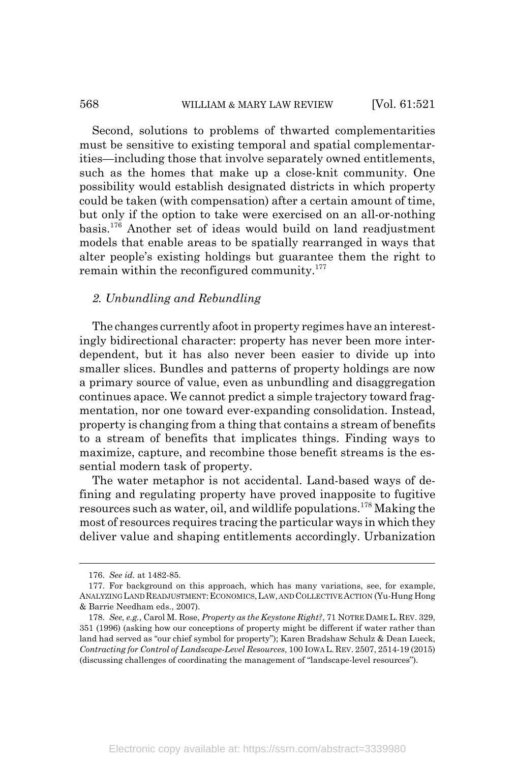Second, solutions to problems of thwarted complementarities must be sensitive to existing temporal and spatial complementarities—including those that involve separately owned entitlements, such as the homes that make up a close-knit community. One possibility would establish designated districts in which property could be taken (with compensation) after a certain amount of time, but only if the option to take were exercised on an all-or-nothing basis.[176] Another set of ideas would build on land readjustment models that enable areas to be spatially rearranged in ways that alter people's existing holdings but guarantee them the right to remain within the reconfigured community.[177]

### *2. Unbundling and Rebundling*

The changes currently afoot in property regimes have an interestingly bidirectional character: property has never been more interdependent, but it has also never been easier to divide up into smaller slices. Bundles and patterns of property holdings are now a primary source of value, even as unbundling and disaggregation continues apace. We cannot predict a simple trajectory toward fragmentation, nor one toward ever-expanding consolidation. Instead, property is changing from a thing that contains a stream of benefits to a stream of benefits that implicates things. Finding ways to maximize, capture, and recombine those benefit streams is the essential modern task of property.

The water metaphor is not accidental. Land-based ways of defining and regulating property have proved inapposite to fugitive resources such as water, oil, and wildlife populations.[178] Making the most of resources requires tracing the particular ways in which they deliver value and shaping entitlements accordingly. Urbanization

---

176. *See id.* at 1482-85.

177. For background on this approach, which has many variations, see, for example, ANALYZING LAND READJUSTMENT: ECONOMICS, LAW, AND COLLECTIVE ACTION (Yu-Hung Hong & Barrie Needham eds., 2007).

178. *See, e.g.*, Carol M. Rose, *Property as the Keystone Right?*, 71 NOTRE DAME L. REV. 329, 351 (1996) (asking how our conceptions of property might be different if water rather than land had served as "our chief symbol for property"); Karen Bradshaw Schulz & Dean Lueck, *Contracting for Control of Landscape-Level Resources*, 100 IOWA L. REV. 2507, 2514-19 (2015) (discussing challenges of coordinating the management of "landscape-level resources").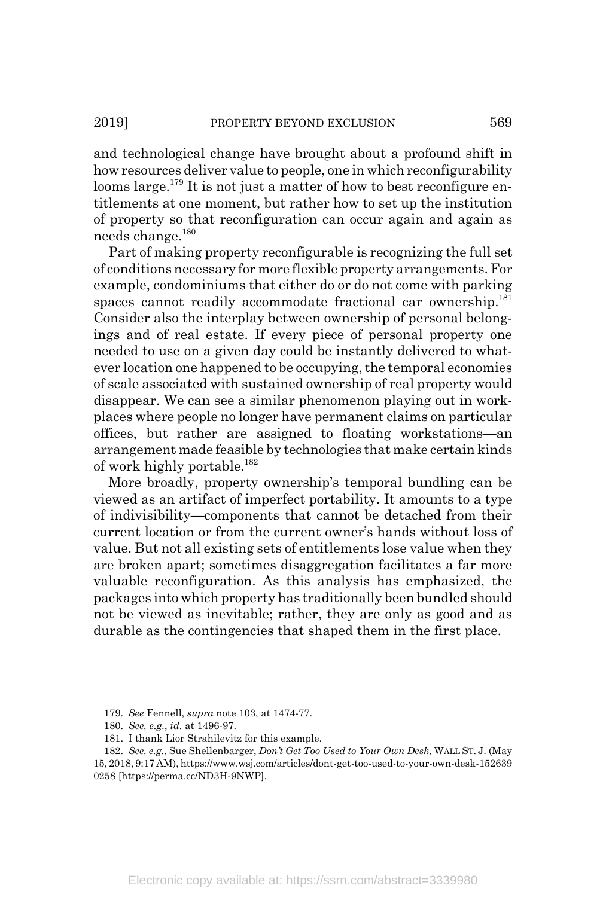and technological change have brought about a profound shift in how resources deliver value to people, one in which reconfigurability looms large.[179] It is not just a matter of how to best reconfigure entitlements at one moment, but rather how to set up the institution of property so that reconfiguration can occur again and again as needs change.[180]

Part of making property reconfigurable is recognizing the full set of conditions necessary for more flexible property arrangements. For example, condominiums that either do or do not come with parking spaces cannot readily accommodate fractional car ownership.[181] Consider also the interplay between ownership of personal belongings and of real estate. If every piece of personal property one needed to use on a given day could be instantly delivered to whatever location one happened to be occupying, the temporal economies of scale associated with sustained ownership of real property would disappear. We can see a similar phenomenon playing out in workplaces where people no longer have permanent claims on particular offices, but rather are assigned to floating workstations—an arrangement made feasible by technologies that make certain kinds of work highly portable.[182]

More broadly, property ownership's temporal bundling can be viewed as an artifact of imperfect portability. It amounts to a type of indivisibility—components that cannot be detached from their current location or from the current owner's hands without loss of value. But not all existing sets of entitlements lose value when they are broken apart; sometimes disaggregation facilitates a far more valuable reconfiguration. As this analysis has emphasized, the packages into which property has traditionally been bundled should not be viewed as inevitable; rather, they are only as good and as durable as the contingencies that shaped them in the first place.

---

179. *See* Fennell, *supra* note 103, at 1474-77.

180. *See, e.g.*, *id.* at 1496-97.

181. I thank Lior Strahilevitz for this example.

182. *See, e.g.*, Sue Shellenbarger, *Don't Get Too Used to Your Own Desk*, WALL ST. J. (May 15, 2018, 9:17 AM), https://www.wsj.com/articles/dont-get-too-used-to-your-own-desk-1526390258 [https://perma.cc/ND3H-9NWP].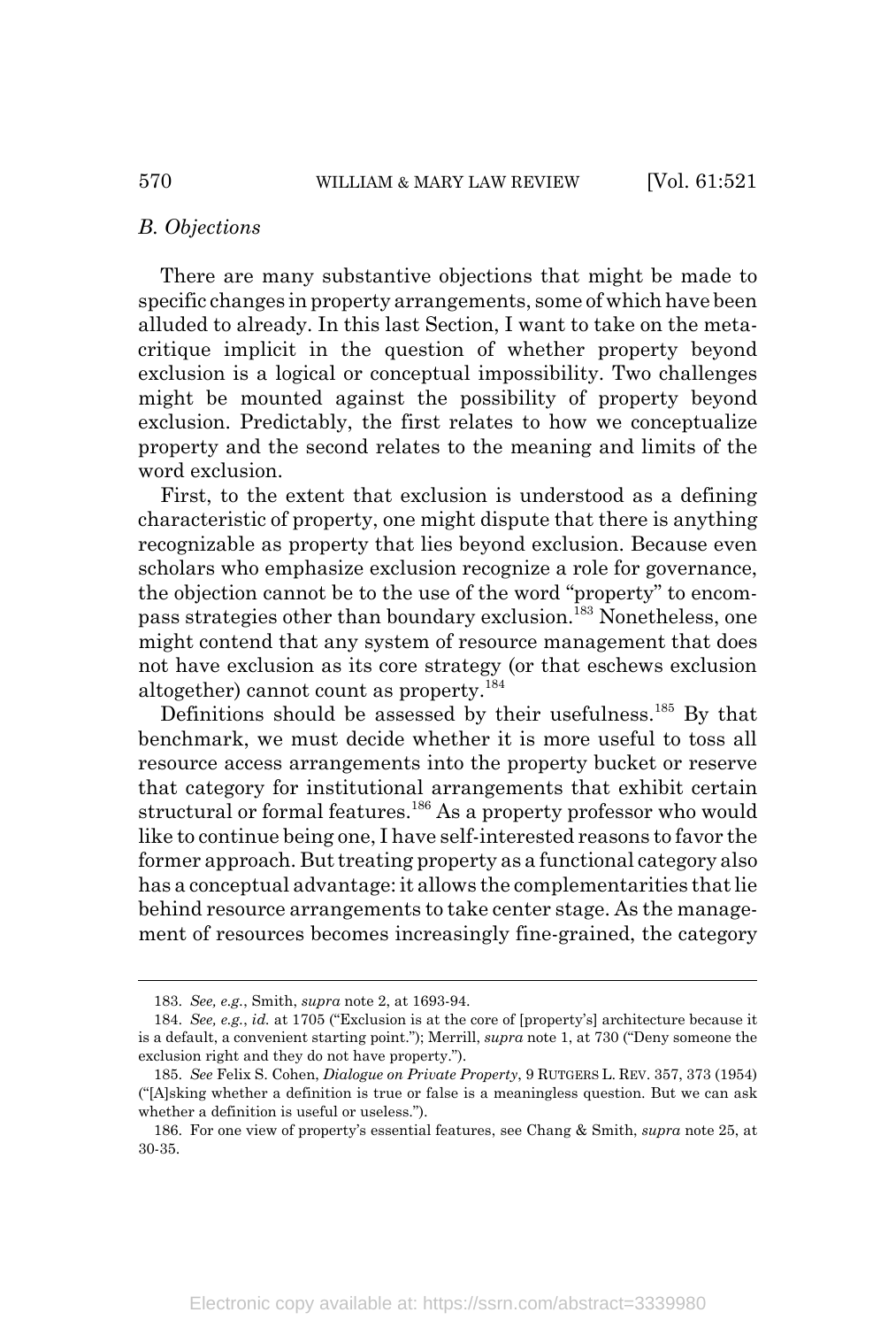### *B. Objections*

There are many substantive objections that might be made to specific changes in property arrangements, some of which have been alluded to already. In this last Section, I want to take on the meta-critique implicit in the question of whether property beyond exclusion is a logical or conceptual impossibility. Two challenges might be mounted against the possibility of property beyond exclusion. Predictably, the first relates to how we conceptualize property and the second relates to the meaning and limits of the word exclusion.

First, to the extent that exclusion is understood as a defining characteristic of property, one might dispute that there is anything recognizable as property that lies beyond exclusion. Because even scholars who emphasize exclusion recognize a role for governance, the objection cannot be to the use of the word "property" to encompass strategies other than boundary exclusion.[183] Nonetheless, one might contend that any system of resource management that does not have exclusion as its core strategy (or that eschews exclusion altogether) cannot count as property.[184]

Definitions should be assessed by their usefulness.[185] By that benchmark, we must decide whether it is more useful to toss all resource access arrangements into the property bucket or reserve that category for institutional arrangements that exhibit certain structural or formal features.[186] As a property professor who would like to continue being one, I have self-interested reasons to favor the former approach. But treating property as a functional category also has a conceptual advantage: it allows the complementarities that lie behind resource arrangements to take center stage. As the management of resources becomes increasingly fine-grained, the category

---

183. *See, e.g.*, Smith, *supra* note 2, at 1693-94.

184. *See, e.g.*, *id.* at 1705 ("Exclusion is at the core of [property's] architecture because it is a default, a convenient starting point."); Merrill, *supra* note 1, at 730 ("Deny someone the exclusion right and they do not have property.").

185. *See* Felix S. Cohen, *Dialogue on Private Property*, 9 RUTGERS L. REV. 357, 373 (1954) ("[A]sking whether a definition is true or false is a meaningless question. But we can ask whether a definition is useful or useless.").

186. For one view of property's essential features, see Chang & Smith, *supra* note 25, at 30-35.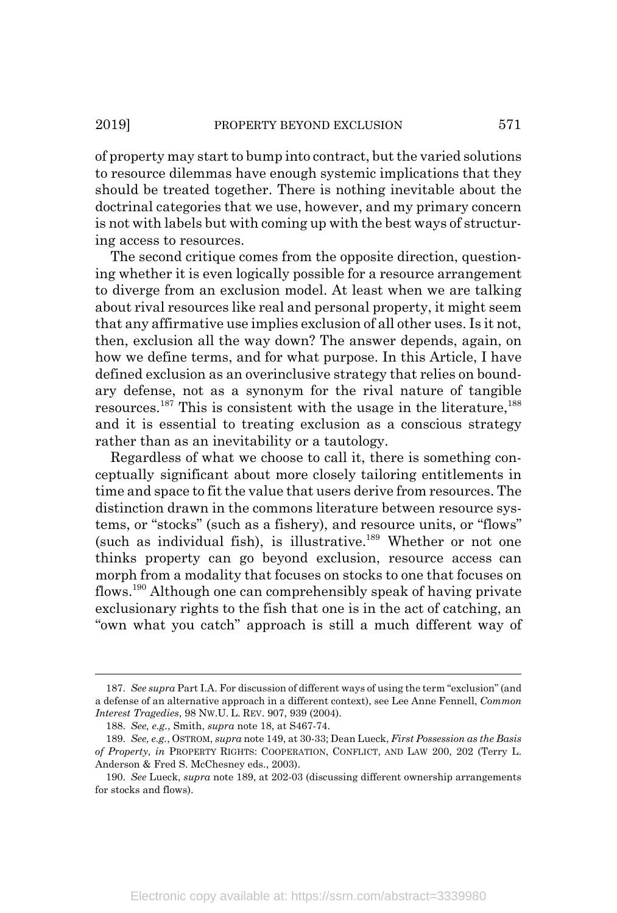of property may start to bump into contract, but the varied solutions to resource dilemmas have enough systemic implications that they should be treated together. There is nothing inevitable about the doctrinal categories that we use, however, and my primary concern is not with labels but with coming up with the best ways of structuring access to resources.

The second critique comes from the opposite direction, questioning whether it is even logically possible for a resource arrangement to diverge from an exclusion model. At least when we are talking about rival resources like real and personal property, it might seem that any affirmative use implies exclusion of all other uses. Is it not, then, exclusion all the way down? The answer depends, again, on how we define terms, and for what purpose. In this Article, I have defined exclusion as an overinclusive strategy that relies on boundary defense, not as a synonym for the rival nature of tangible resources.[187] This is consistent with the usage in the literature,[188] and it is essential to treating exclusion as a conscious strategy rather than as an inevitability or a tautology.

Regardless of what we choose to call it, there is something conceptually significant about more closely tailoring entitlements in time and space to fit the value that users derive from resources. The distinction drawn in the commons literature between resource systems, or "stocks" (such as a fishery), and resource units, or "flows" (such as individual fish), is illustrative.[189] Whether or not one thinks property can go beyond exclusion, resource access can morph from a modality that focuses on stocks to one that focuses on flows.[190] Although one can comprehensibly speak of having private exclusionary rights to the fish that one is in the act of catching, an "own what you catch" approach is still a much different way of

---

187. *See supra* Part I.A. For discussion of different ways of using the term "exclusion" (and a defense of an alternative approach in a different context), see Lee Anne Fennell, *Common Interest Tragedies*, 98 NW.U. L. REV. 907, 939 (2004).

188. *See, e.g.*, Smith, *supra* note 18, at S467-74.

189. *See, e.g.*, OSTROM, *supra* note 149, at 30-33; Dean Lueck, *First Possession as the Basis of Property*, *in* PROPERTY RIGHTS: COOPERATION, CONFLICT, AND LAW 200, 202 (Terry L. Anderson & Fred S. McChesney eds., 2003).

190. *See* Lueck, *supra* note 189, at 202-03 (discussing different ownership arrangements for stocks and flows).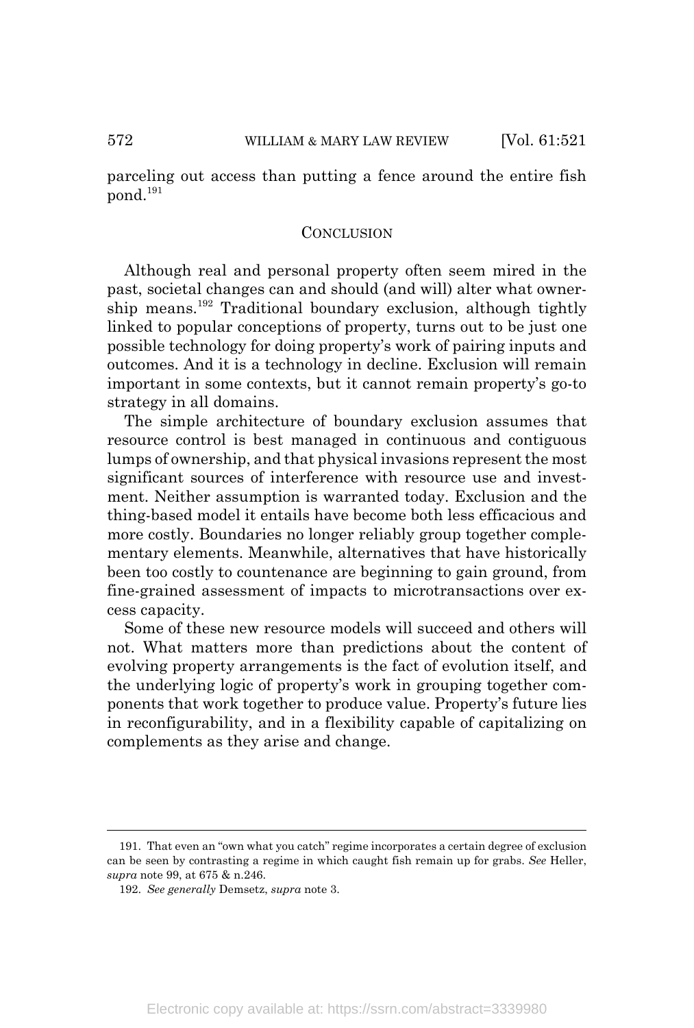parceling out access than putting a fence around the entire fish pond.[191]

## CONCLUSION

Although real and personal property often seem mired in the past, societal changes can and should (and will) alter what ownership means.[192] Traditional boundary exclusion, although tightly linked to popular conceptions of property, turns out to be just one possible technology for doing property's work of pairing inputs and outcomes. And it is a technology in decline. Exclusion will remain important in some contexts, but it cannot remain property's go-to strategy in all domains.

The simple architecture of boundary exclusion assumes that resource control is best managed in continuous and contiguous lumps of ownership, and that physical invasions represent the most significant sources of interference with resource use and investment. Neither assumption is warranted today. Exclusion and the thing-based model it entails have become both less efficacious and more costly. Boundaries no longer reliably group together complementary elements. Meanwhile, alternatives that have historically been too costly to countenance are beginning to gain ground, from fine-grained assessment of impacts to microtransactions over excess capacity.

Some of these new resource models will succeed and others will not. What matters more than predictions about the content of evolving property arrangements is the fact of evolution itself, and the underlying logic of property's work in grouping together components that work together to produce value. Property's future lies in reconfigurability, and in a flexibility capable of capitalizing on complements as they arise and change.

---

191. That even an "own what you catch" regime incorporates a certain degree of exclusion can be seen by contrasting a regime in which caught fish remain up for grabs. *See* Heller, *supra* note 99, at 675 & n.246.

192. *See generally* Demsetz, *supra* note 3.

Electronic copy available at: https://ssrn.com/abstract=3339980